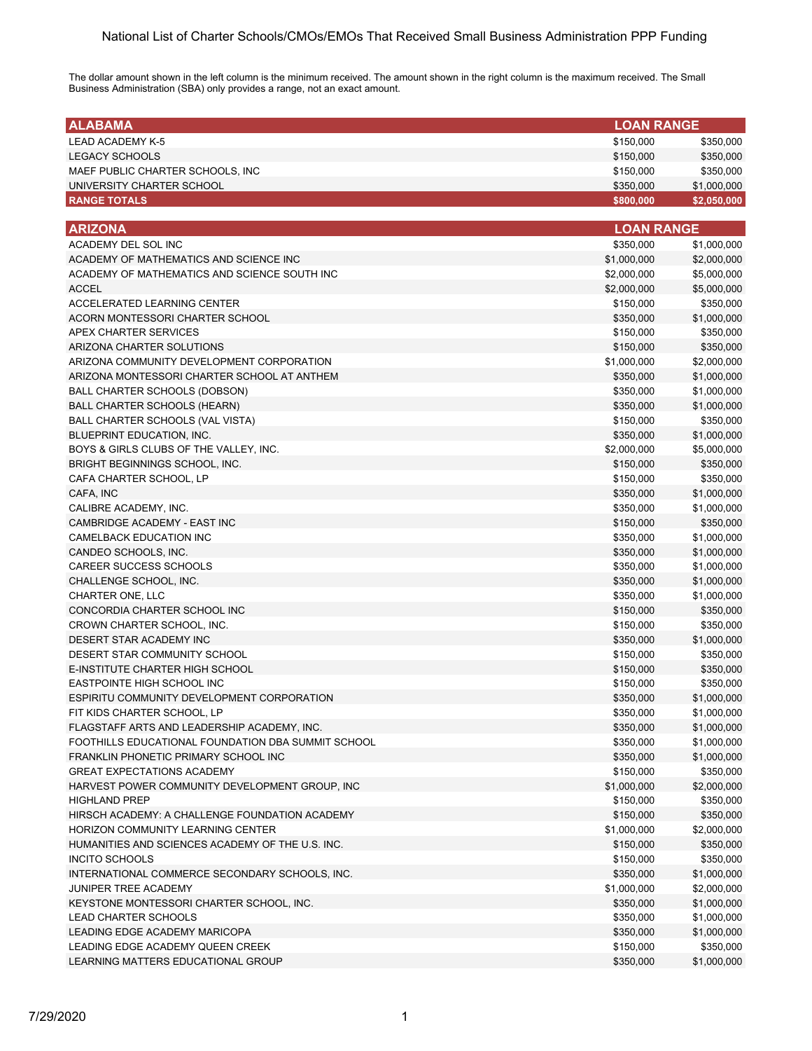# National List of Charter Schools/CMOs/EMOs That Received Small Business Administration PPP Funding

The dollar amount shown in the left column is the minimum received. The amount shown in the right column is the maximum received. The Small Business Administration (SBA) only provides a range, not an exact amount.

| ALABAMA | LOAN RANGE | |
|---|---|---|
| LEAD ACADEMY K-5 | $150,000 | $350,000 |
| LEGACY SCHOOLS | $150,000 | $350,000 |
| MAEF PUBLIC CHARTER SCHOOLS, INC | $150,000 | $350,000 |
| UNIVERSITY CHARTER SCHOOL | $350,000 | $1,000,000 |
| **RANGE TOTALS** | **$800,000** | **$2,050,000** |

| ARIZONA | LOAN RANGE | |
|---|---|---|
| ACADEMY DEL SOL INC | $350,000 | $1,000,000 |
| ACADEMY OF MATHEMATICS AND SCIENCE INC | $1,000,000 | $2,000,000 |
| ACADEMY OF MATHEMATICS AND SCIENCE SOUTH INC | $2,000,000 | $5,000,000 |
| ACCEL | $2,000,000 | $5,000,000 |
| ACCELERATED LEARNING CENTER | $150,000 | $350,000 |
| ACORN MONTESSORI CHARTER SCHOOL | $350,000 | $1,000,000 |
| APEX CHARTER SERVICES | $150,000 | $350,000 |
| ARIZONA CHARTER SOLUTIONS | $150,000 | $350,000 |
| ARIZONA COMMUNITY DEVELOPMENT CORPORATION | $1,000,000 | $2,000,000 |
| ARIZONA MONTESSORI CHARTER SCHOOL AT ANTHEM | $350,000 | $1,000,000 |
| BALL CHARTER SCHOOLS (DOBSON) | $350,000 | $1,000,000 |
| BALL CHARTER SCHOOLS (HEARN) | $350,000 | $1,000,000 |
| BALL CHARTER SCHOOLS (VAL VISTA) | $150,000 | $350,000 |
| BLUEPRINT EDUCATION, INC. | $350,000 | $1,000,000 |
| BOYS & GIRLS CLUBS OF THE VALLEY, INC. | $2,000,000 | $5,000,000 |
| BRIGHT BEGINNINGS SCHOOL, INC. | $150,000 | $350,000 |
| CAFA CHARTER SCHOOL, LP | $150,000 | $350,000 |
| CAFA, INC | $350,000 | $1,000,000 |
| CALIBRE ACADEMY, INC. | $350,000 | $1,000,000 |
| CAMBRIDGE ACADEMY - EAST INC | $150,000 | $350,000 |
| CAMELBACK EDUCATION INC | $350,000 | $1,000,000 |
| CANDEO SCHOOLS, INC. | $350,000 | $1,000,000 |
| CAREER SUCCESS SCHOOLS | $350,000 | $1,000,000 |
| CHALLENGE SCHOOL, INC. | $350,000 | $1,000,000 |
| CHARTER ONE, LLC | $350,000 | $1,000,000 |
| CONCORDIA CHARTER SCHOOL INC | $150,000 | $350,000 |
| CROWN CHARTER SCHOOL, INC. | $150,000 | $350,000 |
| DESERT STAR ACADEMY INC | $350,000 | $1,000,000 |
| DESERT STAR COMMUNITY SCHOOL | $150,000 | $350,000 |
| E-INSTITUTE CHARTER HIGH SCHOOL | $150,000 | $350,000 |
| EASTPOINTE HIGH SCHOOL INC | $150,000 | $350,000 |
| ESPIRITU COMMUNITY DEVELOPMENT CORPORATION | $350,000 | $1,000,000 |
| FIT KIDS CHARTER SCHOOL, LP | $350,000 | $1,000,000 |
| FLAGSTAFF ARTS AND LEADERSHIP ACADEMY, INC. | $350,000 | $1,000,000 |
| FOOTHILLS EDUCATIONAL FOUNDATION DBA SUMMIT SCHOOL | $350,000 | $1,000,000 |
| FRANKLIN PHONETIC PRIMARY SCHOOL INC | $350,000 | $1,000,000 |
| GREAT EXPECTATIONS ACADEMY | $150,000 | $350,000 |
| HARVEST POWER COMMUNITY DEVELOPMENT GROUP, INC | $1,000,000 | $2,000,000 |
| HIGHLAND PREP | $150,000 | $350,000 |
| HIRSCH ACADEMY: A CHALLENGE FOUNDATION ACADEMY | $150,000 | $350,000 |
| HORIZON COMMUNITY LEARNING CENTER | $1,000,000 | $2,000,000 |
| HUMANITIES AND SCIENCES ACADEMY OF THE U.S. INC. | $150,000 | $350,000 |
| INCITO SCHOOLS | $150,000 | $350,000 |
| INTERNATIONAL COMMERCE SECONDARY SCHOOLS, INC. | $350,000 | $1,000,000 |
| JUNIPER TREE ACADEMY | $1,000,000 | $2,000,000 |
| KEYSTONE MONTESSORI CHARTER SCHOOL, INC. | $350,000 | $1,000,000 |
| LEAD CHARTER SCHOOLS | $350,000 | $1,000,000 |
| LEADING EDGE ACADEMY MARICOPA | $350,000 | $1,000,000 |
| LEADING EDGE ACADEMY QUEEN CREEK | $150,000 | $350,000 |
| LEARNING MATTERS EDUCATIONAL GROUP | $350,000 | $1,000,000 |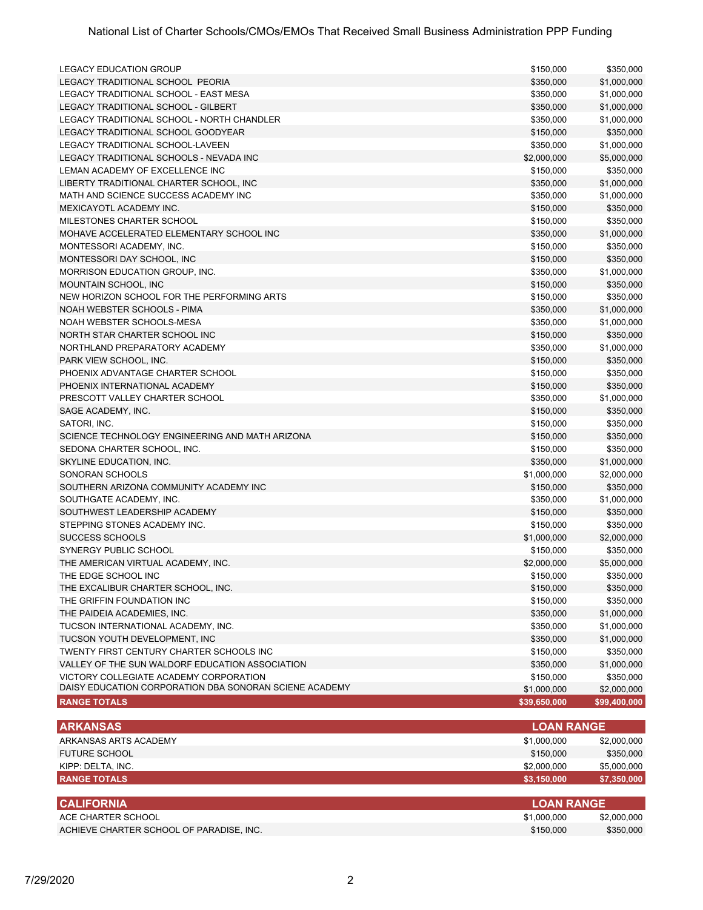| | | |
|---|---|---|
| LEGACY EDUCATION GROUP | $150,000 | $350,000 |
| LEGACY TRADITIONAL SCHOOL PEORIA | $350,000 | $1,000,000 |
| LEGACY TRADITIONAL SCHOOL - EAST MESA | $350,000 | $1,000,000 |
| LEGACY TRADITIONAL SCHOOL - GILBERT | $350,000 | $1,000,000 |
| LEGACY TRADITIONAL SCHOOL - NORTH CHANDLER | $350,000 | $1,000,000 |
| LEGACY TRADITIONAL SCHOOL GOODYEAR | $150,000 | $350,000 |
| LEGACY TRADITIONAL SCHOOL-LAVEEN | $350,000 | $1,000,000 |
| LEGACY TRADITIONAL SCHOOLS - NEVADA INC | $2,000,000 | $5,000,000 |
| LEMAN ACADEMY OF EXCELLENCE INC | $150,000 | $350,000 |
| LIBERTY TRADITIONAL CHARTER SCHOOL, INC | $350,000 | $1,000,000 |
| MATH AND SCIENCE SUCCESS ACADEMY INC | $350,000 | $1,000,000 |
| MEXICAYOTL ACADEMY INC. | $150,000 | $350,000 |
| MILESTONES CHARTER SCHOOL | $150,000 | $350,000 |
| MOHAVE ACCELERATED ELEMENTARY SCHOOL INC | $350,000 | $1,000,000 |
| MONTESSORI ACADEMY, INC. | $150,000 | $350,000 |
| MONTESSORI DAY SCHOOL, INC | $150,000 | $350,000 |
| MORRISON EDUCATION GROUP, INC. | $350,000 | $1,000,000 |
| MOUNTAIN SCHOOL, INC | $150,000 | $350,000 |
| NEW HORIZON SCHOOL FOR THE PERFORMING ARTS | $150,000 | $350,000 |
| NOAH WEBSTER SCHOOLS - PIMA | $350,000 | $1,000,000 |
| NOAH WEBSTER SCHOOLS-MESA | $350,000 | $1,000,000 |
| NORTH STAR CHARTER SCHOOL INC | $150,000 | $350,000 |
| NORTHLAND PREPARATORY ACADEMY | $350,000 | $1,000,000 |
| PARK VIEW SCHOOL, INC. | $150,000 | $350,000 |
| PHOENIX ADVANTAGE CHARTER SCHOOL | $150,000 | $350,000 |
| PHOENIX INTERNATIONAL ACADEMY | $150,000 | $350,000 |
| PRESCOTT VALLEY CHARTER SCHOOL | $350,000 | $1,000,000 |
| SAGE ACADEMY, INC. | $150,000 | $350,000 |
| SATORI, INC. | $150,000 | $350,000 |
| SCIENCE TECHNOLOGY ENGINEERING AND MATH ARIZONA | $150,000 | $350,000 |
| SEDONA CHARTER SCHOOL, INC. | $150,000 | $350,000 |
| SKYLINE EDUCATION, INC. | $350,000 | $1,000,000 |
| SONORAN SCHOOLS | $1,000,000 | $2,000,000 |
| SOUTHERN ARIZONA COMMUNITY ACADEMY INC | $150,000 | $350,000 |
| SOUTHGATE ACADEMY, INC. | $350,000 | $1,000,000 |
| SOUTHWEST LEADERSHIP ACADEMY | $150,000 | $350,000 |
| STEPPING STONES ACADEMY INC. | $150,000 | $350,000 |
| SUCCESS SCHOOLS | $1,000,000 | $2,000,000 |
| SYNERGY PUBLIC SCHOOL | $150,000 | $350,000 |
| THE AMERICAN VIRTUAL ACADEMY, INC. | $2,000,000 | $5,000,000 |
| THE EDGE SCHOOL INC | $150,000 | $350,000 |
| THE EXCALIBUR CHARTER SCHOOL, INC. | $150,000 | $350,000 |
| THE GRIFFIN FOUNDATION INC | $150,000 | $350,000 |
| THE PAIDEIA ACADEMIES, INC. | $350,000 | $1,000,000 |
| TUCSON INTERNATIONAL ACADEMY, INC. | $350,000 | $1,000,000 |
| TUCSON YOUTH DEVELOPMENT, INC | $350,000 | $1,000,000 |
| TWENTY FIRST CENTURY CHARTER SCHOOLS INC | $150,000 | $350,000 |
| VALLEY OF THE SUN WALDORF EDUCATION ASSOCIATION | $350,000 | $1,000,000 |
| VICTORY COLLEGIATE ACADEMY CORPORATION | $150,000 | $350,000 |
| DAISY EDUCATION CORPORATION DBA SONORAN SCIENE ACADEMY | $1,000,000 | $2,000,000 |
| **RANGE TOTALS** | **$39,650,000** | **$99,400,000** |

| **ARKANSAS** | **LOAN RANGE** | |
|---|---|---|
| ARKANSAS ARTS ACADEMY | $1,000,000 | $2,000,000 |
| FUTURE SCHOOL | $150,000 | $350,000 |
| KIPP: DELTA, INC. | $2,000,000 | $5,000,000 |
| **RANGE TOTALS** | **$3,150,000** | **$7,350,000** |

| **CALIFORNIA** | **LOAN RANGE** | |
|---|---|---|
| ACE CHARTER SCHOOL | $1,000,000 | $2,000,000 |
| ACHIEVE CHARTER SCHOOL OF PARADISE, INC. | $150,000 | $350,000 |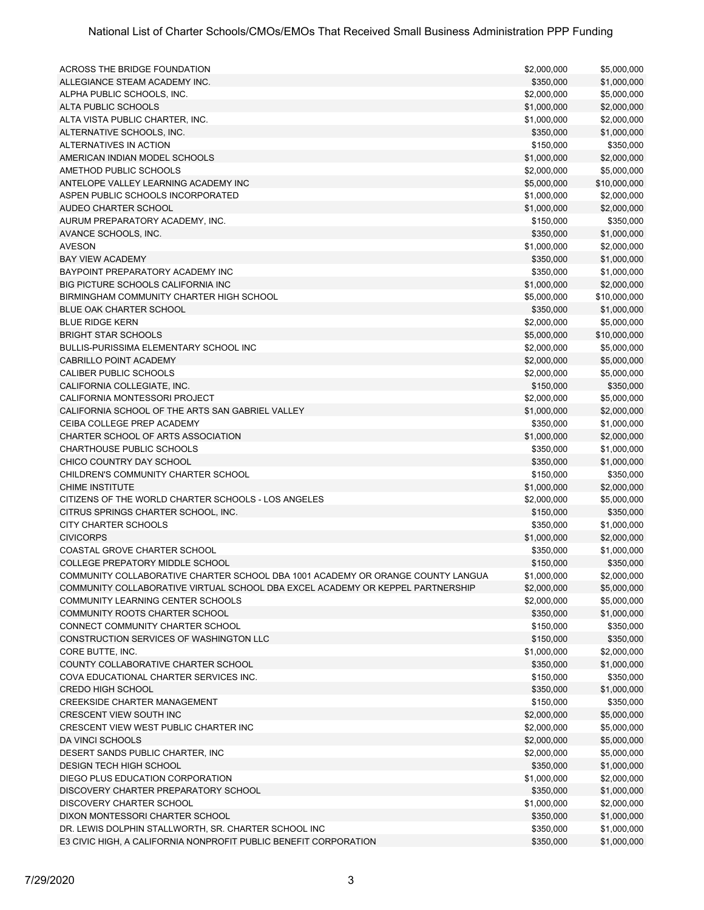| | | |
|---|---|---|
| ACROSS THE BRIDGE FOUNDATION | $2,000,000 | $5,000,000 |
| ALLEGIANCE STEAM ACADEMY INC. | $350,000 | $1,000,000 |
| ALPHA PUBLIC SCHOOLS, INC. | $2,000,000 | $5,000,000 |
| ALTA PUBLIC SCHOOLS | $1,000,000 | $2,000,000 |
| ALTA VISTA PUBLIC CHARTER, INC. | $1,000,000 | $2,000,000 |
| ALTERNATIVE SCHOOLS, INC. | $350,000 | $1,000,000 |
| ALTERNATIVES IN ACTION | $150,000 | $350,000 |
| AMERICAN INDIAN MODEL SCHOOLS | $1,000,000 | $2,000,000 |
| AMETHOD PUBLIC SCHOOLS | $2,000,000 | $5,000,000 |
| ANTELOPE VALLEY LEARNING ACADEMY INC | $5,000,000 | $10,000,000 |
| ASPEN PUBLIC SCHOOLS INCORPORATED | $1,000,000 | $2,000,000 |
| AUDEO CHARTER SCHOOL | $1,000,000 | $2,000,000 |
| AURUM PREPARATORY ACADEMY, INC. | $150,000 | $350,000 |
| AVANCE SCHOOLS, INC. | $350,000 | $1,000,000 |
| AVESON | $1,000,000 | $2,000,000 |
| BAY VIEW ACADEMY | $350,000 | $1,000,000 |
| BAYPOINT PREPARATORY ACADEMY INC | $350,000 | $1,000,000 |
| BIG PICTURE SCHOOLS CALIFORNIA INC | $1,000,000 | $2,000,000 |
| BIRMINGHAM COMMUNITY CHARTER HIGH SCHOOL | $5,000,000 | $10,000,000 |
| BLUE OAK CHARTER SCHOOL | $350,000 | $1,000,000 |
| BLUE RIDGE KERN | $2,000,000 | $5,000,000 |
| BRIGHT STAR SCHOOLS | $5,000,000 | $10,000,000 |
| BULLIS-PURISSIMA ELEMENTARY SCHOOL INC | $2,000,000 | $5,000,000 |
| CABRILLO POINT ACADEMY | $2,000,000 | $5,000,000 |
| CALIBER PUBLIC SCHOOLS | $2,000,000 | $5,000,000 |
| CALIFORNIA COLLEGIATE, INC. | $150,000 | $350,000 |
| CALIFORNIA MONTESSORI PROJECT | $2,000,000 | $5,000,000 |
| CALIFORNIA SCHOOL OF THE ARTS SAN GABRIEL VALLEY | $1,000,000 | $2,000,000 |
| CEIBA COLLEGE PREP ACADEMY | $350,000 | $1,000,000 |
| CHARTER SCHOOL OF ARTS ASSOCIATION | $1,000,000 | $2,000,000 |
| CHARTHOUSE PUBLIC SCHOOLS | $350,000 | $1,000,000 |
| CHICO COUNTRY DAY SCHOOL | $350,000 | $1,000,000 |
| CHILDREN'S COMMUNITY CHARTER SCHOOL | $150,000 | $350,000 |
| CHIME INSTITUTE | $1,000,000 | $2,000,000 |
| CITIZENS OF THE WORLD CHARTER SCHOOLS - LOS ANGELES | $2,000,000 | $5,000,000 |
| CITRUS SPRINGS CHARTER SCHOOL, INC. | $150,000 | $350,000 |
| CITY CHARTER SCHOOLS | $350,000 | $1,000,000 |
| CIVICORPS | $1,000,000 | $2,000,000 |
| COASTAL GROVE CHARTER SCHOOL | $350,000 | $1,000,000 |
| COLLEGE PREPATORY MIDDLE SCHOOL | $150,000 | $350,000 |
| COMMUNITY COLLABORATIVE CHARTER SCHOOL DBA 1001 ACADEMY OR ORANGE COUNTY LANGUA | $1,000,000 | $2,000,000 |
| COMMUNITY COLLABORATIVE VIRTUAL SCHOOL DBA EXCEL ACADEMY OR KEPPEL PARTNERSHIP | $2,000,000 | $5,000,000 |
| COMMUNITY LEARNING CENTER SCHOOLS | $2,000,000 | $5,000,000 |
| COMMUNITY ROOTS CHARTER SCHOOL | $350,000 | $1,000,000 |
| CONNECT COMMUNITY CHARTER SCHOOL | $150,000 | $350,000 |
| CONSTRUCTION SERVICES OF WASHINGTON LLC | $150,000 | $350,000 |
| CORE BUTTE, INC. | $1,000,000 | $2,000,000 |
| COUNTY COLLABORATIVE CHARTER SCHOOL | $350,000 | $1,000,000 |
| COVA EDUCATIONAL CHARTER SERVICES INC. | $150,000 | $350,000 |
| CREDO HIGH SCHOOL | $350,000 | $1,000,000 |
| CREEKSIDE CHARTER MANAGEMENT | $150,000 | $350,000 |
| CRESCENT VIEW SOUTH INC | $2,000,000 | $5,000,000 |
| CRESCENT VIEW WEST PUBLIC CHARTER INC | $2,000,000 | $5,000,000 |
| DA VINCI SCHOOLS | $2,000,000 | $5,000,000 |
| DESERT SANDS PUBLIC CHARTER, INC | $2,000,000 | $5,000,000 |
| DESIGN TECH HIGH SCHOOL | $350,000 | $1,000,000 |
| DIEGO PLUS EDUCATION CORPORATION | $1,000,000 | $2,000,000 |
| DISCOVERY CHARTER PREPARATORY SCHOOL | $350,000 | $1,000,000 |
| DISCOVERY CHARTER SCHOOL | $1,000,000 | $2,000,000 |
| DIXON MONTESSORI CHARTER SCHOOL | $350,000 | $1,000,000 |
| DR. LEWIS DOLPHIN STALLWORTH, SR. CHARTER SCHOOL INC | $350,000 | $1,000,000 |
| E3 CIVIC HIGH, A CALIFORNIA NONPROFIT PUBLIC BENEFIT CORPORATION | $350,000 | $1,000,000 |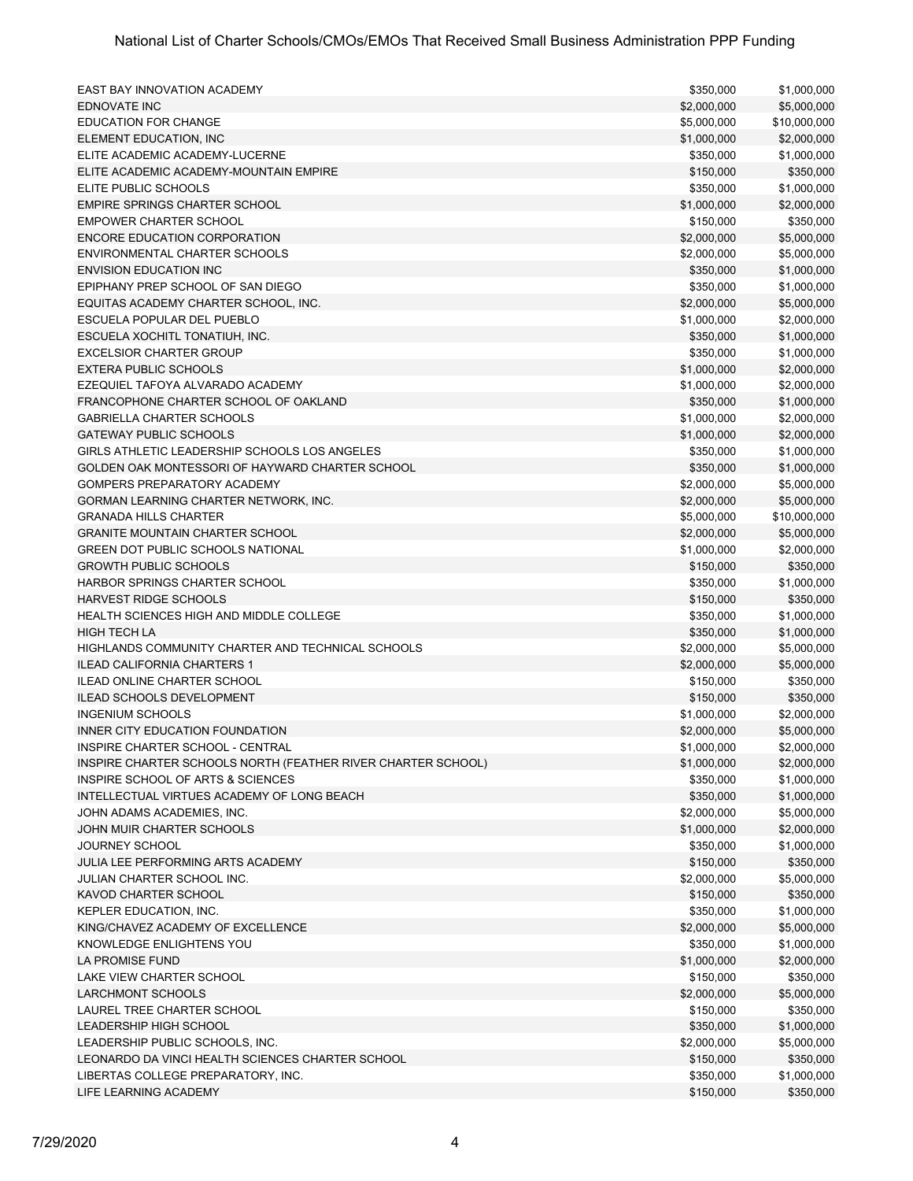| | | |
|---|---|---|
| EAST BAY INNOVATION ACADEMY | $350,000 | $1,000,000 |
| EDNOVATE INC | $2,000,000 | $5,000,000 |
| EDUCATION FOR CHANGE | $5,000,000 | $10,000,000 |
| ELEMENT EDUCATION, INC | $1,000,000 | $2,000,000 |
| ELITE ACADEMIC ACADEMY-LUCERNE | $350,000 | $1,000,000 |
| ELITE ACADEMIC ACADEMY-MOUNTAIN EMPIRE | $150,000 | $350,000 |
| ELITE PUBLIC SCHOOLS | $350,000 | $1,000,000 |
| EMPIRE SPRINGS CHARTER SCHOOL | $1,000,000 | $2,000,000 |
| EMPOWER CHARTER SCHOOL | $150,000 | $350,000 |
| ENCORE EDUCATION CORPORATION | $2,000,000 | $5,000,000 |
| ENVIRONMENTAL CHARTER SCHOOLS | $2,000,000 | $5,000,000 |
| ENVISION EDUCATION INC | $350,000 | $1,000,000 |
| EPIPHANY PREP SCHOOL OF SAN DIEGO | $350,000 | $1,000,000 |
| EQUITAS ACADEMY CHARTER SCHOOL, INC. | $2,000,000 | $5,000,000 |
| ESCUELA POPULAR DEL PUEBLO | $1,000,000 | $2,000,000 |
| ESCUELA XOCHITL TONATIUH, INC. | $350,000 | $1,000,000 |
| EXCELSIOR CHARTER GROUP | $350,000 | $1,000,000 |
| EXTERA PUBLIC SCHOOLS | $1,000,000 | $2,000,000 |
| EZEQUIEL TAFOYA ALVARADO ACADEMY | $1,000,000 | $2,000,000 |
| FRANCOPHONE CHARTER SCHOOL OF OAKLAND | $350,000 | $1,000,000 |
| GABRIELLA CHARTER SCHOOLS | $1,000,000 | $2,000,000 |
| GATEWAY PUBLIC SCHOOLS | $1,000,000 | $2,000,000 |
| GIRLS ATHLETIC LEADERSHIP SCHOOLS LOS ANGELES | $350,000 | $1,000,000 |
| GOLDEN OAK MONTESSORI OF HAYWARD CHARTER SCHOOL | $350,000 | $1,000,000 |
| GOMPERS PREPARATORY ACADEMY | $2,000,000 | $5,000,000 |
| GORMAN LEARNING CHARTER NETWORK, INC. | $2,000,000 | $5,000,000 |
| GRANADA HILLS CHARTER | $5,000,000 | $10,000,000 |
| GRANITE MOUNTAIN CHARTER SCHOOL | $2,000,000 | $5,000,000 |
| GREEN DOT PUBLIC SCHOOLS NATIONAL | $1,000,000 | $2,000,000 |
| GROWTH PUBLIC SCHOOLS | $150,000 | $350,000 |
| HARBOR SPRINGS CHARTER SCHOOL | $350,000 | $1,000,000 |
| HARVEST RIDGE SCHOOLS | $150,000 | $350,000 |
| HEALTH SCIENCES HIGH AND MIDDLE COLLEGE | $350,000 | $1,000,000 |
| HIGH TECH LA | $350,000 | $1,000,000 |
| HIGHLANDS COMMUNITY CHARTER AND TECHNICAL SCHOOLS | $2,000,000 | $5,000,000 |
| ILEAD CALIFORNIA CHARTERS 1 | $2,000,000 | $5,000,000 |
| ILEAD ONLINE CHARTER SCHOOL | $150,000 | $350,000 |
| ILEAD SCHOOLS DEVELOPMENT | $150,000 | $350,000 |
| INGENIUM SCHOOLS | $1,000,000 | $2,000,000 |
| INNER CITY EDUCATION FOUNDATION | $2,000,000 | $5,000,000 |
| INSPIRE CHARTER SCHOOL - CENTRAL | $1,000,000 | $2,000,000 |
| INSPIRE CHARTER SCHOOLS NORTH (FEATHER RIVER CHARTER SCHOOL) | $1,000,000 | $2,000,000 |
| INSPIRE SCHOOL OF ARTS & SCIENCES | $350,000 | $1,000,000 |
| INTELLECTUAL VIRTUES ACADEMY OF LONG BEACH | $350,000 | $1,000,000 |
| JOHN ADAMS ACADEMIES, INC. | $2,000,000 | $5,000,000 |
| JOHN MUIR CHARTER SCHOOLS | $1,000,000 | $2,000,000 |
| JOURNEY SCHOOL | $350,000 | $1,000,000 |
| JULIA LEE PERFORMING ARTS ACADEMY | $150,000 | $350,000 |
| JULIAN CHARTER SCHOOL INC. | $2,000,000 | $5,000,000 |
| KAVOD CHARTER SCHOOL | $150,000 | $350,000 |
| KEPLER EDUCATION, INC. | $350,000 | $1,000,000 |
| KING/CHAVEZ ACADEMY OF EXCELLENCE | $2,000,000 | $5,000,000 |
| KNOWLEDGE ENLIGHTENS YOU | $350,000 | $1,000,000 |
| LA PROMISE FUND | $1,000,000 | $2,000,000 |
| LAKE VIEW CHARTER SCHOOL | $150,000 | $350,000 |
| LARCHMONT SCHOOLS | $2,000,000 | $5,000,000 |
| LAUREL TREE CHARTER SCHOOL | $150,000 | $350,000 |
| LEADERSHIP HIGH SCHOOL | $350,000 | $1,000,000 |
| LEADERSHIP PUBLIC SCHOOLS, INC. | $2,000,000 | $5,000,000 |
| LEONARDO DA VINCI HEALTH SCIENCES CHARTER SCHOOL | $150,000 | $350,000 |
| LIBERTAS COLLEGE PREPARATORY, INC. | $350,000 | $1,000,000 |
| LIFE LEARNING ACADEMY | $150,000 | $350,000 |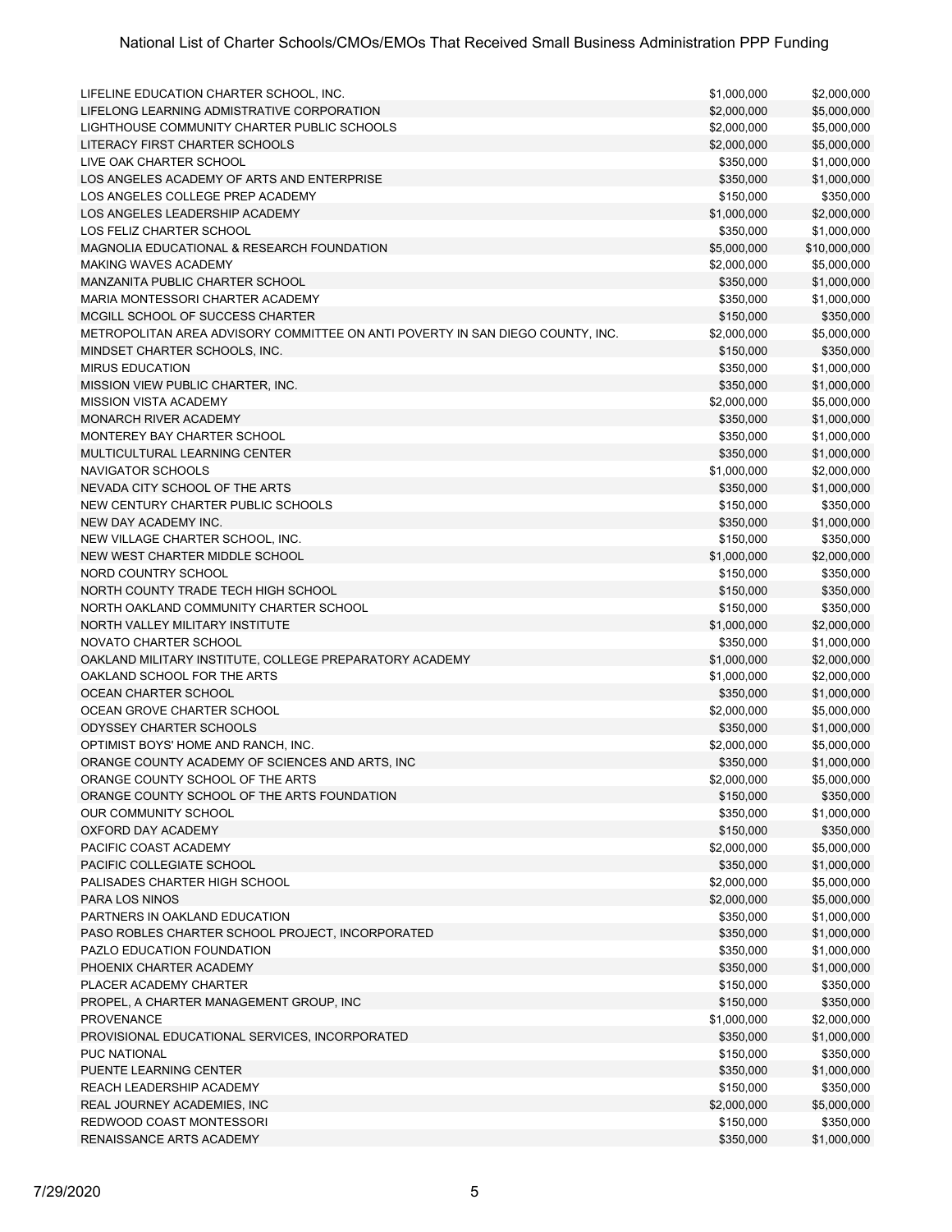| | | |
|---|---|---|
| LIFELINE EDUCATION CHARTER SCHOOL, INC. | $1,000,000 | $2,000,000 |
| LIFELONG LEARNING ADMISTRATIVE CORPORATION | $2,000,000 | $5,000,000 |
| LIGHTHOUSE COMMUNITY CHARTER PUBLIC SCHOOLS | $2,000,000 | $5,000,000 |
| LITERACY FIRST CHARTER SCHOOLS | $2,000,000 | $5,000,000 |
| LIVE OAK CHARTER SCHOOL | $350,000 | $1,000,000 |
| LOS ANGELES ACADEMY OF ARTS AND ENTERPRISE | $350,000 | $1,000,000 |
| LOS ANGELES COLLEGE PREP ACADEMY | $150,000 | $350,000 |
| LOS ANGELES LEADERSHIP ACADEMY | $1,000,000 | $2,000,000 |
| LOS FELIZ CHARTER SCHOOL | $350,000 | $1,000,000 |
| MAGNOLIA EDUCATIONAL & RESEARCH FOUNDATION | $5,000,000 | $10,000,000 |
| MAKING WAVES ACADEMY | $2,000,000 | $5,000,000 |
| MANZANITA PUBLIC CHARTER SCHOOL | $350,000 | $1,000,000 |
| MARIA MONTESSORI CHARTER ACADEMY | $350,000 | $1,000,000 |
| MCGILL SCHOOL OF SUCCESS CHARTER | $150,000 | $350,000 |
| METROPOLITAN AREA ADVISORY COMMITTEE ON ANTI POVERTY IN SAN DIEGO COUNTY, INC. | $2,000,000 | $5,000,000 |
| MINDSET CHARTER SCHOOLS, INC. | $150,000 | $350,000 |
| MIRUS EDUCATION | $350,000 | $1,000,000 |
| MISSION VIEW PUBLIC CHARTER, INC. | $350,000 | $1,000,000 |
| MISSION VISTA ACADEMY | $2,000,000 | $5,000,000 |
| MONARCH RIVER ACADEMY | $350,000 | $1,000,000 |
| MONTEREY BAY CHARTER SCHOOL | $350,000 | $1,000,000 |
| MULTICULTURAL LEARNING CENTER | $350,000 | $1,000,000 |
| NAVIGATOR SCHOOLS | $1,000,000 | $2,000,000 |
| NEVADA CITY SCHOOL OF THE ARTS | $350,000 | $1,000,000 |
| NEW CENTURY CHARTER PUBLIC SCHOOLS | $150,000 | $350,000 |
| NEW DAY ACADEMY INC. | $350,000 | $1,000,000 |
| NEW VILLAGE CHARTER SCHOOL, INC. | $150,000 | $350,000 |
| NEW WEST CHARTER MIDDLE SCHOOL | $1,000,000 | $2,000,000 |
| NORD COUNTRY SCHOOL | $150,000 | $350,000 |
| NORTH COUNTY TRADE TECH HIGH SCHOOL | $150,000 | $350,000 |
| NORTH OAKLAND COMMUNITY CHARTER SCHOOL | $150,000 | $350,000 |
| NORTH VALLEY MILITARY INSTITUTE | $1,000,000 | $2,000,000 |
| NOVATO CHARTER SCHOOL | $350,000 | $1,000,000 |
| OAKLAND MILITARY INSTITUTE, COLLEGE PREPARATORY ACADEMY | $1,000,000 | $2,000,000 |
| OAKLAND SCHOOL FOR THE ARTS | $1,000,000 | $2,000,000 |
| OCEAN CHARTER SCHOOL | $350,000 | $1,000,000 |
| OCEAN GROVE CHARTER SCHOOL | $2,000,000 | $5,000,000 |
| ODYSSEY CHARTER SCHOOLS | $350,000 | $1,000,000 |
| OPTIMIST BOYS' HOME AND RANCH, INC. | $2,000,000 | $5,000,000 |
| ORANGE COUNTY ACADEMY OF SCIENCES AND ARTS, INC | $350,000 | $1,000,000 |
| ORANGE COUNTY SCHOOL OF THE ARTS | $2,000,000 | $5,000,000 |
| ORANGE COUNTY SCHOOL OF THE ARTS FOUNDATION | $150,000 | $350,000 |
| OUR COMMUNITY SCHOOL | $350,000 | $1,000,000 |
| OXFORD DAY ACADEMY | $150,000 | $350,000 |
| PACIFIC COAST ACADEMY | $2,000,000 | $5,000,000 |
| PACIFIC COLLEGIATE SCHOOL | $350,000 | $1,000,000 |
| PALISADES CHARTER HIGH SCHOOL | $2,000,000 | $5,000,000 |
| PARA LOS NINOS | $2,000,000 | $5,000,000 |
| PARTNERS IN OAKLAND EDUCATION | $350,000 | $1,000,000 |
| PASO ROBLES CHARTER SCHOOL PROJECT, INCORPORATED | $350,000 | $1,000,000 |
| PAZLO EDUCATION FOUNDATION | $350,000 | $1,000,000 |
| PHOENIX CHARTER ACADEMY | $350,000 | $1,000,000 |
| PLACER ACADEMY CHARTER | $150,000 | $350,000 |
| PROPEL, A CHARTER MANAGEMENT GROUP, INC | $150,000 | $350,000 |
| PROVENANCE | $1,000,000 | $2,000,000 |
| PROVISIONAL EDUCATIONAL SERVICES, INCORPORATED | $350,000 | $1,000,000 |
| PUC NATIONAL | $150,000 | $350,000 |
| PUENTE LEARNING CENTER | $350,000 | $1,000,000 |
| REACH LEADERSHIP ACADEMY | $150,000 | $350,000 |
| REAL JOURNEY ACADEMIES, INC | $2,000,000 | $5,000,000 |
| REDWOOD COAST MONTESSORI | $150,000 | $350,000 |
| RENAISSANCE ARTS ACADEMY | $350,000 | $1,000,000 |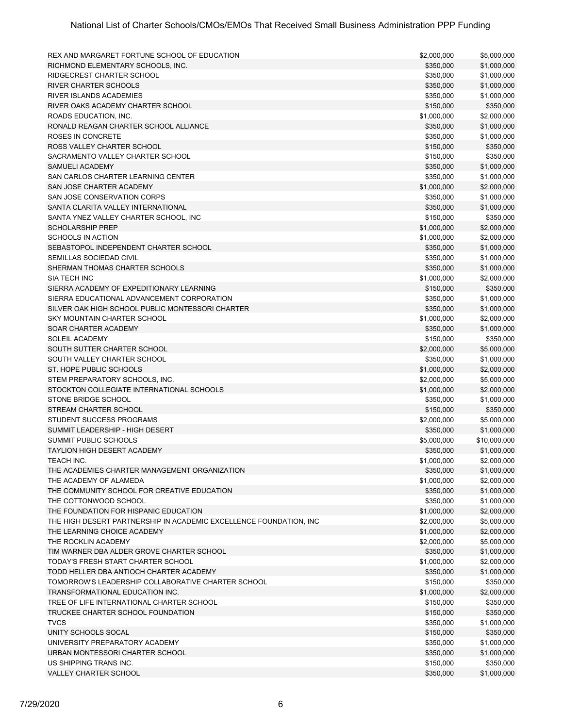| | | |
|---|---|---|
| REX AND MARGARET FORTUNE SCHOOL OF EDUCATION | $2,000,000 | $5,000,000 |
| RICHMOND ELEMENTARY SCHOOLS, INC. | $350,000 | $1,000,000 |
| RIDGECREST CHARTER SCHOOL | $350,000 | $1,000,000 |
| RIVER CHARTER SCHOOLS | $350,000 | $1,000,000 |
| RIVER ISLANDS ACADEMIES | $350,000 | $1,000,000 |
| RIVER OAKS ACADEMY CHARTER SCHOOL | $150,000 | $350,000 |
| ROADS EDUCATION, INC. | $1,000,000 | $2,000,000 |
| RONALD REAGAN CHARTER SCHOOL ALLIANCE | $350,000 | $1,000,000 |
| ROSES IN CONCRETE | $350,000 | $1,000,000 |
| ROSS VALLEY CHARTER SCHOOL | $150,000 | $350,000 |
| SACRAMENTO VALLEY CHARTER SCHOOL | $150,000 | $350,000 |
| SAMUELI ACADEMY | $350,000 | $1,000,000 |
| SAN CARLOS CHARTER LEARNING CENTER | $350,000 | $1,000,000 |
| SAN JOSE CHARTER ACADEMY | $1,000,000 | $2,000,000 |
| SAN JOSE CONSERVATION CORPS | $350,000 | $1,000,000 |
| SANTA CLARITA VALLEY INTERNATIONAL | $350,000 | $1,000,000 |
| SANTA YNEZ VALLEY CHARTER SCHOOL, INC | $150,000 | $350,000 |
| SCHOLARSHIP PREP | $1,000,000 | $2,000,000 |
| SCHOOLS IN ACTION | $1,000,000 | $2,000,000 |
| SEBASTOPOL INDEPENDENT CHARTER SCHOOL | $350,000 | $1,000,000 |
| SEMILLAS SOCIEDAD CIVIL | $350,000 | $1,000,000 |
| SHERMAN THOMAS CHARTER SCHOOLS | $350,000 | $1,000,000 |
| SIA TECH INC | $1,000,000 | $2,000,000 |
| SIERRA ACADEMY OF EXPEDITIONARY LEARNING | $150,000 | $350,000 |
| SIERRA EDUCATIONAL ADVANCEMENT CORPORATION | $350,000 | $1,000,000 |
| SILVER OAK HIGH SCHOOL PUBLIC MONTESSORI CHARTER | $350,000 | $1,000,000 |
| SKY MOUNTAIN CHARTER SCHOOL | $1,000,000 | $2,000,000 |
| SOAR CHARTER ACADEMY | $350,000 | $1,000,000 |
| SOLEIL ACADEMY | $150,000 | $350,000 |
| SOUTH SUTTER CHARTER SCHOOL | $2,000,000 | $5,000,000 |
| SOUTH VALLEY CHARTER SCHOOL | $350,000 | $1,000,000 |
| ST. HOPE PUBLIC SCHOOLS | $1,000,000 | $2,000,000 |
| STEM PREPARATORY SCHOOLS, INC. | $2,000,000 | $5,000,000 |
| STOCKTON COLLEGIATE INTERNATIONAL SCHOOLS | $1,000,000 | $2,000,000 |
| STONE BRIDGE SCHOOL | $350,000 | $1,000,000 |
| STREAM CHARTER SCHOOL | $150,000 | $350,000 |
| STUDENT SUCCESS PROGRAMS | $2,000,000 | $5,000,000 |
| SUMMIT LEADERSHIP - HIGH DESERT | $350,000 | $1,000,000 |
| SUMMIT PUBLIC SCHOOLS | $5,000,000 | $10,000,000 |
| TAYLION HIGH DESERT ACADEMY | $350,000 | $1,000,000 |
| TEACH INC. | $1,000,000 | $2,000,000 |
| THE ACADEMIES CHARTER MANAGEMENT ORGANIZATION | $350,000 | $1,000,000 |
| THE ACADEMY OF ALAMEDA | $1,000,000 | $2,000,000 |
| THE COMMUNITY SCHOOL FOR CREATIVE EDUCATION | $350,000 | $1,000,000 |
| THE COTTONWOOD SCHOOL | $350,000 | $1,000,000 |
| THE FOUNDATION FOR HISPANIC EDUCATION | $1,000,000 | $2,000,000 |
| THE HIGH DESERT PARTNERSHIP IN ACADEMIC EXCELLENCE FOUNDATION, INC | $2,000,000 | $5,000,000 |
| THE LEARNING CHOICE ACADEMY | $1,000,000 | $2,000,000 |
| THE ROCKLIN ACADEMY | $2,000,000 | $5,000,000 |
| TIM WARNER DBA ALDER GROVE CHARTER SCHOOL | $350,000 | $1,000,000 |
| TODAY'S FRESH START CHARTER SCHOOL | $1,000,000 | $2,000,000 |
| TODD HELLER DBA ANTIOCH CHARTER ACADEMY | $350,000 | $1,000,000 |
| TOMORROW'S LEADERSHIP COLLABORATIVE CHARTER SCHOOL | $150,000 | $350,000 |
| TRANSFORMATIONAL EDUCATION INC. | $1,000,000 | $2,000,000 |
| TREE OF LIFE INTERNATIONAL CHARTER SCHOOL | $150,000 | $350,000 |
| TRUCKEE CHARTER SCHOOL FOUNDATION | $150,000 | $350,000 |
| TVCS | $350,000 | $1,000,000 |
| UNITY SCHOOLS SOCAL | $150,000 | $350,000 |
| UNIVERSITY PREPARATORY ACADEMY | $350,000 | $1,000,000 |
| URBAN MONTESSORI CHARTER SCHOOL | $350,000 | $1,000,000 |
| US SHIPPING TRANS INC. | $150,000 | $350,000 |
| VALLEY CHARTER SCHOOL | $350,000 | $1,000,000 |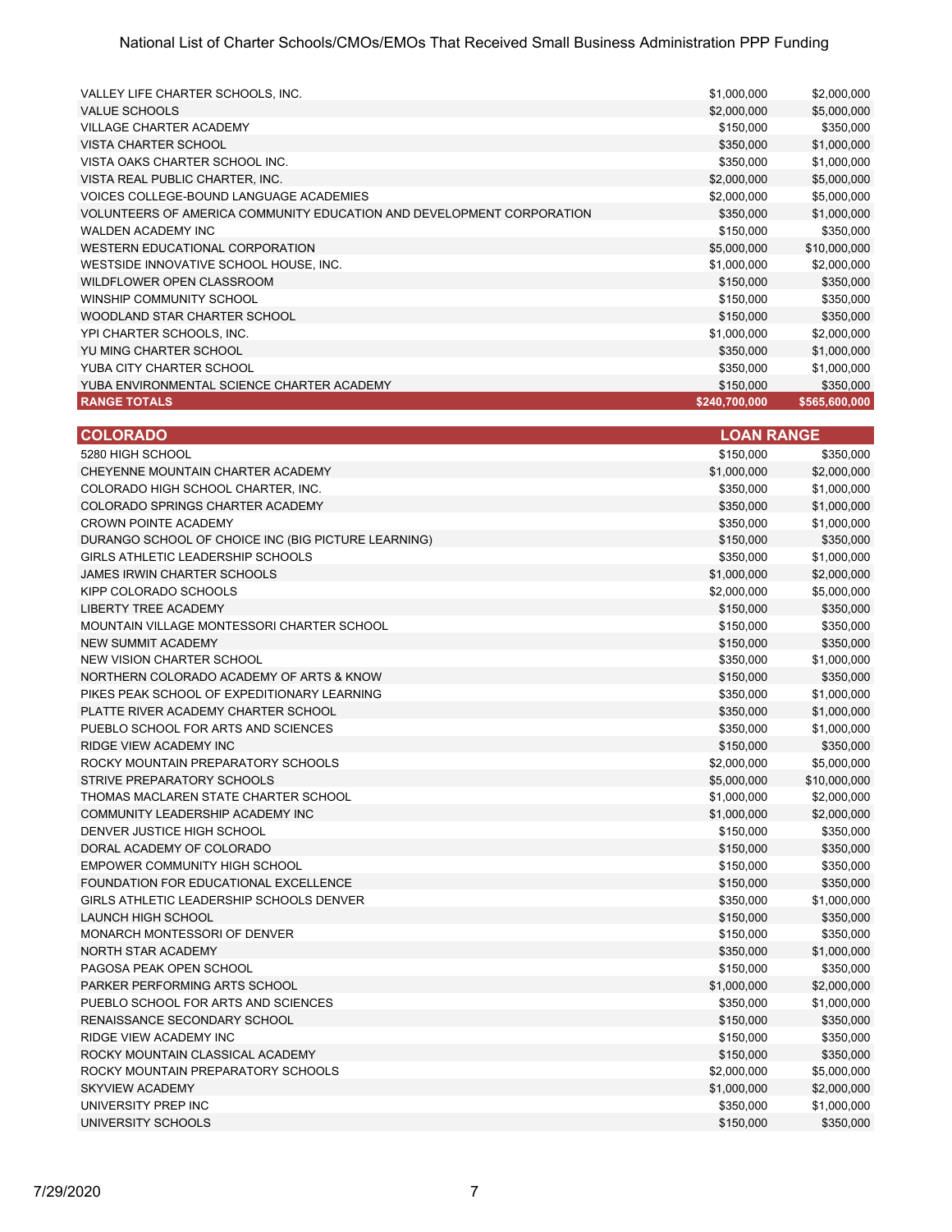| | | |
|---|---|---|
| VALLEY LIFE CHARTER SCHOOLS, INC. | $1,000,000 | $2,000,000 |
| VALUE SCHOOLS | $2,000,000 | $5,000,000 |
| VILLAGE CHARTER ACADEMY | $150,000 | $350,000 |
| VISTA CHARTER SCHOOL | $350,000 | $1,000,000 |
| VISTA OAKS CHARTER SCHOOL INC. | $350,000 | $1,000,000 |
| VISTA REAL PUBLIC CHARTER, INC. | $2,000,000 | $5,000,000 |
| VOICES COLLEGE-BOUND LANGUAGE ACADEMIES | $2,000,000 | $5,000,000 |
| VOLUNTEERS OF AMERICA COMMUNITY EDUCATION AND DEVELOPMENT CORPORATION | $350,000 | $1,000,000 |
| WALDEN ACADEMY INC | $150,000 | $350,000 |
| WESTERN EDUCATIONAL CORPORATION | $5,000,000 | $10,000,000 |
| WESTSIDE INNOVATIVE SCHOOL HOUSE, INC. | $1,000,000 | $2,000,000 |
| WILDFLOWER OPEN CLASSROOM | $150,000 | $350,000 |
| WINSHIP COMMUNITY SCHOOL | $150,000 | $350,000 |
| WOODLAND STAR CHARTER SCHOOL | $150,000 | $350,000 |
| YPI CHARTER SCHOOLS, INC. | $1,000,000 | $2,000,000 |
| YU MING CHARTER SCHOOL | $350,000 | $1,000,000 |
| YUBA CITY CHARTER SCHOOL | $350,000 | $1,000,000 |
| YUBA ENVIRONMENTAL SCIENCE CHARTER ACADEMY | $150,000 | $350,000 |
| **RANGE TOTALS** | **$240,700,000** | **$565,600,000** |

| COLORADO | LOAN RANGE | |
|---|---|---|
| 5280 HIGH SCHOOL | $150,000 | $350,000 |
| CHEYENNE MOUNTAIN CHARTER ACADEMY | $1,000,000 | $2,000,000 |
| COLORADO HIGH SCHOOL CHARTER, INC. | $350,000 | $1,000,000 |
| COLORADO SPRINGS CHARTER ACADEMY | $350,000 | $1,000,000 |
| CROWN POINTE ACADEMY | $350,000 | $1,000,000 |
| DURANGO SCHOOL OF CHOICE INC (BIG PICTURE LEARNING) | $150,000 | $350,000 |
| GIRLS ATHLETIC LEADERSHIP SCHOOLS | $350,000 | $1,000,000 |
| JAMES IRWIN CHARTER SCHOOLS | $1,000,000 | $2,000,000 |
| KIPP COLORADO SCHOOLS | $2,000,000 | $5,000,000 |
| LIBERTY TREE ACADEMY | $150,000 | $350,000 |
| MOUNTAIN VILLAGE MONTESSORI CHARTER SCHOOL | $150,000 | $350,000 |
| NEW SUMMIT ACADEMY | $150,000 | $350,000 |
| NEW VISION CHARTER SCHOOL | $350,000 | $1,000,000 |
| NORTHERN COLORADO ACADEMY OF ARTS & KNOW | $150,000 | $350,000 |
| PIKES PEAK SCHOOL OF EXPEDITIONARY LEARNING | $350,000 | $1,000,000 |
| PLATTE RIVER ACADEMY CHARTER SCHOOL | $350,000 | $1,000,000 |
| PUEBLO SCHOOL FOR ARTS AND SCIENCES | $350,000 | $1,000,000 |
| RIDGE VIEW ACADEMY INC | $150,000 | $350,000 |
| ROCKY MOUNTAIN PREPARATORY SCHOOLS | $2,000,000 | $5,000,000 |
| STRIVE PREPARATORY SCHOOLS | $5,000,000 | $10,000,000 |
| THOMAS MACLAREN STATE CHARTER SCHOOL | $1,000,000 | $2,000,000 |
| COMMUNITY LEADERSHIP ACADEMY INC | $1,000,000 | $2,000,000 |
| DENVER JUSTICE HIGH SCHOOL | $150,000 | $350,000 |
| DORAL ACADEMY OF COLORADO | $150,000 | $350,000 |
| EMPOWER COMMUNITY HIGH SCHOOL | $150,000 | $350,000 |
| FOUNDATION FOR EDUCATIONAL EXCELLENCE | $150,000 | $350,000 |
| GIRLS ATHLETIC LEADERSHIP SCHOOLS DENVER | $350,000 | $1,000,000 |
| LAUNCH HIGH SCHOOL | $150,000 | $350,000 |
| MONARCH MONTESSORI OF DENVER | $150,000 | $350,000 |
| NORTH STAR ACADEMY | $350,000 | $1,000,000 |
| PAGOSA PEAK OPEN SCHOOL | $150,000 | $350,000 |
| PARKER PERFORMING ARTS SCHOOL | $1,000,000 | $2,000,000 |
| PUEBLO SCHOOL FOR ARTS AND SCIENCES | $350,000 | $1,000,000 |
| RENAISSANCE SECONDARY SCHOOL | $150,000 | $350,000 |
| RIDGE VIEW ACADEMY INC | $150,000 | $350,000 |
| ROCKY MOUNTAIN CLASSICAL ACADEMY | $150,000 | $350,000 |
| ROCKY MOUNTAIN PREPARATORY SCHOOLS | $2,000,000 | $5,000,000 |
| SKYVIEW ACADEMY | $1,000,000 | $2,000,000 |
| UNIVERSITY PREP INC | $350,000 | $1,000,000 |
| UNIVERSITY SCHOOLS | $150,000 | $350,000 |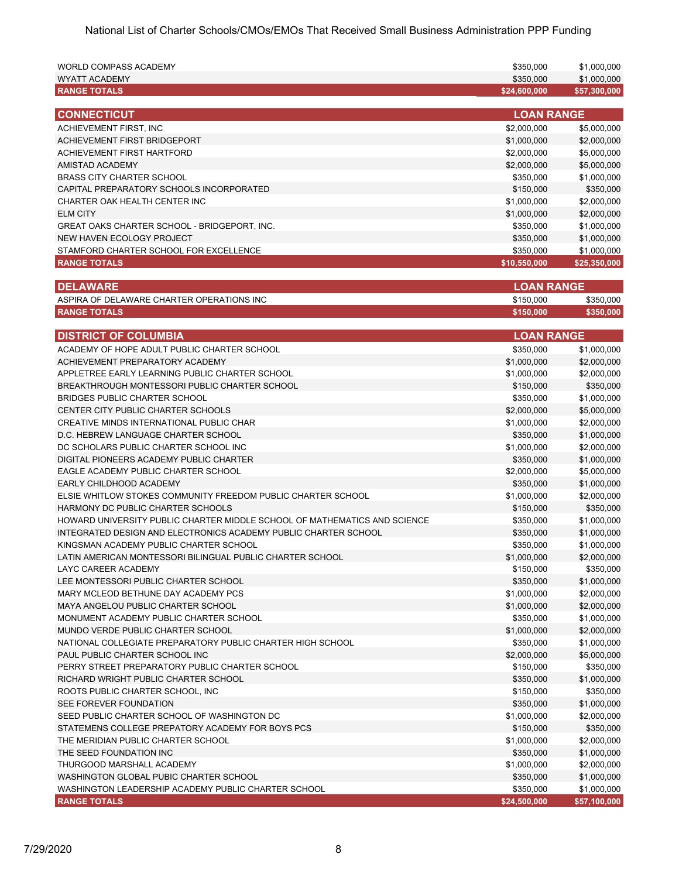| | | |
|---|---|---|
| WORLD COMPASS ACADEMY | $350,000 | $1,000,000 |
| WYATT ACADEMY | $350,000 | $1,000,000 |
| **RANGE TOTALS** | **$24,600,000** | **$57,300,000** |

| CONNECTICUT | LOAN RANGE | |
|---|---|---|
| ACHIEVEMENT FIRST, INC | $2,000,000 | $5,000,000 |
| ACHIEVEMENT FIRST BRIDGEPORT | $1,000,000 | $2,000,000 |
| ACHIEVEMENT FIRST HARTFORD | $2,000,000 | $5,000,000 |
| AMISTAD ACADEMY | $2,000,000 | $5,000,000 |
| BRASS CITY CHARTER SCHOOL | $350,000 | $1,000,000 |
| CAPITAL PREPARATORY SCHOOLS INCORPORATED | $150,000 | $350,000 |
| CHARTER OAK HEALTH CENTER INC | $1,000,000 | $2,000,000 |
| ELM CITY | $1,000,000 | $2,000,000 |
| GREAT OAKS CHARTER SCHOOL - BRIDGEPORT, INC. | $350,000 | $1,000,000 |
| NEW HAVEN ECOLOGY PROJECT | $350,000 | $1,000,000 |
| STAMFORD CHARTER SCHOOL FOR EXCELLENCE | $350,000 | $1,000,000 |
| **RANGE TOTALS** | **$10,550,000** | **$25,350,000** |

| DELAWARE | LOAN RANGE | |
|---|---|---|
| ASPIRA OF DELAWARE CHARTER OPERATIONS INC | $150,000 | $350,000 |
| **RANGE TOTALS** | **$150,000** | **$350,000** |

| DISTRICT OF COLUMBIA | LOAN RANGE | |
|---|---|---|
| ACADEMY OF HOPE ADULT PUBLIC CHARTER SCHOOL | $350,000 | $1,000,000 |
| ACHIEVEMENT PREPARATORY ACADEMY | $1,000,000 | $2,000,000 |
| APPLETREE EARLY LEARNING PUBLIC CHARTER SCHOOL | $1,000,000 | $2,000,000 |
| BREAKTHROUGH MONTESSORI PUBLIC CHARTER SCHOOL | $150,000 | $350,000 |
| BRIDGES PUBLIC CHARTER SCHOOL | $350,000 | $1,000,000 |
| CENTER CITY PUBLIC CHARTER SCHOOLS | $2,000,000 | $5,000,000 |
| CREATIVE MINDS INTERNATIONAL PUBLIC CHAR | $1,000,000 | $2,000,000 |
| D.C. HEBREW LANGUAGE CHARTER SCHOOL | $350,000 | $1,000,000 |
| DC SCHOLARS PUBLIC CHARTER SCHOOL INC | $1,000,000 | $2,000,000 |
| DIGITAL PIONEERS ACADEMY PUBLIC CHARTER | $350,000 | $1,000,000 |
| EAGLE ACADEMY PUBLIC CHARTER SCHOOL | $2,000,000 | $5,000,000 |
| EARLY CHILDHOOD ACADEMY | $350,000 | $1,000,000 |
| ELSIE WHITLOW STOKES COMMUNITY FREEDOM PUBLIC CHARTER SCHOOL | $1,000,000 | $2,000,000 |
| HARMONY DC PUBLIC CHARTER SCHOOLS | $150,000 | $350,000 |
| HOWARD UNIVERSITY PUBLIC CHARTER MIDDLE SCHOOL OF MATHEMATICS AND SCIENCE | $350,000 | $1,000,000 |
| INTEGRATED DESIGN AND ELECTRONICS ACADEMY PUBLIC CHARTER SCHOOL | $350,000 | $1,000,000 |
| KINGSMAN ACADEMY PUBLIC CHARTER SCHOOL | $350,000 | $1,000,000 |
| LATIN AMERICAN MONTESSORI BILINGUAL PUBLIC CHARTER SCHOOL | $1,000,000 | $2,000,000 |
| LAYC CAREER ACADEMY | $150,000 | $350,000 |
| LEE MONTESSORI PUBLIC CHARTER SCHOOL | $350,000 | $1,000,000 |
| MARY MCLEOD BETHUNE DAY ACADEMY PCS | $1,000,000 | $2,000,000 |
| MAYA ANGELOU PUBLIC CHARTER SCHOOL | $1,000,000 | $2,000,000 |
| MONUMENT ACADEMY PUBLIC CHARTER SCHOOL | $350,000 | $1,000,000 |
| MUNDO VERDE PUBLIC CHARTER SCHOOL | $1,000,000 | $2,000,000 |
| NATIONAL COLLEGIATE PREPARATORY PUBLIC CHARTER HIGH SCHOOL | $350,000 | $1,000,000 |
| PAUL PUBLIC CHARTER SCHOOL INC | $2,000,000 | $5,000,000 |
| PERRY STREET PREPARATORY PUBLIC CHARTER SCHOOL | $150,000 | $350,000 |
| RICHARD WRIGHT PUBLIC CHARTER SCHOOL | $350,000 | $1,000,000 |
| ROOTS PUBLIC CHARTER SCHOOL, INC | $150,000 | $350,000 |
| SEE FOREVER FOUNDATION | $350,000 | $1,000,000 |
| SEED PUBLIC CHARTER SCHOOL OF WASHINGTON DC | $1,000,000 | $2,000,000 |
| STATEMENS COLLEGE PREPATORY ACADEMY FOR BOYS PCS | $150,000 | $350,000 |
| THE MERIDIAN PUBLIC CHARTER SCHOOL | $1,000,000 | $2,000,000 |
| THE SEED FOUNDATION INC | $350,000 | $1,000,000 |
| THURGOOD MARSHALL ACADEMY | $1,000,000 | $2,000,000 |
| WASHINGTON GLOBAL PUBIC CHARTER SCHOOL | $350,000 | $1,000,000 |
| WASHINGTON LEADERSHIP ACADEMY PUBLIC CHARTER SCHOOL | $350,000 | $1,000,000 |
| **RANGE TOTALS** | **$24,500,000** | **$57,100,000** |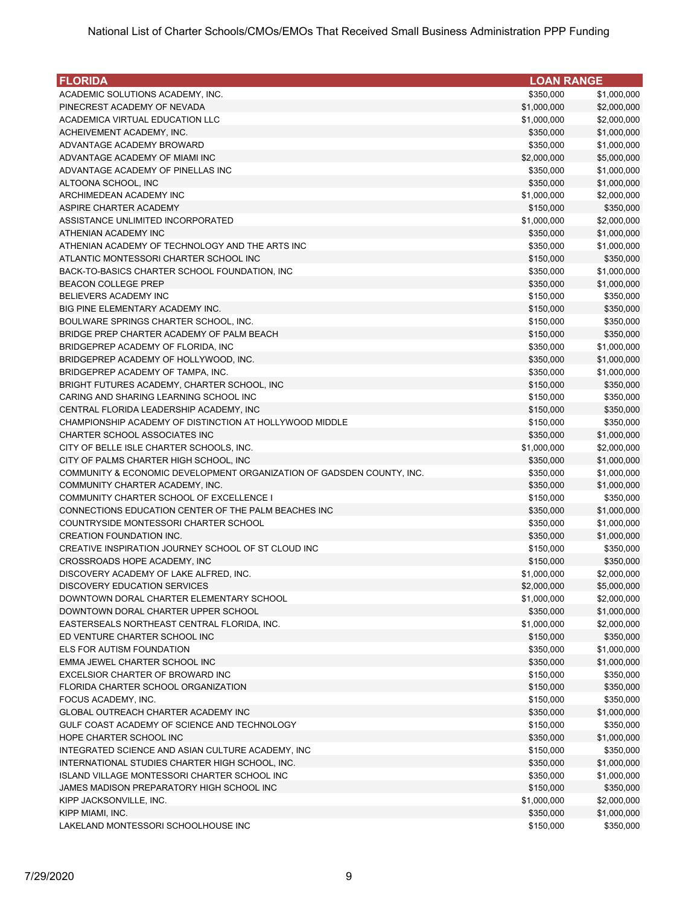National List of Charter Schools/CMOs/EMOs That Received Small Business Administration PPP Funding

| FLORIDA | LOAN RANGE | |
|---|---|---|
| ACADEMIC SOLUTIONS ACADEMY, INC. | $350,000 | $1,000,000 |
| PINECREST ACADEMY OF NEVADA | $1,000,000 | $2,000,000 |
| ACADEMICA VIRTUAL EDUCATION LLC | $1,000,000 | $2,000,000 |
| ACHEIVEMENT ACADEMY, INC. | $350,000 | $1,000,000 |
| ADVANTAGE ACADEMY BROWARD | $350,000 | $1,000,000 |
| ADVANTAGE ACADEMY OF MIAMI INC | $2,000,000 | $5,000,000 |
| ADVANTAGE ACADEMY OF PINELLAS INC | $350,000 | $1,000,000 |
| ALTOONA SCHOOL, INC | $350,000 | $1,000,000 |
| ARCHIMEDEAN ACADEMY INC | $1,000,000 | $2,000,000 |
| ASPIRE CHARTER ACADEMY | $150,000 | $350,000 |
| ASSISTANCE UNLIMITED INCORPORATED | $1,000,000 | $2,000,000 |
| ATHENIAN ACADEMY INC | $350,000 | $1,000,000 |
| ATHENIAN ACADEMY OF TECHNOLOGY AND THE ARTS INC | $350,000 | $1,000,000 |
| ATLANTIC MONTESSORI CHARTER SCHOOL INC | $150,000 | $350,000 |
| BACK-TO-BASICS CHARTER SCHOOL FOUNDATION, INC | $350,000 | $1,000,000 |
| BEACON COLLEGE PREP | $350,000 | $1,000,000 |
| BELIEVERS ACADEMY INC | $150,000 | $350,000 |
| BIG PINE ELEMENTARY ACADEMY INC. | $150,000 | $350,000 |
| BOULWARE SPRINGS CHARTER SCHOOL, INC. | $150,000 | $350,000 |
| BRIDGE PREP CHARTER ACADEMY OF PALM BEACH | $150,000 | $350,000 |
| BRIDGEPREP ACADEMY OF FLORIDA, INC | $350,000 | $1,000,000 |
| BRIDGEPREP ACADEMY OF HOLLYWOOD, INC. | $350,000 | $1,000,000 |
| BRIDGEPREP ACADEMY OF TAMPA, INC. | $350,000 | $1,000,000 |
| BRIGHT FUTURES ACADEMY, CHARTER SCHOOL, INC | $150,000 | $350,000 |
| CARING AND SHARING LEARNING SCHOOL INC | $150,000 | $350,000 |
| CENTRAL FLORIDA LEADERSHIP ACADEMY, INC | $150,000 | $350,000 |
| CHAMPIONSHIP ACADEMY OF DISTINCTION AT HOLLYWOOD MIDDLE | $150,000 | $350,000 |
| CHARTER SCHOOL ASSOCIATES INC | $350,000 | $1,000,000 |
| CITY OF BELLE ISLE CHARTER SCHOOLS, INC. | $1,000,000 | $2,000,000 |
| CITY OF PALMS CHARTER HIGH SCHOOL, INC | $350,000 | $1,000,000 |
| COMMUNITY & ECONOMIC DEVELOPMENT ORGANIZATION OF GADSDEN COUNTY, INC. | $350,000 | $1,000,000 |
| COMMUNITY CHARTER ACADEMY, INC. | $350,000 | $1,000,000 |
| COMMUNITY CHARTER SCHOOL OF EXCELLENCE I | $150,000 | $350,000 |
| CONNECTIONS EDUCATION CENTER OF THE PALM BEACHES INC | $350,000 | $1,000,000 |
| COUNTRYSIDE MONTESSORI CHARTER SCHOOL | $350,000 | $1,000,000 |
| CREATION FOUNDATION INC. | $350,000 | $1,000,000 |
| CREATIVE INSPIRATION JOURNEY SCHOOL OF ST CLOUD INC | $150,000 | $350,000 |
| CROSSROADS HOPE ACADEMY, INC | $150,000 | $350,000 |
| DISCOVERY ACADEMY OF LAKE ALFRED, INC. | $1,000,000 | $2,000,000 |
| DISCOVERY EDUCATION SERVICES | $2,000,000 | $5,000,000 |
| DOWNTOWN DORAL CHARTER ELEMENTARY SCHOOL | $1,000,000 | $2,000,000 |
| DOWNTOWN DORAL CHARTER UPPER SCHOOL | $350,000 | $1,000,000 |
| EASTERSEALS NORTHEAST CENTRAL FLORIDA, INC. | $1,000,000 | $2,000,000 |
| ED VENTURE CHARTER SCHOOL INC | $150,000 | $350,000 |
| ELS FOR AUTISM FOUNDATION | $350,000 | $1,000,000 |
| EMMA JEWEL CHARTER SCHOOL INC | $350,000 | $1,000,000 |
| EXCELSIOR CHARTER OF BROWARD INC | $150,000 | $350,000 |
| FLORIDA CHARTER SCHOOL ORGANIZATION | $150,000 | $350,000 |
| FOCUS ACADEMY, INC. | $150,000 | $350,000 |
| GLOBAL OUTREACH CHARTER ACADEMY INC | $350,000 | $1,000,000 |
| GULF COAST ACADEMY OF SCIENCE AND TECHNOLOGY | $150,000 | $350,000 |
| HOPE CHARTER SCHOOL INC | $350,000 | $1,000,000 |
| INTEGRATED SCIENCE AND ASIAN CULTURE ACADEMY, INC | $150,000 | $350,000 |
| INTERNATIONAL STUDIES CHARTER HIGH SCHOOL, INC. | $350,000 | $1,000,000 |
| ISLAND VILLAGE MONTESSORI CHARTER SCHOOL INC | $350,000 | $1,000,000 |
| JAMES MADISON PREPARATORY HIGH SCHOOL INC | $150,000 | $350,000 |
| KIPP JACKSONVILLE, INC. | $1,000,000 | $2,000,000 |
| KIPP MIAMI, INC. | $350,000 | $1,000,000 |
| LAKELAND MONTESSORI SCHOOLHOUSE INC | $150,000 | $350,000 |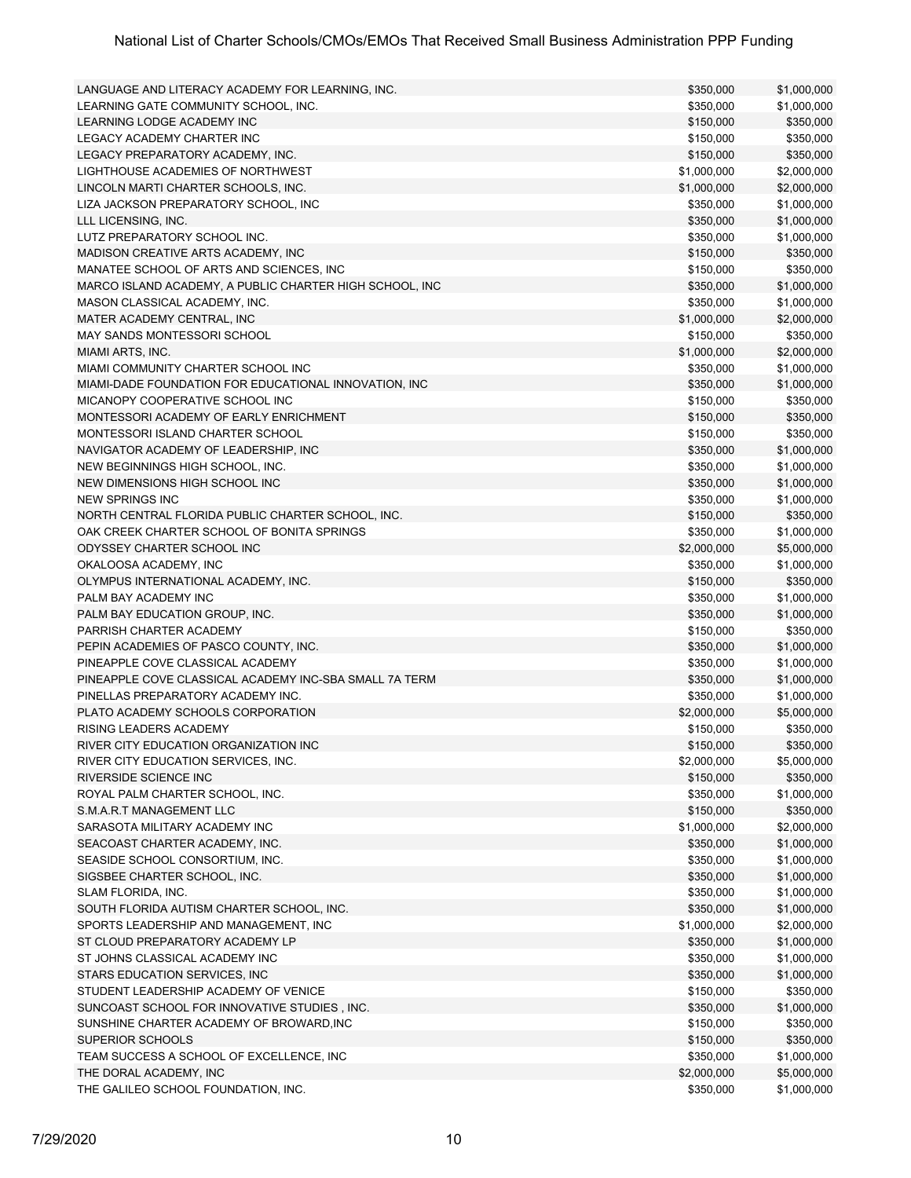| | | |
|---|---|---|
| LANGUAGE AND LITERACY ACADEMY FOR LEARNING, INC. | $350,000 | $1,000,000 |
| LEARNING GATE COMMUNITY SCHOOL, INC. | $350,000 | $1,000,000 |
| LEARNING LODGE ACADEMY INC | $150,000 | $350,000 |
| LEGACY ACADEMY CHARTER INC | $150,000 | $350,000 |
| LEGACY PREPARATORY ACADEMY, INC. | $150,000 | $350,000 |
| LIGHTHOUSE ACADEMIES OF NORTHWEST | $1,000,000 | $2,000,000 |
| LINCOLN MARTI CHARTER SCHOOLS, INC. | $1,000,000 | $2,000,000 |
| LIZA JACKSON PREPARATORY SCHOOL, INC | $350,000 | $1,000,000 |
| LLL LICENSING, INC. | $350,000 | $1,000,000 |
| LUTZ PREPARATORY SCHOOL INC. | $350,000 | $1,000,000 |
| MADISON CREATIVE ARTS ACADEMY, INC | $150,000 | $350,000 |
| MANATEE SCHOOL OF ARTS AND SCIENCES, INC | $150,000 | $350,000 |
| MARCO ISLAND ACADEMY, A PUBLIC CHARTER HIGH SCHOOL, INC | $350,000 | $1,000,000 |
| MASON CLASSICAL ACADEMY, INC. | $350,000 | $1,000,000 |
| MATER ACADEMY CENTRAL, INC | $1,000,000 | $2,000,000 |
| MAY SANDS MONTESSORI SCHOOL | $150,000 | $350,000 |
| MIAMI ARTS, INC. | $1,000,000 | $2,000,000 |
| MIAMI COMMUNITY CHARTER SCHOOL INC | $350,000 | $1,000,000 |
| MIAMI-DADE FOUNDATION FOR EDUCATIONAL INNOVATION, INC | $350,000 | $1,000,000 |
| MICANOPY COOPERATIVE SCHOOL INC | $150,000 | $350,000 |
| MONTESSORI ACADEMY OF EARLY ENRICHMENT | $150,000 | $350,000 |
| MONTESSORI ISLAND CHARTER SCHOOL | $150,000 | $350,000 |
| NAVIGATOR ACADEMY OF LEADERSHIP, INC | $350,000 | $1,000,000 |
| NEW BEGINNINGS HIGH SCHOOL, INC. | $350,000 | $1,000,000 |
| NEW DIMENSIONS HIGH SCHOOL INC | $350,000 | $1,000,000 |
| NEW SPRINGS INC | $350,000 | $1,000,000 |
| NORTH CENTRAL FLORIDA PUBLIC CHARTER SCHOOL, INC. | $150,000 | $350,000 |
| OAK CREEK CHARTER SCHOOL OF BONITA SPRINGS | $350,000 | $1,000,000 |
| ODYSSEY CHARTER SCHOOL INC | $2,000,000 | $5,000,000 |
| OKALOOSA ACADEMY, INC | $350,000 | $1,000,000 |
| OLYMPUS INTERNATIONAL ACADEMY, INC. | $150,000 | $350,000 |
| PALM BAY ACADEMY INC | $350,000 | $1,000,000 |
| PALM BAY EDUCATION GROUP, INC. | $350,000 | $1,000,000 |
| PARRISH CHARTER ACADEMY | $150,000 | $350,000 |
| PEPIN ACADEMIES OF PASCO COUNTY, INC. | $350,000 | $1,000,000 |
| PINEAPPLE COVE CLASSICAL ACADEMY | $350,000 | $1,000,000 |
| PINEAPPLE COVE CLASSICAL ACADEMY INC-SBA SMALL 7A TERM | $350,000 | $1,000,000 |
| PINELLAS PREPARATORY ACADEMY INC. | $350,000 | $1,000,000 |
| PLATO ACADEMY SCHOOLS CORPORATION | $2,000,000 | $5,000,000 |
| RISING LEADERS ACADEMY | $150,000 | $350,000 |
| RIVER CITY EDUCATION ORGANIZATION INC | $150,000 | $350,000 |
| RIVER CITY EDUCATION SERVICES, INC. | $2,000,000 | $5,000,000 |
| RIVERSIDE SCIENCE INC | $150,000 | $350,000 |
| ROYAL PALM CHARTER SCHOOL, INC. | $350,000 | $1,000,000 |
| S.M.A.R.T MANAGEMENT LLC | $150,000 | $350,000 |
| SARASOTA MILITARY ACADEMY INC | $1,000,000 | $2,000,000 |
| SEACOAST CHARTER ACADEMY, INC. | $350,000 | $1,000,000 |
| SEASIDE SCHOOL CONSORTIUM, INC. | $350,000 | $1,000,000 |
| SIGSBEE CHARTER SCHOOL, INC. | $350,000 | $1,000,000 |
| SLAM FLORIDA, INC. | $350,000 | $1,000,000 |
| SOUTH FLORIDA AUTISM CHARTER SCHOOL, INC. | $350,000 | $1,000,000 |
| SPORTS LEADERSHIP AND MANAGEMENT, INC | $1,000,000 | $2,000,000 |
| ST CLOUD PREPARATORY ACADEMY LP | $350,000 | $1,000,000 |
| ST JOHNS CLASSICAL ACADEMY INC | $350,000 | $1,000,000 |
| STARS EDUCATION SERVICES, INC | $350,000 | $1,000,000 |
| STUDENT LEADERSHIP ACADEMY OF VENICE | $150,000 | $350,000 |
| SUNCOAST SCHOOL FOR INNOVATIVE STUDIES , INC. | $350,000 | $1,000,000 |
| SUNSHINE CHARTER ACADEMY OF BROWARD,INC | $150,000 | $350,000 |
| SUPERIOR SCHOOLS | $150,000 | $350,000 |
| TEAM SUCCESS A SCHOOL OF EXCELLENCE, INC | $350,000 | $1,000,000 |
| THE DORAL ACADEMY, INC | $2,000,000 | $5,000,000 |
| THE GALILEO SCHOOL FOUNDATION, INC. | $350,000 | $1,000,000 |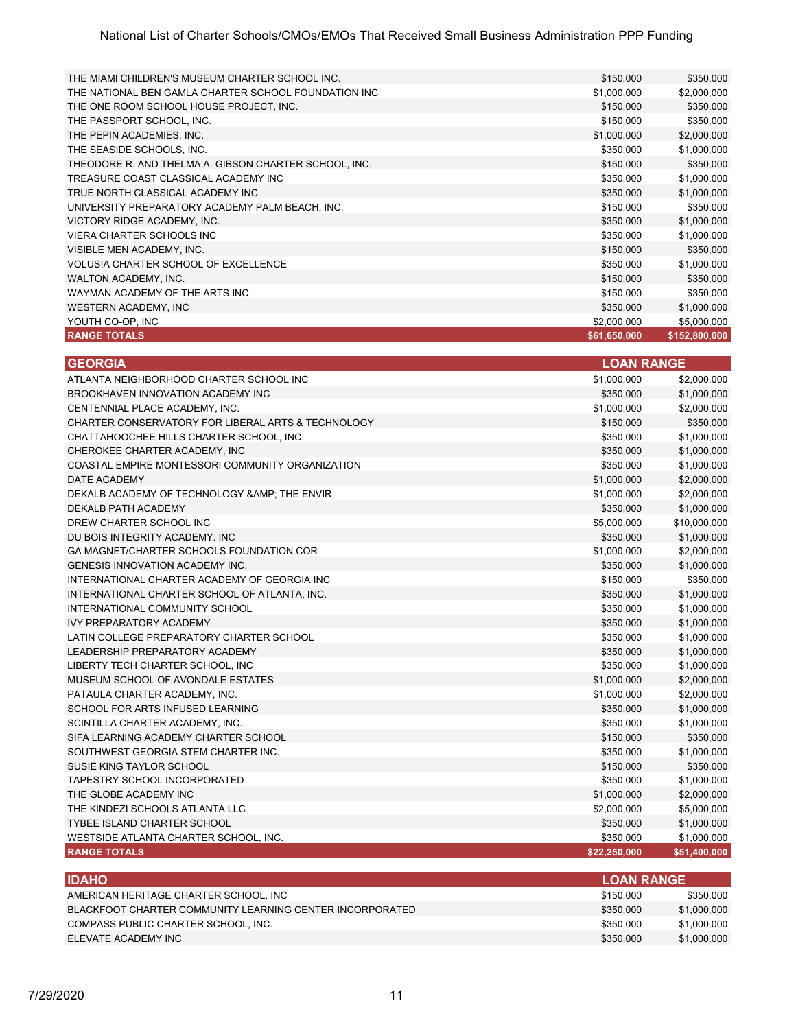| | | |
|---|---|---|
| THE MIAMI CHILDREN'S MUSEUM CHARTER SCHOOL INC. | $150,000 | $350,000 |
| THE NATIONAL BEN GAMLA CHARTER SCHOOL FOUNDATION INC | $1,000,000 | $2,000,000 |
| THE ONE ROOM SCHOOL HOUSE PROJECT, INC. | $150,000 | $350,000 |
| THE PASSPORT SCHOOL, INC. | $150,000 | $350,000 |
| THE PEPIN ACADEMIES, INC. | $1,000,000 | $2,000,000 |
| THE SEASIDE SCHOOLS, INC. | $350,000 | $1,000,000 |
| THEODORE R. AND THELMA A. GIBSON CHARTER SCHOOL, INC. | $150,000 | $350,000 |
| TREASURE COAST CLASSICAL ACADEMY INC | $350,000 | $1,000,000 |
| TRUE NORTH CLASSICAL ACADEMY INC | $350,000 | $1,000,000 |
| UNIVERSITY PREPARATORY ACADEMY PALM BEACH, INC. | $150,000 | $350,000 |
| VICTORY RIDGE ACADEMY, INC. | $350,000 | $1,000,000 |
| VIERA CHARTER SCHOOLS INC | $350,000 | $1,000,000 |
| VISIBLE MEN ACADEMY, INC. | $150,000 | $350,000 |
| VOLUSIA CHARTER SCHOOL OF EXCELLENCE | $350,000 | $1,000,000 |
| WALTON ACADEMY, INC. | $150,000 | $350,000 |
| WAYMAN ACADEMY OF THE ARTS INC. | $150,000 | $350,000 |
| WESTERN ACADEMY, INC | $350,000 | $1,000,000 |
| YOUTH CO-OP, INC | $2,000,000 | $5,000,000 |
| **RANGE TOTALS** | **$61,650,000** | **$152,800,000** |

| GEORGIA | LOAN RANGE | |
|---|---|---|
| ATLANTA NEIGHBORHOOD CHARTER SCHOOL INC | $1,000,000 | $2,000,000 |
| BROOKHAVEN INNOVATION ACADEMY INC | $350,000 | $1,000,000 |
| CENTENNIAL PLACE ACADEMY, INC. | $1,000,000 | $2,000,000 |
| CHARTER CONSERVATORY FOR LIBERAL ARTS & TECHNOLOGY | $150,000 | $350,000 |
| CHATTAHOOCHEE HILLS CHARTER SCHOOL, INC. | $350,000 | $1,000,000 |
| CHEROKEE CHARTER ACADEMY, INC | $350,000 | $1,000,000 |
| COASTAL EMPIRE MONTESSORI COMMUNITY ORGANIZATION | $350,000 | $1,000,000 |
| DATE ACADEMY | $1,000,000 | $2,000,000 |
| DEKALB ACADEMY OF TECHNOLOGY &AMP; THE ENVIR | $1,000,000 | $2,000,000 |
| DEKALB PATH ACADEMY | $350,000 | $1,000,000 |
| DREW CHARTER SCHOOL INC | $5,000,000 | $10,000,000 |
| DU BOIS INTEGRITY ACADEMY. INC | $350,000 | $1,000,000 |
| GA MAGNET/CHARTER SCHOOLS FOUNDATION COR | $1,000,000 | $2,000,000 |
| GENESIS INNOVATION ACADEMY INC. | $350,000 | $1,000,000 |
| INTERNATIONAL CHARTER ACADEMY OF GEORGIA INC | $150,000 | $350,000 |
| INTERNATIONAL CHARTER SCHOOL OF ATLANTA, INC. | $350,000 | $1,000,000 |
| INTERNATIONAL COMMUNITY SCHOOL | $350,000 | $1,000,000 |
| IVY PREPARATORY ACADEMY | $350,000 | $1,000,000 |
| LATIN COLLEGE PREPARATORY CHARTER SCHOOL | $350,000 | $1,000,000 |
| LEADERSHIP PREPARATORY ACADEMY | $350,000 | $1,000,000 |
| LIBERTY TECH CHARTER SCHOOL, INC | $350,000 | $1,000,000 |
| MUSEUM SCHOOL OF AVONDALE ESTATES | $1,000,000 | $2,000,000 |
| PATAULA CHARTER ACADEMY, INC. | $1,000,000 | $2,000,000 |
| SCHOOL FOR ARTS INFUSED LEARNING | $350,000 | $1,000,000 |
| SCINTILLA CHARTER ACADEMY, INC. | $350,000 | $1,000,000 |
| SIFA LEARNING ACADEMY CHARTER SCHOOL | $150,000 | $350,000 |
| SOUTHWEST GEORGIA STEM CHARTER INC. | $350,000 | $1,000,000 |
| SUSIE KING TAYLOR SCHOOL | $150,000 | $350,000 |
| TAPESTRY SCHOOL INCORPORATED | $350,000 | $1,000,000 |
| THE GLOBE ACADEMY INC | $1,000,000 | $2,000,000 |
| THE KINDEZI SCHOOLS ATLANTA LLC | $2,000,000 | $5,000,000 |
| TYBEE ISLAND CHARTER SCHOOL | $350,000 | $1,000,000 |
| WESTSIDE ATLANTA CHARTER SCHOOL, INC. | $350,000 | $1,000,000 |
| **RANGE TOTALS** | **$22,250,000** | **$51,400,000** |

| IDAHO | LOAN RANGE | |
|---|---|---|
| AMERICAN HERITAGE CHARTER SCHOOL, INC | $150,000 | $350,000 |
| BLACKFOOT CHARTER COMMUNITY LEARNING CENTER INCORPORATED | $350,000 | $1,000,000 |
| COMPASS PUBLIC CHARTER SCHOOL, INC. | $350,000 | $1,000,000 |
| ELEVATE ACADEMY INC | $350,000 | $1,000,000 |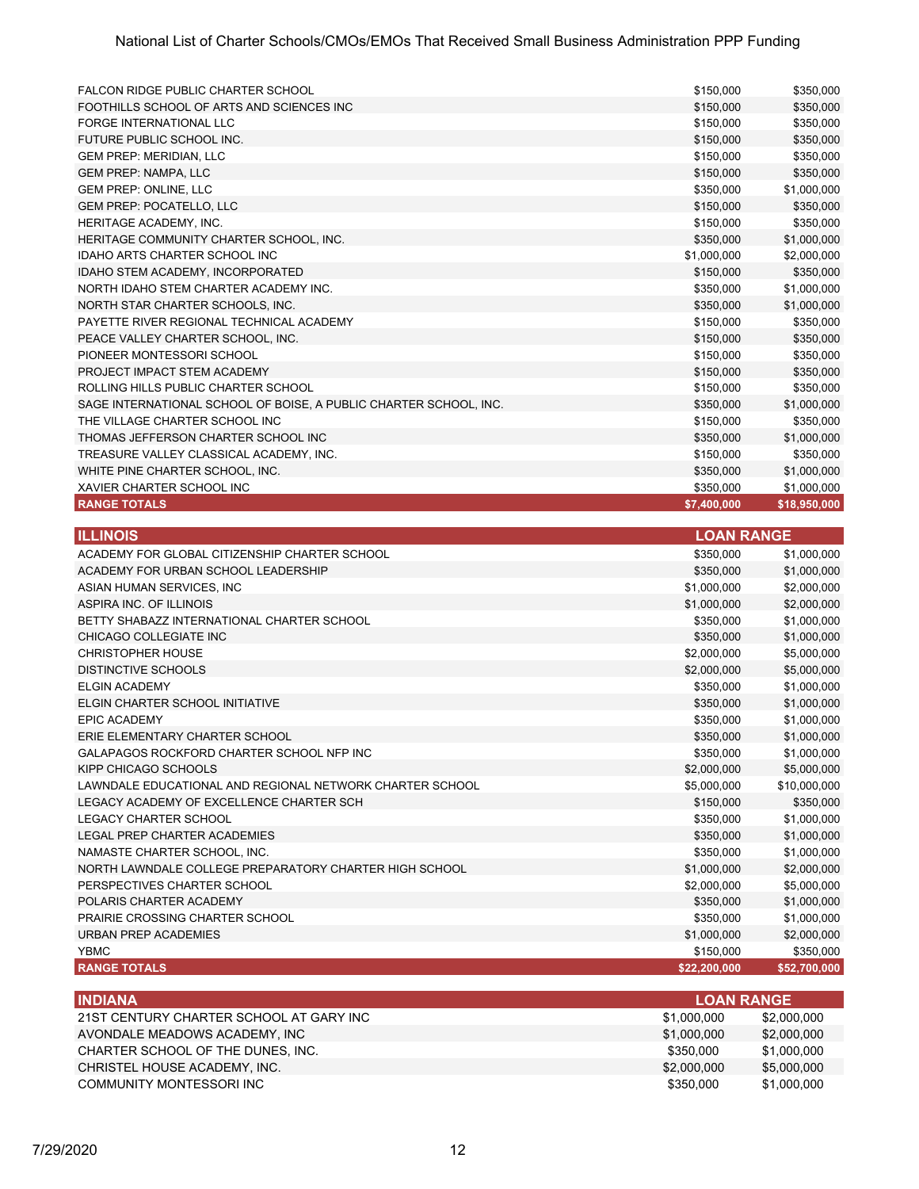| | | |
|---|---|---|
| FALCON RIDGE PUBLIC CHARTER SCHOOL | $150,000 | $350,000 |
| FOOTHILLS SCHOOL OF ARTS AND SCIENCES INC | $150,000 | $350,000 |
| FORGE INTERNATIONAL LLC | $150,000 | $350,000 |
| FUTURE PUBLIC SCHOOL INC. | $150,000 | $350,000 |
| GEM PREP: MERIDIAN, LLC | $150,000 | $350,000 |
| GEM PREP: NAMPA, LLC | $150,000 | $350,000 |
| GEM PREP: ONLINE, LLC | $350,000 | $1,000,000 |
| GEM PREP: POCATELLO, LLC | $150,000 | $350,000 |
| HERITAGE ACADEMY, INC. | $150,000 | $350,000 |
| HERITAGE COMMUNITY CHARTER SCHOOL, INC. | $350,000 | $1,000,000 |
| IDAHO ARTS CHARTER SCHOOL INC | $1,000,000 | $2,000,000 |
| IDAHO STEM ACADEMY, INCORPORATED | $150,000 | $350,000 |
| NORTH IDAHO STEM CHARTER ACADEMY INC. | $350,000 | $1,000,000 |
| NORTH STAR CHARTER SCHOOLS, INC. | $350,000 | $1,000,000 |
| PAYETTE RIVER REGIONAL TECHNICAL ACADEMY | $150,000 | $350,000 |
| PEACE VALLEY CHARTER SCHOOL, INC. | $150,000 | $350,000 |
| PIONEER MONTESSORI SCHOOL | $150,000 | $350,000 |
| PROJECT IMPACT STEM ACADEMY | $150,000 | $350,000 |
| ROLLING HILLS PUBLIC CHARTER SCHOOL | $150,000 | $350,000 |
| SAGE INTERNATIONAL SCHOOL OF BOISE, A PUBLIC CHARTER SCHOOL, INC. | $350,000 | $1,000,000 |
| THE VILLAGE CHARTER SCHOOL INC | $150,000 | $350,000 |
| THOMAS JEFFERSON CHARTER SCHOOL INC | $350,000 | $1,000,000 |
| TREASURE VALLEY CLASSICAL ACADEMY, INC. | $150,000 | $350,000 |
| WHITE PINE CHARTER SCHOOL, INC. | $350,000 | $1,000,000 |
| XAVIER CHARTER SCHOOL INC | $350,000 | $1,000,000 |
| **RANGE TOTALS** | **$7,400,000** | **$18,950,000** |

| ILLINOIS | LOAN RANGE | |
|---|---|---|
| ACADEMY FOR GLOBAL CITIZENSHIP CHARTER SCHOOL | $350,000 | $1,000,000 |
| ACADEMY FOR URBAN SCHOOL LEADERSHIP | $350,000 | $1,000,000 |
| ASIAN HUMAN SERVICES, INC | $1,000,000 | $2,000,000 |
| ASPIRA INC. OF ILLINOIS | $1,000,000 | $2,000,000 |
| BETTY SHABAZZ INTERNATIONAL CHARTER SCHOOL | $350,000 | $1,000,000 |
| CHICAGO COLLEGIATE INC | $350,000 | $1,000,000 |
| CHRISTOPHER HOUSE | $2,000,000 | $5,000,000 |
| DISTINCTIVE SCHOOLS | $2,000,000 | $5,000,000 |
| ELGIN ACADEMY | $350,000 | $1,000,000 |
| ELGIN CHARTER SCHOOL INITIATIVE | $350,000 | $1,000,000 |
| EPIC ACADEMY | $350,000 | $1,000,000 |
| ERIE ELEMENTARY CHARTER SCHOOL | $350,000 | $1,000,000 |
| GALAPAGOS ROCKFORD CHARTER SCHOOL NFP INC | $350,000 | $1,000,000 |
| KIPP CHICAGO SCHOOLS | $2,000,000 | $5,000,000 |
| LAWNDALE EDUCATIONAL AND REGIONAL NETWORK CHARTER SCHOOL | $5,000,000 | $10,000,000 |
| LEGACY ACADEMY OF EXCELLENCE CHARTER SCH | $150,000 | $350,000 |
| LEGACY CHARTER SCHOOL | $350,000 | $1,000,000 |
| LEGAL PREP CHARTER ACADEMIES | $350,000 | $1,000,000 |
| NAMASTE CHARTER SCHOOL, INC. | $350,000 | $1,000,000 |
| NORTH LAWNDALE COLLEGE PREPARATORY CHARTER HIGH SCHOOL | $1,000,000 | $2,000,000 |
| PERSPECTIVES CHARTER SCHOOL | $2,000,000 | $5,000,000 |
| POLARIS CHARTER ACADEMY | $350,000 | $1,000,000 |
| PRAIRIE CROSSING CHARTER SCHOOL | $350,000 | $1,000,000 |
| URBAN PREP ACADEMIES | $1,000,000 | $2,000,000 |
| YBMC | $150,000 | $350,000 |
| **RANGE TOTALS** | **$22,200,000** | **$52,700,000** |

| INDIANA | LOAN RANGE | |
|---|---|---|
| 21ST CENTURY CHARTER SCHOOL AT GARY INC | $1,000,000 | $2,000,000 |
| AVONDALE MEADOWS ACADEMY, INC | $1,000,000 | $2,000,000 |
| CHARTER SCHOOL OF THE DUNES, INC. | $350,000 | $1,000,000 |
| CHRISTEL HOUSE ACADEMY, INC. | $2,000,000 | $5,000,000 |
| COMMUNITY MONTESSORI INC | $350,000 | $1,000,000 |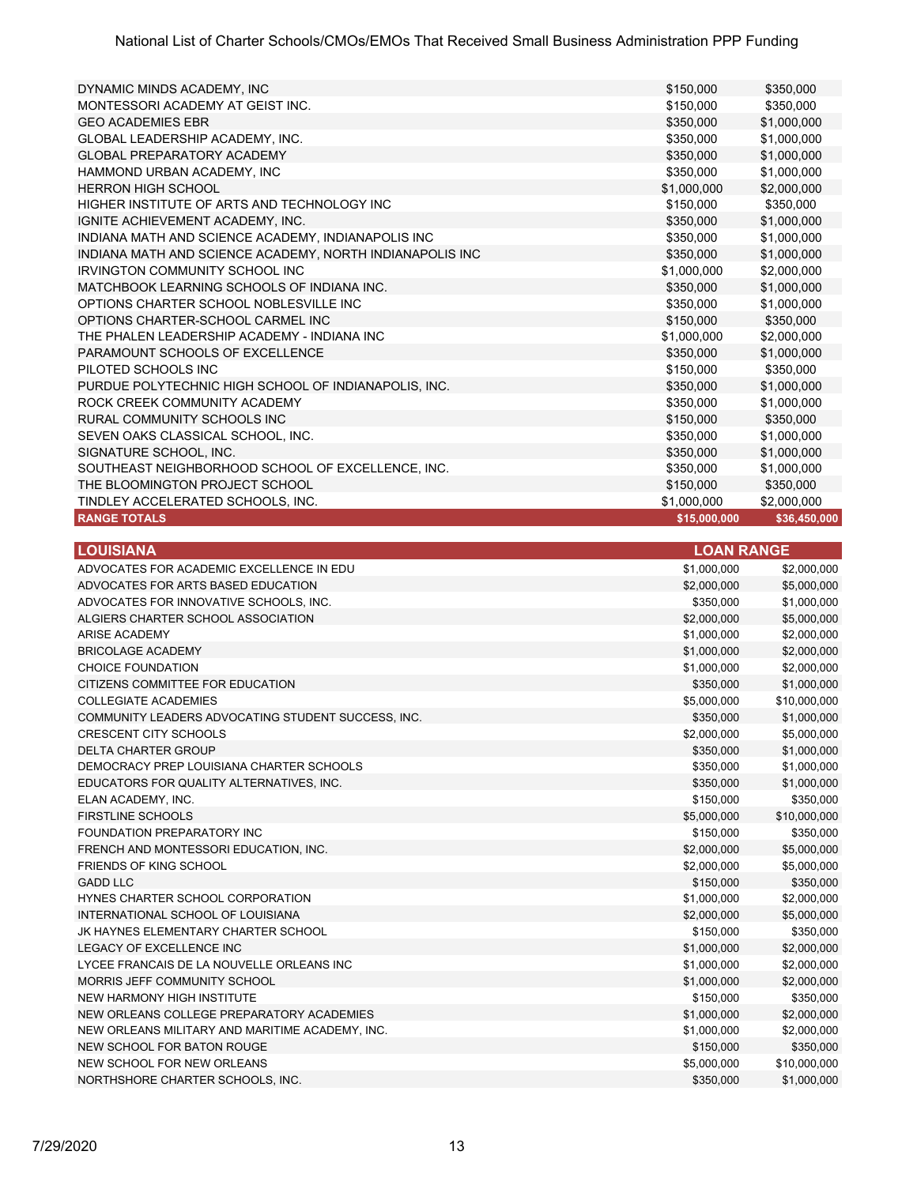| | | |
|---|---|---|
| DYNAMIC MINDS ACADEMY, INC | $150,000 | $350,000 |
| MONTESSORI ACADEMY AT GEIST INC. | $150,000 | $350,000 |
| GEO ACADEMIES EBR | $350,000 | $1,000,000 |
| GLOBAL LEADERSHIP ACADEMY, INC. | $350,000 | $1,000,000 |
| GLOBAL PREPARATORY ACADEMY | $350,000 | $1,000,000 |
| HAMMOND URBAN ACADEMY, INC | $350,000 | $1,000,000 |
| HERRON HIGH SCHOOL | $1,000,000 | $2,000,000 |
| HIGHER INSTITUTE OF ARTS AND TECHNOLOGY INC | $150,000 | $350,000 |
| IGNITE ACHIEVEMENT ACADEMY, INC. | $350,000 | $1,000,000 |
| INDIANA MATH AND SCIENCE ACADEMY, INDIANAPOLIS INC | $350,000 | $1,000,000 |
| INDIANA MATH AND SCIENCE ACADEMY, NORTH INDIANAPOLIS INC | $350,000 | $1,000,000 |
| IRVINGTON COMMUNITY SCHOOL INC | $1,000,000 | $2,000,000 |
| MATCHBOOK LEARNING SCHOOLS OF INDIANA INC. | $350,000 | $1,000,000 |
| OPTIONS CHARTER SCHOOL NOBLESVILLE INC | $350,000 | $1,000,000 |
| OPTIONS CHARTER-SCHOOL CARMEL INC | $150,000 | $350,000 |
| THE PHALEN LEADERSHIP ACADEMY - INDIANA INC | $1,000,000 | $2,000,000 |
| PARAMOUNT SCHOOLS OF EXCELLENCE | $350,000 | $1,000,000 |
| PILOTED SCHOOLS INC | $150,000 | $350,000 |
| PURDUE POLYTECHNIC HIGH SCHOOL OF INDIANAPOLIS, INC. | $350,000 | $1,000,000 |
| ROCK CREEK COMMUNITY ACADEMY | $350,000 | $1,000,000 |
| RURAL COMMUNITY SCHOOLS INC | $150,000 | $350,000 |
| SEVEN OAKS CLASSICAL SCHOOL, INC. | $350,000 | $1,000,000 |
| SIGNATURE SCHOOL, INC. | $350,000 | $1,000,000 |
| SOUTHEAST NEIGHBORHOOD SCHOOL OF EXCELLENCE, INC. | $350,000 | $1,000,000 |
| THE BLOOMINGTON PROJECT SCHOOL | $150,000 | $350,000 |
| TINDLEY ACCELERATED SCHOOLS, INC. | $1,000,000 | $2,000,000 |
| **RANGE TOTALS** | **$15,000,000** | **$36,450,000** |

| LOUISIANA | LOAN RANGE | |
|---|---|---|
| ADVOCATES FOR ACADEMIC EXCELLENCE IN EDU | $1,000,000 | $2,000,000 |
| ADVOCATES FOR ARTS BASED EDUCATION | $2,000,000 | $5,000,000 |
| ADVOCATES FOR INNOVATIVE SCHOOLS, INC. | $350,000 | $1,000,000 |
| ALGIERS CHARTER SCHOOL ASSOCIATION | $2,000,000 | $5,000,000 |
| ARISE ACADEMY | $1,000,000 | $2,000,000 |
| BRICOLAGE ACADEMY | $1,000,000 | $2,000,000 |
| CHOICE FOUNDATION | $1,000,000 | $2,000,000 |
| CITIZENS COMMITTEE FOR EDUCATION | $350,000 | $1,000,000 |
| COLLEGIATE ACADEMIES | $5,000,000 | $10,000,000 |
| COMMUNITY LEADERS ADVOCATING STUDENT SUCCESS, INC. | $350,000 | $1,000,000 |
| CRESCENT CITY SCHOOLS | $2,000,000 | $5,000,000 |
| DELTA CHARTER GROUP | $350,000 | $1,000,000 |
| DEMOCRACY PREP LOUISIANA CHARTER SCHOOLS | $350,000 | $1,000,000 |
| EDUCATORS FOR QUALITY ALTERNATIVES, INC. | $350,000 | $1,000,000 |
| ELAN ACADEMY, INC. | $150,000 | $350,000 |
| FIRSTLINE SCHOOLS | $5,000,000 | $10,000,000 |
| FOUNDATION PREPARATORY INC | $150,000 | $350,000 |
| FRENCH AND MONTESSORI EDUCATION, INC. | $2,000,000 | $5,000,000 |
| FRIENDS OF KING SCHOOL | $2,000,000 | $5,000,000 |
| GADD LLC | $150,000 | $350,000 |
| HYNES CHARTER SCHOOL CORPORATION | $1,000,000 | $2,000,000 |
| INTERNATIONAL SCHOOL OF LOUISIANA | $2,000,000 | $5,000,000 |
| JK HAYNES ELEMENTARY CHARTER SCHOOL | $150,000 | $350,000 |
| LEGACY OF EXCELLENCE INC | $1,000,000 | $2,000,000 |
| LYCEE FRANCAIS DE LA NOUVELLE ORLEANS INC | $1,000,000 | $2,000,000 |
| MORRIS JEFF COMMUNITY SCHOOL | $1,000,000 | $2,000,000 |
| NEW HARMONY HIGH INSTITUTE | $150,000 | $350,000 |
| NEW ORLEANS COLLEGE PREPARATORY ACADEMIES | $1,000,000 | $2,000,000 |
| NEW ORLEANS MILITARY AND MARITIME ACADEMY, INC. | $1,000,000 | $2,000,000 |
| NEW SCHOOL FOR BATON ROUGE | $150,000 | $350,000 |
| NEW SCHOOL FOR NEW ORLEANS | $5,000,000 | $10,000,000 |
| NORTHSHORE CHARTER SCHOOLS, INC. | $350,000 | $1,000,000 |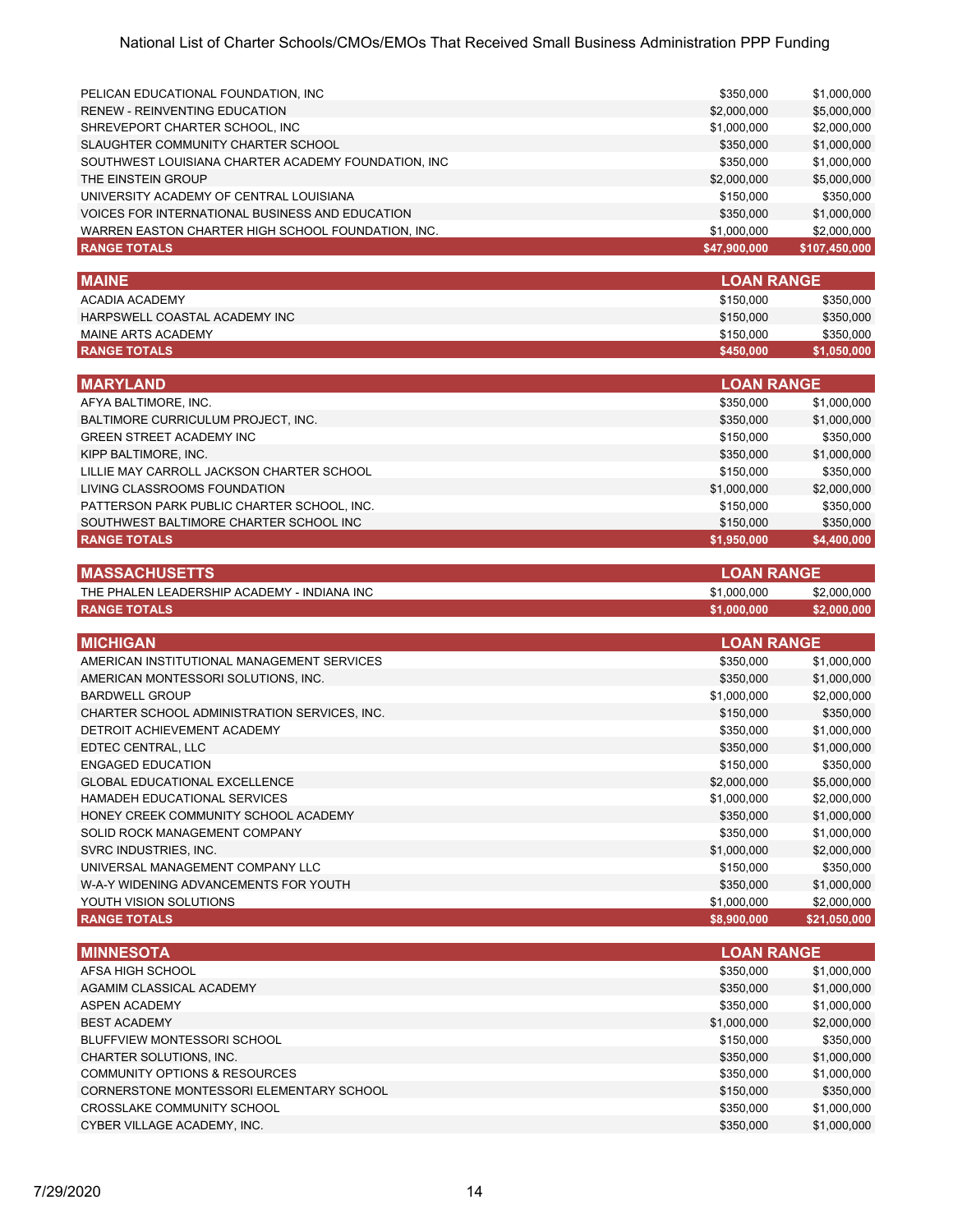| | | |
|---|---|---|
| PELICAN EDUCATIONAL FOUNDATION, INC | $350,000 | $1,000,000 |
| RENEW - REINVENTING EDUCATION | $2,000,000 | $5,000,000 |
| SHREVEPORT CHARTER SCHOOL, INC | $1,000,000 | $2,000,000 |
| SLAUGHTER COMMUNITY CHARTER SCHOOL | $350,000 | $1,000,000 |
| SOUTHWEST LOUISIANA CHARTER ACADEMY FOUNDATION, INC | $350,000 | $1,000,000 |
| THE EINSTEIN GROUP | $2,000,000 | $5,000,000 |
| UNIVERSITY ACADEMY OF CENTRAL LOUISIANA | $150,000 | $350,000 |
| VOICES FOR INTERNATIONAL BUSINESS AND EDUCATION | $350,000 | $1,000,000 |
| WARREN EASTON CHARTER HIGH SCHOOL FOUNDATION, INC. | $1,000,000 | $2,000,000 |
| **RANGE TOTALS** | **$47,900,000** | **$107,450,000** |

| MAINE | LOAN RANGE | |
|---|---|---|
| ACADIA ACADEMY | $150,000 | $350,000 |
| HARPSWELL COASTAL ACADEMY INC | $150,000 | $350,000 |
| MAINE ARTS ACADEMY | $150,000 | $350,000 |
| **RANGE TOTALS** | **$450,000** | **$1,050,000** |

| MARYLAND | LOAN RANGE | |
|---|---|---|
| AFYA BALTIMORE, INC. | $350,000 | $1,000,000 |
| BALTIMORE CURRICULUM PROJECT, INC. | $350,000 | $1,000,000 |
| GREEN STREET ACADEMY INC | $150,000 | $350,000 |
| KIPP BALTIMORE, INC. | $350,000 | $1,000,000 |
| LILLIE MAY CARROLL JACKSON CHARTER SCHOOL | $150,000 | $350,000 |
| LIVING CLASSROOMS FOUNDATION | $1,000,000 | $2,000,000 |
| PATTERSON PARK PUBLIC CHARTER SCHOOL, INC. | $150,000 | $350,000 |
| SOUTHWEST BALTIMORE CHARTER SCHOOL INC | $150,000 | $350,000 |
| **RANGE TOTALS** | **$1,950,000** | **$4,400,000** |

| MASSACHUSETTS | LOAN RANGE | |
|---|---|---|
| THE PHALEN LEADERSHIP ACADEMY - INDIANA INC | $1,000,000 | $2,000,000 |
| **RANGE TOTALS** | **$1,000,000** | **$2,000,000** |

| MICHIGAN | LOAN RANGE | |
|---|---|---|
| AMERICAN INSTITUTIONAL MANAGEMENT SERVICES | $350,000 | $1,000,000 |
| AMERICAN MONTESSORI SOLUTIONS, INC. | $350,000 | $1,000,000 |
| BARDWELL GROUP | $1,000,000 | $2,000,000 |
| CHARTER SCHOOL ADMINISTRATION SERVICES, INC. | $150,000 | $350,000 |
| DETROIT ACHIEVEMENT ACADEMY | $350,000 | $1,000,000 |
| EDTEC CENTRAL, LLC | $350,000 | $1,000,000 |
| ENGAGED EDUCATION | $150,000 | $350,000 |
| GLOBAL EDUCATIONAL EXCELLENCE | $2,000,000 | $5,000,000 |
| HAMADEH EDUCATIONAL SERVICES | $1,000,000 | $2,000,000 |
| HONEY CREEK COMMUNITY SCHOOL ACADEMY | $350,000 | $1,000,000 |
| SOLID ROCK MANAGEMENT COMPANY | $350,000 | $1,000,000 |
| SVRC INDUSTRIES, INC. | $1,000,000 | $2,000,000 |
| UNIVERSAL MANAGEMENT COMPANY LLC | $150,000 | $350,000 |
| W-A-Y WIDENING ADVANCEMENTS FOR YOUTH | $350,000 | $1,000,000 |
| YOUTH VISION SOLUTIONS | $1,000,000 | $2,000,000 |
| **RANGE TOTALS** | **$8,900,000** | **$21,050,000** |

| MINNESOTA | LOAN RANGE | |
|---|---|---|
| AFSA HIGH SCHOOL | $350,000 | $1,000,000 |
| AGAMIM CLASSICAL ACADEMY | $350,000 | $1,000,000 |
| ASPEN ACADEMY | $350,000 | $1,000,000 |
| BEST ACADEMY | $1,000,000 | $2,000,000 |
| BLUFFVIEW MONTESSORI SCHOOL | $150,000 | $350,000 |
| CHARTER SOLUTIONS, INC. | $350,000 | $1,000,000 |
| COMMUNITY OPTIONS & RESOURCES | $350,000 | $1,000,000 |
| CORNERSTONE MONTESSORI ELEMENTARY SCHOOL | $150,000 | $350,000 |
| CROSSLAKE COMMUNITY SCHOOL | $350,000 | $1,000,000 |
| CYBER VILLAGE ACADEMY, INC. | $350,000 | $1,000,000 |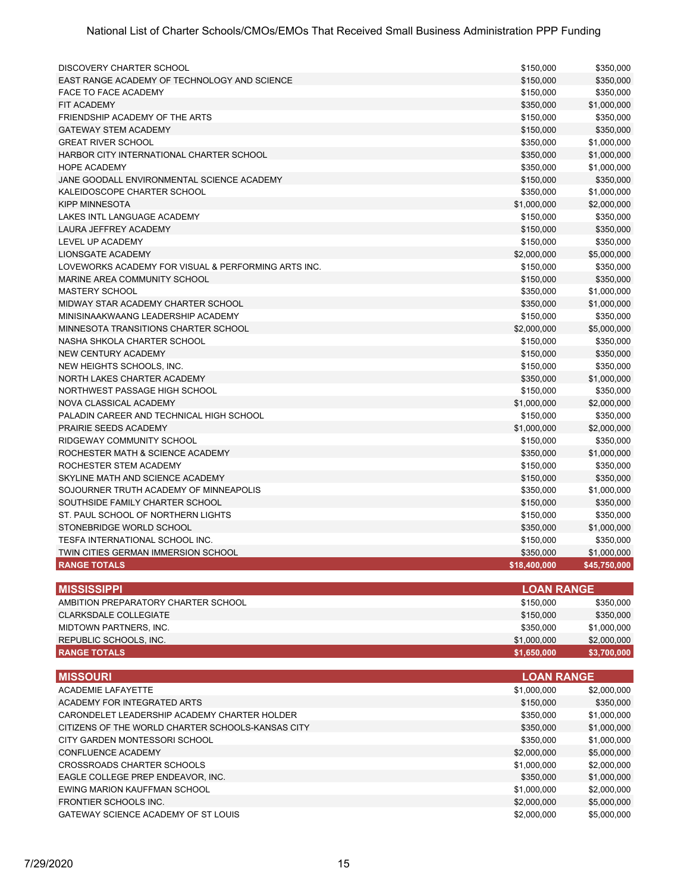| | | |
|---|---|---|
| DISCOVERY CHARTER SCHOOL | $150,000 | $350,000 |
| EAST RANGE ACADEMY OF TECHNOLOGY AND SCIENCE | $150,000 | $350,000 |
| FACE TO FACE ACADEMY | $150,000 | $350,000 |
| FIT ACADEMY | $350,000 | $1,000,000 |
| FRIENDSHIP ACADEMY OF THE ARTS | $150,000 | $350,000 |
| GATEWAY STEM ACADEMY | $150,000 | $350,000 |
| GREAT RIVER SCHOOL | $350,000 | $1,000,000 |
| HARBOR CITY INTERNATIONAL CHARTER SCHOOL | $350,000 | $1,000,000 |
| HOPE ACADEMY | $350,000 | $1,000,000 |
| JANE GOODALL ENVIRONMENTAL SCIENCE ACADEMY | $150,000 | $350,000 |
| KALEIDOSCOPE CHARTER SCHOOL | $350,000 | $1,000,000 |
| KIPP MINNESOTA | $1,000,000 | $2,000,000 |
| LAKES INTL LANGUAGE ACADEMY | $150,000 | $350,000 |
| LAURA JEFFREY ACADEMY | $150,000 | $350,000 |
| LEVEL UP ACADEMY | $150,000 | $350,000 |
| LIONSGATE ACADEMY | $2,000,000 | $5,000,000 |
| LOVEWORKS ACADEMY FOR VISUAL & PERFORMING ARTS INC. | $150,000 | $350,000 |
| MARINE AREA COMMUNITY SCHOOL | $150,000 | $350,000 |
| MASTERY SCHOOL | $350,000 | $1,000,000 |
| MIDWAY STAR ACADEMY CHARTER SCHOOL | $350,000 | $1,000,000 |
| MINISINAAKWAANG LEADERSHIP ACADEMY | $150,000 | $350,000 |
| MINNESOTA TRANSITIONS CHARTER SCHOOL | $2,000,000 | $5,000,000 |
| NASHA SHKOLA CHARTER SCHOOL | $150,000 | $350,000 |
| NEW CENTURY ACADEMY | $150,000 | $350,000 |
| NEW HEIGHTS SCHOOLS, INC. | $150,000 | $350,000 |
| NORTH LAKES CHARTER ACADEMY | $350,000 | $1,000,000 |
| NORTHWEST PASSAGE HIGH SCHOOL | $150,000 | $350,000 |
| NOVA CLASSICAL ACADEMY | $1,000,000 | $2,000,000 |
| PALADIN CAREER AND TECHNICAL HIGH SCHOOL | $150,000 | $350,000 |
| PRAIRIE SEEDS ACADEMY | $1,000,000 | $2,000,000 |
| RIDGEWAY COMMUNITY SCHOOL | $150,000 | $350,000 |
| ROCHESTER MATH & SCIENCE ACADEMY | $350,000 | $1,000,000 |
| ROCHESTER STEM ACADEMY | $150,000 | $350,000 |
| SKYLINE MATH AND SCIENCE ACADEMY | $150,000 | $350,000 |
| SOJOURNER TRUTH ACADEMY OF MINNEAPOLIS | $350,000 | $1,000,000 |
| SOUTHSIDE FAMILY CHARTER SCHOOL | $150,000 | $350,000 |
| ST. PAUL SCHOOL OF NORTHERN LIGHTS | $150,000 | $350,000 |
| STONEBRIDGE WORLD SCHOOL | $350,000 | $1,000,000 |
| TESFA INTERNATIONAL SCHOOL INC. | $150,000 | $350,000 |
| TWIN CITIES GERMAN IMMERSION SCHOOL | $350,000 | $1,000,000 |
| **RANGE TOTALS** | **$18,400,000** | **$45,750,000** |

| MISSISSIPPI | LOAN RANGE | |
|---|---|---|
| AMBITION PREPARATORY CHARTER SCHOOL | $150,000 | $350,000 |
| CLARKSDALE COLLEGIATE | $150,000 | $350,000 |
| MIDTOWN PARTNERS, INC. | $350,000 | $1,000,000 |
| REPUBLIC SCHOOLS, INC. | $1,000,000 | $2,000,000 |
| **RANGE TOTALS** | **$1,650,000** | **$3,700,000** |

| MISSOURI | LOAN RANGE | |
|---|---|---|
| ACADEMIE LAFAYETTE | $1,000,000 | $2,000,000 |
| ACADEMY FOR INTEGRATED ARTS | $150,000 | $350,000 |
| CARONDELET LEADERSHIP ACADEMY CHARTER HOLDER | $350,000 | $1,000,000 |
| CITIZENS OF THE WORLD CHARTER SCHOOLS-KANSAS CITY | $350,000 | $1,000,000 |
| CITY GARDEN MONTESSORI SCHOOL | $350,000 | $1,000,000 |
| CONFLUENCE ACADEMY | $2,000,000 | $5,000,000 |
| CROSSROADS CHARTER SCHOOLS | $1,000,000 | $2,000,000 |
| EAGLE COLLEGE PREP ENDEAVOR, INC. | $350,000 | $1,000,000 |
| EWING MARION KAUFFMAN SCHOOL | $1,000,000 | $2,000,000 |
| FRONTIER SCHOOLS INC. | $2,000,000 | $5,000,000 |
| GATEWAY SCIENCE ACADEMY OF ST LOUIS | $2,000,000 | $5,000,000 |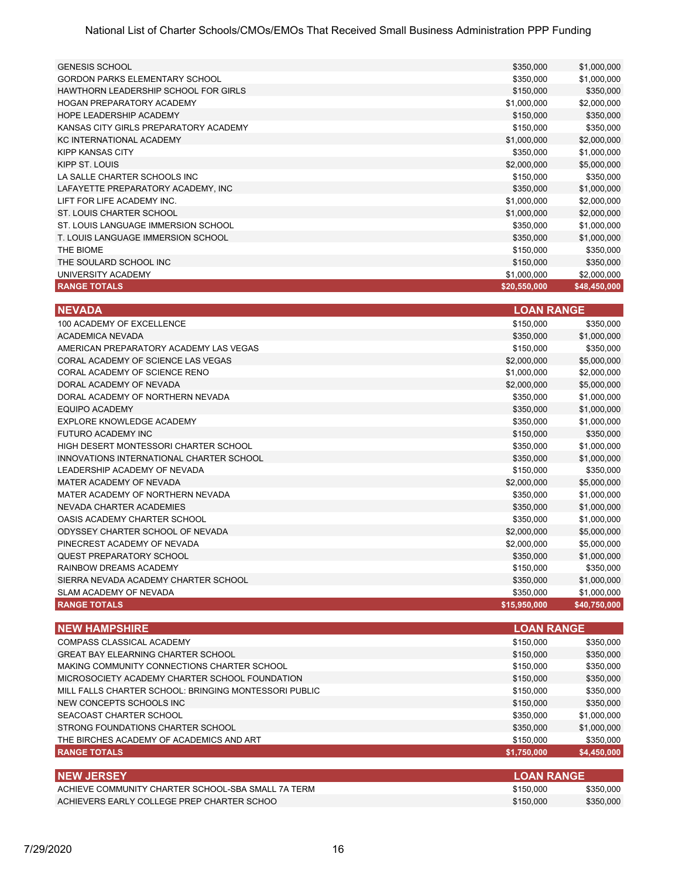| | | |
|---|---|---|
| GENESIS SCHOOL | $350,000 | $1,000,000 |
| GORDON PARKS ELEMENTARY SCHOOL | $350,000 | $1,000,000 |
| HAWTHORN LEADERSHIP SCHOOL FOR GIRLS | $150,000 | $350,000 |
| HOGAN PREPARATORY ACADEMY | $1,000,000 | $2,000,000 |
| HOPE LEADERSHIP ACADEMY | $150,000 | $350,000 |
| KANSAS CITY GIRLS PREPARATORY ACADEMY | $150,000 | $350,000 |
| KC INTERNATIONAL ACADEMY | $1,000,000 | $2,000,000 |
| KIPP KANSAS CITY | $350,000 | $1,000,000 |
| KIPP ST. LOUIS | $2,000,000 | $5,000,000 |
| LA SALLE CHARTER SCHOOLS INC | $150,000 | $350,000 |
| LAFAYETTE PREPARATORY ACADEMY, INC | $350,000 | $1,000,000 |
| LIFT FOR LIFE ACADEMY INC. | $1,000,000 | $2,000,000 |
| ST. LOUIS CHARTER SCHOOL | $1,000,000 | $2,000,000 |
| ST. LOUIS LANGUAGE IMMERSION SCHOOL | $350,000 | $1,000,000 |
| T. LOUIS LANGUAGE IMMERSION SCHOOL | $350,000 | $1,000,000 |
| THE BIOME | $150,000 | $350,000 |
| THE SOULARD SCHOOL INC | $150,000 | $350,000 |
| UNIVERSITY ACADEMY | $1,000,000 | $2,000,000 |
| **RANGE TOTALS** | **$20,550,000** | **$48,450,000** |

| NEVADA | LOAN RANGE | |
|---|---|---|
| 100 ACADEMY OF EXCELLENCE | $150,000 | $350,000 |
| ACADEMICA NEVADA | $350,000 | $1,000,000 |
| AMERICAN PREPARATORY ACADEMY LAS VEGAS | $150,000 | $350,000 |
| CORAL ACADEMY OF SCIENCE LAS VEGAS | $2,000,000 | $5,000,000 |
| CORAL ACADEMY OF SCIENCE RENO | $1,000,000 | $2,000,000 |
| DORAL ACADEMY OF NEVADA | $2,000,000 | $5,000,000 |
| DORAL ACADEMY OF NORTHERN NEVADA | $350,000 | $1,000,000 |
| EQUIPO ACADEMY | $350,000 | $1,000,000 |
| EXPLORE KNOWLEDGE ACADEMY | $350,000 | $1,000,000 |
| FUTURO ACADEMY INC | $150,000 | $350,000 |
| HIGH DESERT MONTESSORI CHARTER SCHOOL | $350,000 | $1,000,000 |
| INNOVATIONS INTERNATIONAL CHARTER SCHOOL | $350,000 | $1,000,000 |
| LEADERSHIP ACADEMY OF NEVADA | $150,000 | $350,000 |
| MATER ACADEMY OF NEVADA | $2,000,000 | $5,000,000 |
| MATER ACADEMY OF NORTHERN NEVADA | $350,000 | $1,000,000 |
| NEVADA CHARTER ACADEMIES | $350,000 | $1,000,000 |
| OASIS ACADEMY CHARTER SCHOOL | $350,000 | $1,000,000 |
| ODYSSEY CHARTER SCHOOL OF NEVADA | $2,000,000 | $5,000,000 |
| PINECREST ACADEMY OF NEVADA | $2,000,000 | $5,000,000 |
| QUEST PREPARATORY SCHOOL | $350,000 | $1,000,000 |
| RAINBOW DREAMS ACADEMY | $150,000 | $350,000 |
| SIERRA NEVADA ACADEMY CHARTER SCHOOL | $350,000 | $1,000,000 |
| SLAM ACADEMY OF NEVADA | $350,000 | $1,000,000 |
| **RANGE TOTALS** | **$15,950,000** | **$40,750,000** |

| NEW HAMPSHIRE | LOAN RANGE | |
|---|---|---|
| COMPASS CLASSICAL ACADEMY | $150,000 | $350,000 |
| GREAT BAY ELEARNING CHARTER SCHOOL | $150,000 | $350,000 |
| MAKING COMMUNITY CONNECTIONS CHARTER SCHOOL | $150,000 | $350,000 |
| MICROSOCIETY ACADEMY CHARTER SCHOOL FOUNDATION | $150,000 | $350,000 |
| MILL FALLS CHARTER SCHOOL: BRINGING MONTESSORI PUBLIC | $150,000 | $350,000 |
| NEW CONCEPTS SCHOOLS INC | $150,000 | $350,000 |
| SEACOAST CHARTER SCHOOL | $350,000 | $1,000,000 |
| STRONG FOUNDATIONS CHARTER SCHOOL | $350,000 | $1,000,000 |
| THE BIRCHES ACADEMY OF ACADEMICS AND ART | $150,000 | $350,000 |
| **RANGE TOTALS** | **$1,750,000** | **$4,450,000** |

| NEW JERSEY | LOAN RANGE | |
|---|---|---|
| ACHIEVE COMMUNITY CHARTER SCHOOL-SBA SMALL 7A TERM | $150,000 | $350,000 |
| ACHIEVERS EARLY COLLEGE PREP CHARTER SCHOO | $150,000 | $350,000 |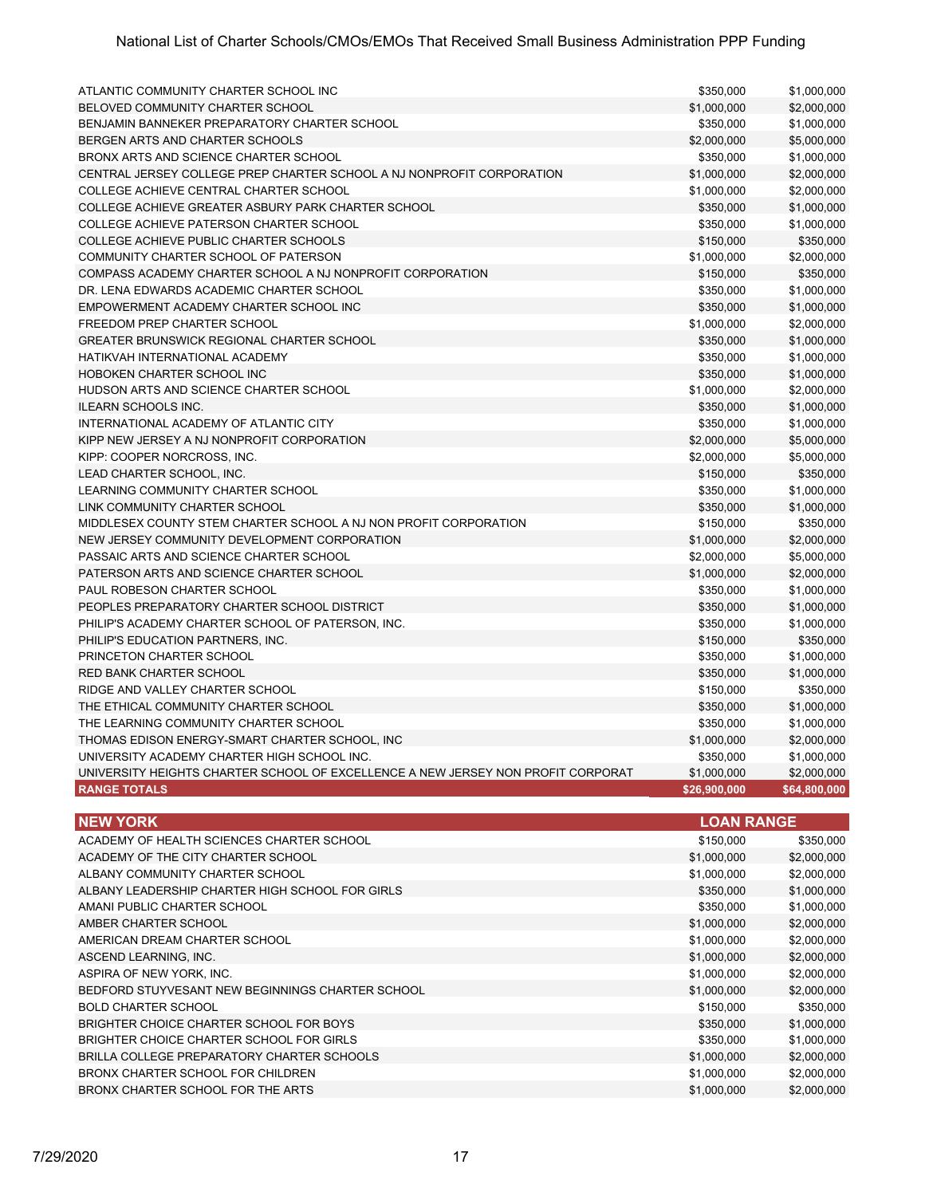| | | |
|---|---|---|
| ATLANTIC COMMUNITY CHARTER SCHOOL INC | $350,000 | $1,000,000 |
| BELOVED COMMUNITY CHARTER SCHOOL | $1,000,000 | $2,000,000 |
| BENJAMIN BANNEKER PREPARATORY CHARTER SCHOOL | $350,000 | $1,000,000 |
| BERGEN ARTS AND CHARTER SCHOOLS | $2,000,000 | $5,000,000 |
| BRONX ARTS AND SCIENCE CHARTER SCHOOL | $350,000 | $1,000,000 |
| CENTRAL JERSEY COLLEGE PREP CHARTER SCHOOL A NJ NONPROFIT CORPORATION | $1,000,000 | $2,000,000 |
| COLLEGE ACHIEVE CENTRAL CHARTER SCHOOL | $1,000,000 | $2,000,000 |
| COLLEGE ACHIEVE GREATER ASBURY PARK CHARTER SCHOOL | $350,000 | $1,000,000 |
| COLLEGE ACHIEVE PATERSON CHARTER SCHOOL | $350,000 | $1,000,000 |
| COLLEGE ACHIEVE PUBLIC CHARTER SCHOOLS | $150,000 | $350,000 |
| COMMUNITY CHARTER SCHOOL OF PATERSON | $1,000,000 | $2,000,000 |
| COMPASS ACADEMY CHARTER SCHOOL A NJ NONPROFIT CORPORATION | $150,000 | $350,000 |
| DR. LENA EDWARDS ACADEMIC CHARTER SCHOOL | $350,000 | $1,000,000 |
| EMPOWERMENT ACADEMY CHARTER SCHOOL INC | $350,000 | $1,000,000 |
| FREEDOM PREP CHARTER SCHOOL | $1,000,000 | $2,000,000 |
| GREATER BRUNSWICK REGIONAL CHARTER SCHOOL | $350,000 | $1,000,000 |
| HATIKVAH INTERNATIONAL ACADEMY | $350,000 | $1,000,000 |
| HOBOKEN CHARTER SCHOOL INC | $350,000 | $1,000,000 |
| HUDSON ARTS AND SCIENCE CHARTER SCHOOL | $1,000,000 | $2,000,000 |
| ILEARN SCHOOLS INC. | $350,000 | $1,000,000 |
| INTERNATIONAL ACADEMY OF ATLANTIC CITY | $350,000 | $1,000,000 |
| KIPP NEW JERSEY A NJ NONPROFIT CORPORATION | $2,000,000 | $5,000,000 |
| KIPP: COOPER NORCROSS, INC. | $2,000,000 | $5,000,000 |
| LEAD CHARTER SCHOOL, INC. | $150,000 | $350,000 |
| LEARNING COMMUNITY CHARTER SCHOOL | $350,000 | $1,000,000 |
| LINK COMMUNITY CHARTER SCHOOL | $350,000 | $1,000,000 |
| MIDDLESEX COUNTY STEM CHARTER SCHOOL A NJ NON PROFIT CORPORATION | $150,000 | $350,000 |
| NEW JERSEY COMMUNITY DEVELOPMENT CORPORATION | $1,000,000 | $2,000,000 |
| PASSAIC ARTS AND SCIENCE CHARTER SCHOOL | $2,000,000 | $5,000,000 |
| PATERSON ARTS AND SCIENCE CHARTER SCHOOL | $1,000,000 | $2,000,000 |
| PAUL ROBESON CHARTER SCHOOL | $350,000 | $1,000,000 |
| PEOPLES PREPARATORY CHARTER SCHOOL DISTRICT | $350,000 | $1,000,000 |
| PHILIP'S ACADEMY CHARTER SCHOOL OF PATERSON, INC. | $350,000 | $1,000,000 |
| PHILIP'S EDUCATION PARTNERS, INC. | $150,000 | $350,000 |
| PRINCETON CHARTER SCHOOL | $350,000 | $1,000,000 |
| RED BANK CHARTER SCHOOL | $350,000 | $1,000,000 |
| RIDGE AND VALLEY CHARTER SCHOOL | $150,000 | $350,000 |
| THE ETHICAL COMMUNITY CHARTER SCHOOL | $350,000 | $1,000,000 |
| THE LEARNING COMMUNITY CHARTER SCHOOL | $350,000 | $1,000,000 |
| THOMAS EDISON ENERGY-SMART CHARTER SCHOOL, INC | $1,000,000 | $2,000,000 |
| UNIVERSITY ACADEMY CHARTER HIGH SCHOOL INC. | $350,000 | $1,000,000 |
| UNIVERSITY HEIGHTS CHARTER SCHOOL OF EXCELLENCE A NEW JERSEY NON PROFIT CORPORAT | $1,000,000 | $2,000,000 |
| **RANGE TOTALS** | **$26,900,000** | **$64,800,000** |

| NEW YORK | LOAN RANGE | |
|---|---|---|
| ACADEMY OF HEALTH SCIENCES CHARTER SCHOOL | $150,000 | $350,000 |
| ACADEMY OF THE CITY CHARTER SCHOOL | $1,000,000 | $2,000,000 |
| ALBANY COMMUNITY CHARTER SCHOOL | $1,000,000 | $2,000,000 |
| ALBANY LEADERSHIP CHARTER HIGH SCHOOL FOR GIRLS | $350,000 | $1,000,000 |
| AMANI PUBLIC CHARTER SCHOOL | $350,000 | $1,000,000 |
| AMBER CHARTER SCHOOL | $1,000,000 | $2,000,000 |
| AMERICAN DREAM CHARTER SCHOOL | $1,000,000 | $2,000,000 |
| ASCEND LEARNING, INC. | $1,000,000 | $2,000,000 |
| ASPIRA OF NEW YORK, INC. | $1,000,000 | $2,000,000 |
| BEDFORD STUYVESANT NEW BEGINNINGS CHARTER SCHOOL | $1,000,000 | $2,000,000 |
| BOLD CHARTER SCHOOL | $150,000 | $350,000 |
| BRIGHTER CHOICE CHARTER SCHOOL FOR BOYS | $350,000 | $1,000,000 |
| BRIGHTER CHOICE CHARTER SCHOOL FOR GIRLS | $350,000 | $1,000,000 |
| BRILLA COLLEGE PREPARATORY CHARTER SCHOOLS | $1,000,000 | $2,000,000 |
| BRONX CHARTER SCHOOL FOR CHILDREN | $1,000,000 | $2,000,000 |
| BRONX CHARTER SCHOOL FOR THE ARTS | $1,000,000 | $2,000,000 |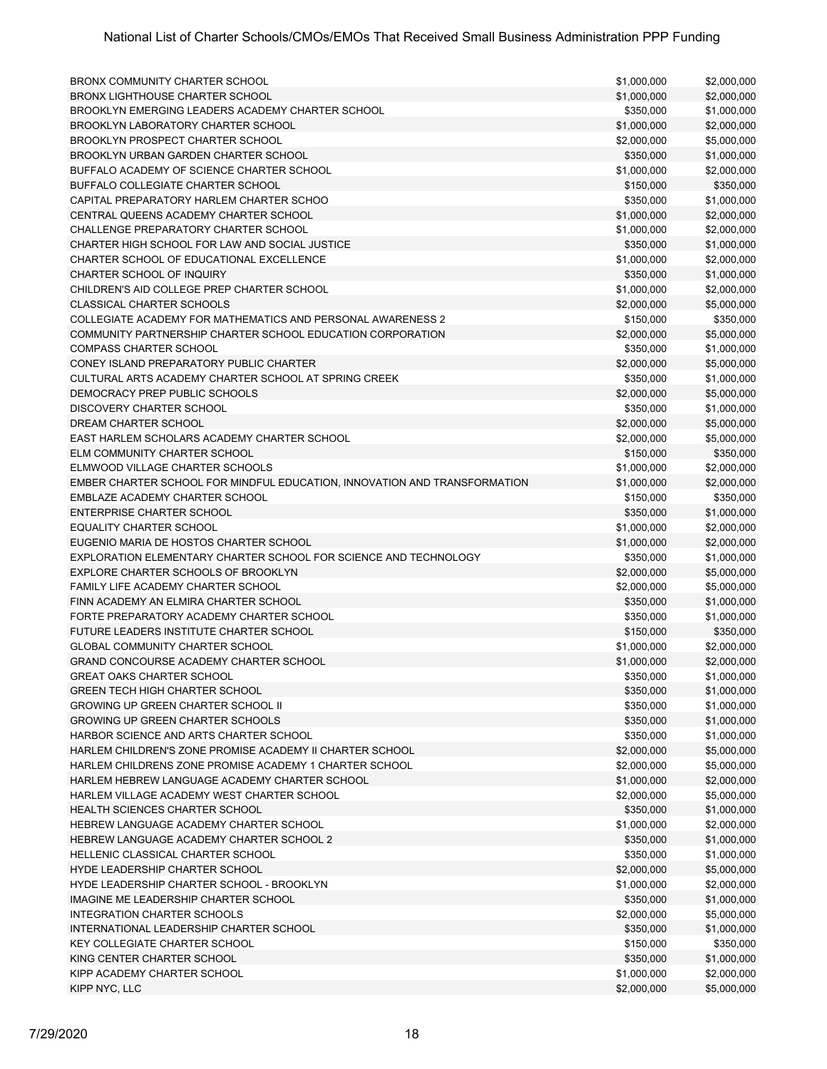| | | |
|---|---|---|
| BRONX COMMUNITY CHARTER SCHOOL | $1,000,000 | $2,000,000 |
| BRONX LIGHTHOUSE CHARTER SCHOOL | $1,000,000 | $2,000,000 |
| BROOKLYN EMERGING LEADERS ACADEMY CHARTER SCHOOL | $350,000 | $1,000,000 |
| BROOKLYN LABORATORY CHARTER SCHOOL | $1,000,000 | $2,000,000 |
| BROOKLYN PROSPECT CHARTER SCHOOL | $2,000,000 | $5,000,000 |
| BROOKLYN URBAN GARDEN CHARTER SCHOOL | $350,000 | $1,000,000 |
| BUFFALO ACADEMY OF SCIENCE CHARTER SCHOOL | $1,000,000 | $2,000,000 |
| BUFFALO COLLEGIATE CHARTER SCHOOL | $150,000 | $350,000 |
| CAPITAL PREPARATORY HARLEM CHARTER SCHOO | $350,000 | $1,000,000 |
| CENTRAL QUEENS ACADEMY CHARTER SCHOOL | $1,000,000 | $2,000,000 |
| CHALLENGE PREPARATORY CHARTER SCHOOL | $1,000,000 | $2,000,000 |
| CHARTER HIGH SCHOOL FOR LAW AND SOCIAL JUSTICE | $350,000 | $1,000,000 |
| CHARTER SCHOOL OF EDUCATIONAL EXCELLENCE | $1,000,000 | $2,000,000 |
| CHARTER SCHOOL OF INQUIRY | $350,000 | $1,000,000 |
| CHILDREN'S AID COLLEGE PREP CHARTER SCHOOL | $1,000,000 | $2,000,000 |
| CLASSICAL CHARTER SCHOOLS | $2,000,000 | $5,000,000 |
| COLLEGIATE ACADEMY FOR MATHEMATICS AND PERSONAL AWARENESS 2 | $150,000 | $350,000 |
| COMMUNITY PARTNERSHIP CHARTER SCHOOL EDUCATION CORPORATION | $2,000,000 | $5,000,000 |
| COMPASS CHARTER SCHOOL | $350,000 | $1,000,000 |
| CONEY ISLAND PREPARATORY PUBLIC CHARTER | $2,000,000 | $5,000,000 |
| CULTURAL ARTS ACADEMY CHARTER SCHOOL AT SPRING CREEK | $350,000 | $1,000,000 |
| DEMOCRACY PREP PUBLIC SCHOOLS | $2,000,000 | $5,000,000 |
| DISCOVERY CHARTER SCHOOL | $350,000 | $1,000,000 |
| DREAM CHARTER SCHOOL | $2,000,000 | $5,000,000 |
| EAST HARLEM SCHOLARS ACADEMY CHARTER SCHOOL | $2,000,000 | $5,000,000 |
| ELM COMMUNITY CHARTER SCHOOL | $150,000 | $350,000 |
| ELMWOOD VILLAGE CHARTER SCHOOLS | $1,000,000 | $2,000,000 |
| EMBER CHARTER SCHOOL FOR MINDFUL EDUCATION, INNOVATION AND TRANSFORMATION | $1,000,000 | $2,000,000 |
| EMBLAZE ACADEMY CHARTER SCHOOL | $150,000 | $350,000 |
| ENTERPRISE CHARTER SCHOOL | $350,000 | $1,000,000 |
| EQUALITY CHARTER SCHOOL | $1,000,000 | $2,000,000 |
| EUGENIO MARIA DE HOSTOS CHARTER SCHOOL | $1,000,000 | $2,000,000 |
| EXPLORATION ELEMENTARY CHARTER SCHOOL FOR SCIENCE AND TECHNOLOGY | $350,000 | $1,000,000 |
| EXPLORE CHARTER SCHOOLS OF BROOKLYN | $2,000,000 | $5,000,000 |
| FAMILY LIFE ACADEMY CHARTER SCHOOL | $2,000,000 | $5,000,000 |
| FINN ACADEMY AN ELMIRA CHARTER SCHOOL | $350,000 | $1,000,000 |
| FORTE PREPARATORY ACADEMY CHARTER SCHOOL | $350,000 | $1,000,000 |
| FUTURE LEADERS INSTITUTE CHARTER SCHOOL | $150,000 | $350,000 |
| GLOBAL COMMUNITY CHARTER SCHOOL | $1,000,000 | $2,000,000 |
| GRAND CONCOURSE ACADEMY CHARTER SCHOOL | $1,000,000 | $2,000,000 |
| GREAT OAKS CHARTER SCHOOL | $350,000 | $1,000,000 |
| GREEN TECH HIGH CHARTER SCHOOL | $350,000 | $1,000,000 |
| GROWING UP GREEN CHARTER SCHOOL II | $350,000 | $1,000,000 |
| GROWING UP GREEN CHARTER SCHOOLS | $350,000 | $1,000,000 |
| HARBOR SCIENCE AND ARTS CHARTER SCHOOL | $350,000 | $1,000,000 |
| HARLEM CHILDREN'S ZONE PROMISE ACADEMY II CHARTER SCHOOL | $2,000,000 | $5,000,000 |
| HARLEM CHILDRENS ZONE PROMISE ACADEMY 1 CHARTER SCHOOL | $2,000,000 | $5,000,000 |
| HARLEM HEBREW LANGUAGE ACADEMY CHARTER SCHOOL | $1,000,000 | $2,000,000 |
| HARLEM VILLAGE ACADEMY WEST CHARTER SCHOOL | $2,000,000 | $5,000,000 |
| HEALTH SCIENCES CHARTER SCHOOL | $350,000 | $1,000,000 |
| HEBREW LANGUAGE ACADEMY CHARTER SCHOOL | $1,000,000 | $2,000,000 |
| HEBREW LANGUAGE ACADEMY CHARTER SCHOOL 2 | $350,000 | $1,000,000 |
| HELLENIC CLASSICAL CHARTER SCHOOL | $350,000 | $1,000,000 |
| HYDE LEADERSHIP CHARTER SCHOOL | $2,000,000 | $5,000,000 |
| HYDE LEADERSHIP CHARTER SCHOOL - BROOKLYN | $1,000,000 | $2,000,000 |
| IMAGINE ME LEADERSHIP CHARTER SCHOOL | $350,000 | $1,000,000 |
| INTEGRATION CHARTER SCHOOLS | $2,000,000 | $5,000,000 |
| INTERNATIONAL LEADERSHIP CHARTER SCHOOL | $350,000 | $1,000,000 |
| KEY COLLEGIATE CHARTER SCHOOL | $150,000 | $350,000 |
| KING CENTER CHARTER SCHOOL | $350,000 | $1,000,000 |
| KIPP ACADEMY CHARTER SCHOOL | $1,000,000 | $2,000,000 |
| KIPP NYC, LLC | $2,000,000 | $5,000,000 |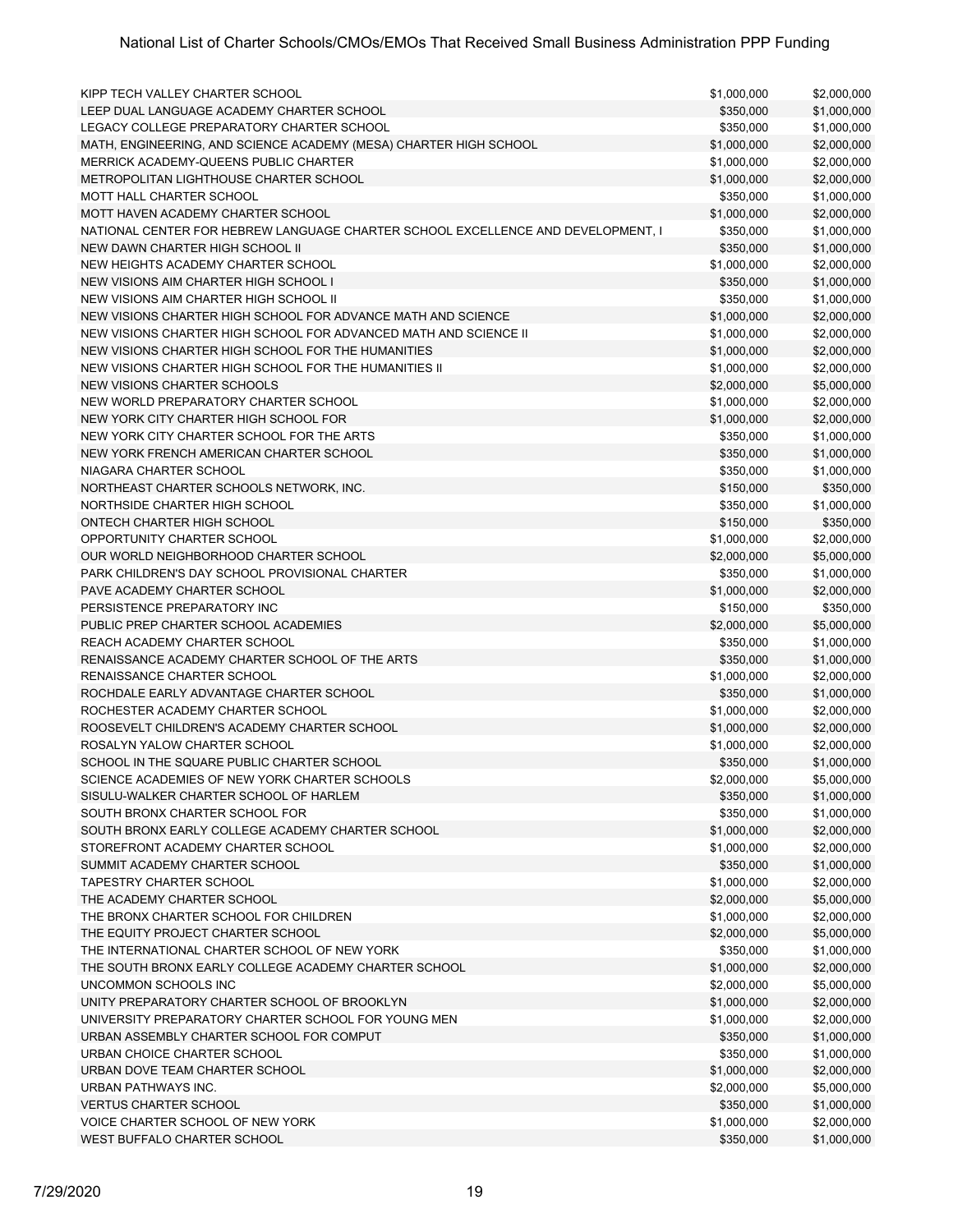| | | |
|---|---|---|
| KIPP TECH VALLEY CHARTER SCHOOL | $1,000,000 | $2,000,000 |
| LEEP DUAL LANGUAGE ACADEMY CHARTER SCHOOL | $350,000 | $1,000,000 |
| LEGACY COLLEGE PREPARATORY CHARTER SCHOOL | $350,000 | $1,000,000 |
| MATH, ENGINEERING, AND SCIENCE ACADEMY (MESA) CHARTER HIGH SCHOOL | $1,000,000 | $2,000,000 |
| MERRICK ACADEMY-QUEENS PUBLIC CHARTER | $1,000,000 | $2,000,000 |
| METROPOLITAN LIGHTHOUSE CHARTER SCHOOL | $1,000,000 | $2,000,000 |
| MOTT HALL CHARTER SCHOOL | $350,000 | $1,000,000 |
| MOTT HAVEN ACADEMY CHARTER SCHOOL | $1,000,000 | $2,000,000 |
| NATIONAL CENTER FOR HEBREW LANGUAGE CHARTER SCHOOL EXCELLENCE AND DEVELOPMENT, I | $350,000 | $1,000,000 |
| NEW DAWN CHARTER HIGH SCHOOL II | $350,000 | $1,000,000 |
| NEW HEIGHTS ACADEMY CHARTER SCHOOL | $1,000,000 | $2,000,000 |
| NEW VISIONS AIM CHARTER HIGH SCHOOL I | $350,000 | $1,000,000 |
| NEW VISIONS AIM CHARTER HIGH SCHOOL II | $350,000 | $1,000,000 |
| NEW VISIONS CHARTER HIGH SCHOOL FOR ADVANCE MATH AND SCIENCE | $1,000,000 | $2,000,000 |
| NEW VISIONS CHARTER HIGH SCHOOL FOR ADVANCED MATH AND SCIENCE II | $1,000,000 | $2,000,000 |
| NEW VISIONS CHARTER HIGH SCHOOL FOR THE HUMANITIES | $1,000,000 | $2,000,000 |
| NEW VISIONS CHARTER HIGH SCHOOL FOR THE HUMANITIES II | $1,000,000 | $2,000,000 |
| NEW VISIONS CHARTER SCHOOLS | $2,000,000 | $5,000,000 |
| NEW WORLD PREPARATORY CHARTER SCHOOL | $1,000,000 | $2,000,000 |
| NEW YORK CITY CHARTER HIGH SCHOOL FOR | $1,000,000 | $2,000,000 |
| NEW YORK CITY CHARTER SCHOOL FOR THE ARTS | $350,000 | $1,000,000 |
| NEW YORK FRENCH AMERICAN CHARTER SCHOOL | $350,000 | $1,000,000 |
| NIAGARA CHARTER SCHOOL | $350,000 | $1,000,000 |
| NORTHEAST CHARTER SCHOOLS NETWORK, INC. | $150,000 | $350,000 |
| NORTHSIDE CHARTER HIGH SCHOOL | $350,000 | $1,000,000 |
| ONTECH CHARTER HIGH SCHOOL | $150,000 | $350,000 |
| OPPORTUNITY CHARTER SCHOOL | $1,000,000 | $2,000,000 |
| OUR WORLD NEIGHBORHOOD CHARTER SCHOOL | $2,000,000 | $5,000,000 |
| PARK CHILDREN'S DAY SCHOOL PROVISIONAL CHARTER | $350,000 | $1,000,000 |
| PAVE ACADEMY CHARTER SCHOOL | $1,000,000 | $2,000,000 |
| PERSISTENCE PREPARATORY INC | $150,000 | $350,000 |
| PUBLIC PREP CHARTER SCHOOL ACADEMIES | $2,000,000 | $5,000,000 |
| REACH ACADEMY CHARTER SCHOOL | $350,000 | $1,000,000 |
| RENAISSANCE ACADEMY CHARTER SCHOOL OF THE ARTS | $350,000 | $1,000,000 |
| RENAISSANCE CHARTER SCHOOL | $1,000,000 | $2,000,000 |
| ROCHDALE EARLY ADVANTAGE CHARTER SCHOOL | $350,000 | $1,000,000 |
| ROCHESTER ACADEMY CHARTER SCHOOL | $1,000,000 | $2,000,000 |
| ROOSEVELT CHILDREN'S ACADEMY CHARTER SCHOOL | $1,000,000 | $2,000,000 |
| ROSALYN YALOW CHARTER SCHOOL | $1,000,000 | $2,000,000 |
| SCHOOL IN THE SQUARE PUBLIC CHARTER SCHOOL | $350,000 | $1,000,000 |
| SCIENCE ACADEMIES OF NEW YORK CHARTER SCHOOLS | $2,000,000 | $5,000,000 |
| SISULU-WALKER CHARTER SCHOOL OF HARLEM | $350,000 | $1,000,000 |
| SOUTH BRONX CHARTER SCHOOL FOR | $350,000 | $1,000,000 |
| SOUTH BRONX EARLY COLLEGE ACADEMY CHARTER SCHOOL | $1,000,000 | $2,000,000 |
| STOREFRONT ACADEMY CHARTER SCHOOL | $1,000,000 | $2,000,000 |
| SUMMIT ACADEMY CHARTER SCHOOL | $350,000 | $1,000,000 |
| TAPESTRY CHARTER SCHOOL | $1,000,000 | $2,000,000 |
| THE ACADEMY CHARTER SCHOOL | $2,000,000 | $5,000,000 |
| THE BRONX CHARTER SCHOOL FOR CHILDREN | $1,000,000 | $2,000,000 |
| THE EQUITY PROJECT CHARTER SCHOOL | $2,000,000 | $5,000,000 |
| THE INTERNATIONAL CHARTER SCHOOL OF NEW YORK | $350,000 | $1,000,000 |
| THE SOUTH BRONX EARLY COLLEGE ACADEMY CHARTER SCHOOL | $1,000,000 | $2,000,000 |
| UNCOMMON SCHOOLS INC | $2,000,000 | $5,000,000 |
| UNITY PREPARATORY CHARTER SCHOOL OF BROOKLYN | $1,000,000 | $2,000,000 |
| UNIVERSITY PREPARATORY CHARTER SCHOOL FOR YOUNG MEN | $1,000,000 | $2,000,000 |
| URBAN ASSEMBLY CHARTER SCHOOL FOR COMPUT | $350,000 | $1,000,000 |
| URBAN CHOICE CHARTER SCHOOL | $350,000 | $1,000,000 |
| URBAN DOVE TEAM CHARTER SCHOOL | $1,000,000 | $2,000,000 |
| URBAN PATHWAYS INC. | $2,000,000 | $5,000,000 |
| VERTUS CHARTER SCHOOL | $350,000 | $1,000,000 |
| VOICE CHARTER SCHOOL OF NEW YORK | $1,000,000 | $2,000,000 |
| WEST BUFFALO CHARTER SCHOOL | $350,000 | $1,000,000 |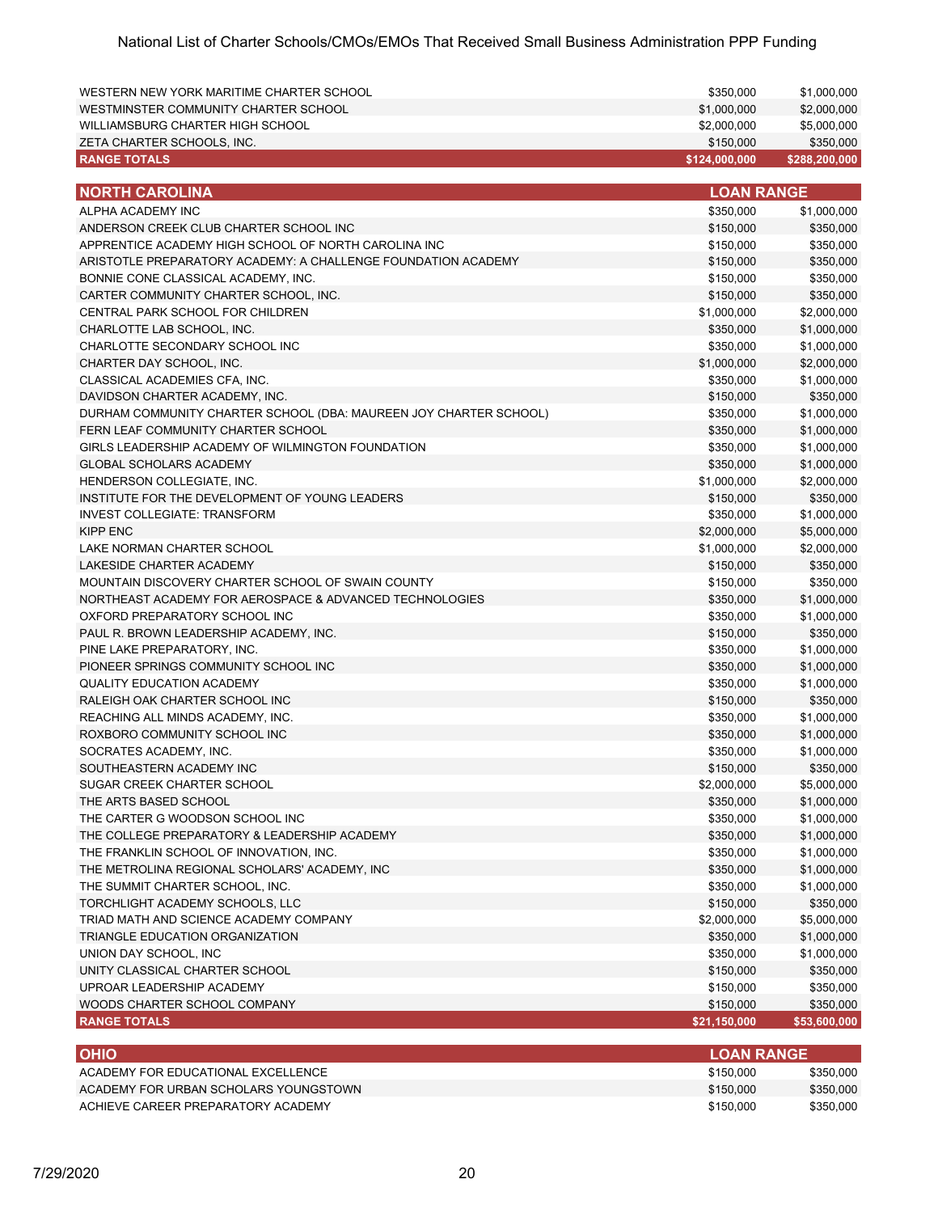| | | |
|---|---|---|
| WESTERN NEW YORK MARITIME CHARTER SCHOOL | $350,000 | $1,000,000 |
| WESTMINSTER COMMUNITY CHARTER SCHOOL | $1,000,000 | $2,000,000 |
| WILLIAMSBURG CHARTER HIGH SCHOOL | $2,000,000 | $5,000,000 |
| ZETA CHARTER SCHOOLS, INC. | $150,000 | $350,000 |
| **RANGE TOTALS** | **$124,000,000** | **$288,200,000** |

| NORTH CAROLINA | LOAN RANGE | |
|---|---|---|
| ALPHA ACADEMY INC | $350,000 | $1,000,000 |
| ANDERSON CREEK CLUB CHARTER SCHOOL INC | $150,000 | $350,000 |
| APPRENTICE ACADEMY HIGH SCHOOL OF NORTH CAROLINA INC | $150,000 | $350,000 |
| ARISTOTLE PREPARATORY ACADEMY: A CHALLENGE FOUNDATION ACADEMY | $150,000 | $350,000 |
| BONNIE CONE CLASSICAL ACADEMY, INC. | $150,000 | $350,000 |
| CARTER COMMUNITY CHARTER SCHOOL, INC. | $150,000 | $350,000 |
| CENTRAL PARK SCHOOL FOR CHILDREN | $1,000,000 | $2,000,000 |
| CHARLOTTE LAB SCHOOL, INC. | $350,000 | $1,000,000 |
| CHARLOTTE SECONDARY SCHOOL INC | $350,000 | $1,000,000 |
| CHARTER DAY SCHOOL, INC. | $1,000,000 | $2,000,000 |
| CLASSICAL ACADEMIES CFA, INC. | $350,000 | $1,000,000 |
| DAVIDSON CHARTER ACADEMY, INC. | $150,000 | $350,000 |
| DURHAM COMMUNITY CHARTER SCHOOL (DBA: MAUREEN JOY CHARTER SCHOOL) | $350,000 | $1,000,000 |
| FERN LEAF COMMUNITY CHARTER SCHOOL | $350,000 | $1,000,000 |
| GIRLS LEADERSHIP ACADEMY OF WILMINGTON FOUNDATION | $350,000 | $1,000,000 |
| GLOBAL SCHOLARS ACADEMY | $350,000 | $1,000,000 |
| HENDERSON COLLEGIATE, INC. | $1,000,000 | $2,000,000 |
| INSTITUTE FOR THE DEVELOPMENT OF YOUNG LEADERS | $150,000 | $350,000 |
| INVEST COLLEGIATE: TRANSFORM | $350,000 | $1,000,000 |
| KIPP ENC | $2,000,000 | $5,000,000 |
| LAKE NORMAN CHARTER SCHOOL | $1,000,000 | $2,000,000 |
| LAKESIDE CHARTER ACADEMY | $150,000 | $350,000 |
| MOUNTAIN DISCOVERY CHARTER SCHOOL OF SWAIN COUNTY | $150,000 | $350,000 |
| NORTHEAST ACADEMY FOR AEROSPACE & ADVANCED TECHNOLOGIES | $350,000 | $1,000,000 |
| OXFORD PREPARATORY SCHOOL INC | $350,000 | $1,000,000 |
| PAUL R. BROWN LEADERSHIP ACADEMY, INC. | $150,000 | $350,000 |
| PINE LAKE PREPARATORY, INC. | $350,000 | $1,000,000 |
| PIONEER SPRINGS COMMUNITY SCHOOL INC | $350,000 | $1,000,000 |
| QUALITY EDUCATION ACADEMY | $350,000 | $1,000,000 |
| RALEIGH OAK CHARTER SCHOOL INC | $150,000 | $350,000 |
| REACHING ALL MINDS ACADEMY, INC. | $350,000 | $1,000,000 |
| ROXBORO COMMUNITY SCHOOL INC | $350,000 | $1,000,000 |
| SOCRATES ACADEMY, INC. | $350,000 | $1,000,000 |
| SOUTHEASTERN ACADEMY INC | $150,000 | $350,000 |
| SUGAR CREEK CHARTER SCHOOL | $2,000,000 | $5,000,000 |
| THE ARTS BASED SCHOOL | $350,000 | $1,000,000 |
| THE CARTER G WOODSON SCHOOL INC | $350,000 | $1,000,000 |
| THE COLLEGE PREPARATORY & LEADERSHIP ACADEMY | $350,000 | $1,000,000 |
| THE FRANKLIN SCHOOL OF INNOVATION, INC. | $350,000 | $1,000,000 |
| THE METROLINA REGIONAL SCHOLARS' ACADEMY, INC | $350,000 | $1,000,000 |
| THE SUMMIT CHARTER SCHOOL, INC. | $350,000 | $1,000,000 |
| TORCHLIGHT ACADEMY SCHOOLS, LLC | $150,000 | $350,000 |
| TRIAD MATH AND SCIENCE ACADEMY COMPANY | $2,000,000 | $5,000,000 |
| TRIANGLE EDUCATION ORGANIZATION | $350,000 | $1,000,000 |
| UNION DAY SCHOOL, INC | $350,000 | $1,000,000 |
| UNITY CLASSICAL CHARTER SCHOOL | $150,000 | $350,000 |
| UPROAR LEADERSHIP ACADEMY | $150,000 | $350,000 |
| WOODS CHARTER SCHOOL COMPANY | $150,000 | $350,000 |
| **RANGE TOTALS** | **$21,150,000** | **$53,600,000** |

| OHIO | LOAN RANGE | |
|---|---|---|
| ACADEMY FOR EDUCATIONAL EXCELLENCE | $150,000 | $350,000 |
| ACADEMY FOR URBAN SCHOLARS YOUNGSTOWN | $150,000 | $350,000 |
| ACHIEVE CAREER PREPARATORY ACADEMY | $150,000 | $350,000 |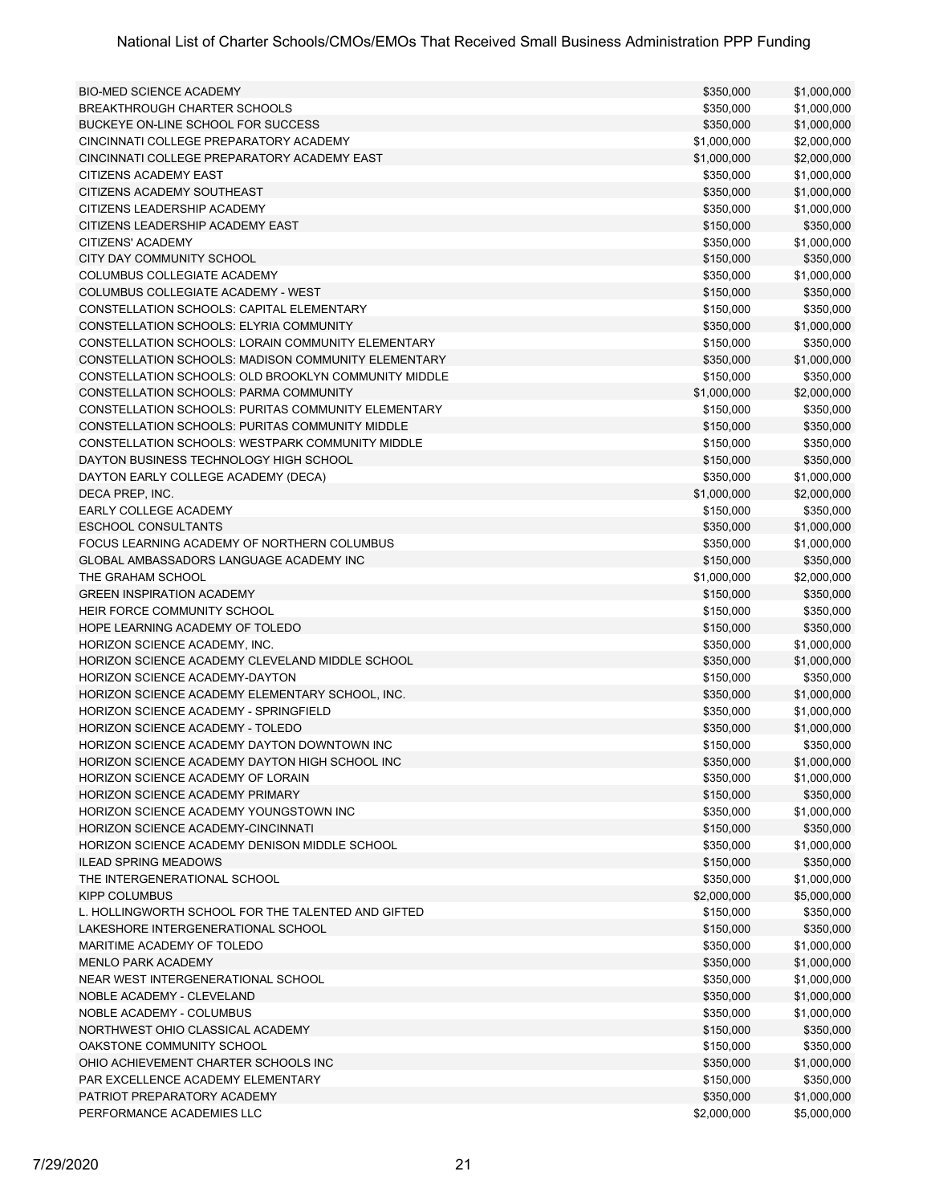| | | |
|---|---|---|
| BIO-MED SCIENCE ACADEMY | $350,000 | $1,000,000 |
| BREAKTHROUGH CHARTER SCHOOLS | $350,000 | $1,000,000 |
| BUCKEYE ON-LINE SCHOOL FOR SUCCESS | $350,000 | $1,000,000 |
| CINCINNATI COLLEGE PREPARATORY ACADEMY | $1,000,000 | $2,000,000 |
| CINCINNATI COLLEGE PREPARATORY ACADEMY EAST | $1,000,000 | $2,000,000 |
| CITIZENS ACADEMY EAST | $350,000 | $1,000,000 |
| CITIZENS ACADEMY SOUTHEAST | $350,000 | $1,000,000 |
| CITIZENS LEADERSHIP ACADEMY | $350,000 | $1,000,000 |
| CITIZENS LEADERSHIP ACADEMY EAST | $150,000 | $350,000 |
| CITIZENS' ACADEMY | $350,000 | $1,000,000 |
| CITY DAY COMMUNITY SCHOOL | $150,000 | $350,000 |
| COLUMBUS COLLEGIATE ACADEMY | $350,000 | $1,000,000 |
| COLUMBUS COLLEGIATE ACADEMY - WEST | $150,000 | $350,000 |
| CONSTELLATION SCHOOLS: CAPITAL ELEMENTARY | $150,000 | $350,000 |
| CONSTELLATION SCHOOLS: ELYRIA COMMUNITY | $350,000 | $1,000,000 |
| CONSTELLATION SCHOOLS: LORAIN COMMUNITY ELEMENTARY | $150,000 | $350,000 |
| CONSTELLATION SCHOOLS: MADISON COMMUNITY ELEMENTARY | $350,000 | $1,000,000 |
| CONSTELLATION SCHOOLS: OLD BROOKLYN COMMUNITY MIDDLE | $150,000 | $350,000 |
| CONSTELLATION SCHOOLS: PARMA COMMUNITY | $1,000,000 | $2,000,000 |
| CONSTELLATION SCHOOLS: PURITAS COMMUNITY ELEMENTARY | $150,000 | $350,000 |
| CONSTELLATION SCHOOLS: PURITAS COMMUNITY MIDDLE | $150,000 | $350,000 |
| CONSTELLATION SCHOOLS: WESTPARK COMMUNITY MIDDLE | $150,000 | $350,000 |
| DAYTON BUSINESS TECHNOLOGY HIGH SCHOOL | $150,000 | $350,000 |
| DAYTON EARLY COLLEGE ACADEMY (DECA) | $350,000 | $1,000,000 |
| DECA PREP, INC. | $1,000,000 | $2,000,000 |
| EARLY COLLEGE ACADEMY | $150,000 | $350,000 |
| ESCHOOL CONSULTANTS | $350,000 | $1,000,000 |
| FOCUS LEARNING ACADEMY OF NORTHERN COLUMBUS | $350,000 | $1,000,000 |
| GLOBAL AMBASSADORS LANGUAGE ACADEMY INC | $150,000 | $350,000 |
| THE GRAHAM SCHOOL | $1,000,000 | $2,000,000 |
| GREEN INSPIRATION ACADEMY | $150,000 | $350,000 |
| HEIR FORCE COMMUNITY SCHOOL | $150,000 | $350,000 |
| HOPE LEARNING ACADEMY OF TOLEDO | $150,000 | $350,000 |
| HORIZON SCIENCE ACADEMY, INC. | $350,000 | $1,000,000 |
| HORIZON SCIENCE ACADEMY CLEVELAND MIDDLE SCHOOL | $350,000 | $1,000,000 |
| HORIZON SCIENCE ACADEMY-DAYTON | $150,000 | $350,000 |
| HORIZON SCIENCE ACADEMY ELEMENTARY SCHOOL, INC. | $350,000 | $1,000,000 |
| HORIZON SCIENCE ACADEMY - SPRINGFIELD | $350,000 | $1,000,000 |
| HORIZON SCIENCE ACADEMY - TOLEDO | $350,000 | $1,000,000 |
| HORIZON SCIENCE ACADEMY DAYTON DOWNTOWN INC | $150,000 | $350,000 |
| HORIZON SCIENCE ACADEMY DAYTON HIGH SCHOOL INC | $350,000 | $1,000,000 |
| HORIZON SCIENCE ACADEMY OF LORAIN | $350,000 | $1,000,000 |
| HORIZON SCIENCE ACADEMY PRIMARY | $150,000 | $350,000 |
| HORIZON SCIENCE ACADEMY YOUNGSTOWN INC | $350,000 | $1,000,000 |
| HORIZON SCIENCE ACADEMY-CINCINNATI | $150,000 | $350,000 |
| HORIZON SCIENCE ACADEMY DENISON MIDDLE SCHOOL | $350,000 | $1,000,000 |
| ILEAD SPRING MEADOWS | $150,000 | $350,000 |
| THE INTERGENERATIONAL SCHOOL | $350,000 | $1,000,000 |
| KIPP COLUMBUS | $2,000,000 | $5,000,000 |
| L. HOLLINGWORTH SCHOOL FOR THE TALENTED AND GIFTED | $150,000 | $350,000 |
| LAKESHORE INTERGENERATIONAL SCHOOL | $150,000 | $350,000 |
| MARITIME ACADEMY OF TOLEDO | $350,000 | $1,000,000 |
| MENLO PARK ACADEMY | $350,000 | $1,000,000 |
| NEAR WEST INTERGENERATIONAL SCHOOL | $350,000 | $1,000,000 |
| NOBLE ACADEMY - CLEVELAND | $350,000 | $1,000,000 |
| NOBLE ACADEMY - COLUMBUS | $350,000 | $1,000,000 |
| NORTHWEST OHIO CLASSICAL ACADEMY | $150,000 | $350,000 |
| OAKSTONE COMMUNITY SCHOOL | $150,000 | $350,000 |
| OHIO ACHIEVEMENT CHARTER SCHOOLS INC | $350,000 | $1,000,000 |
| PAR EXCELLENCE ACADEMY ELEMENTARY | $150,000 | $350,000 |
| PATRIOT PREPARATORY ACADEMY | $350,000 | $1,000,000 |
| PERFORMANCE ACADEMIES LLC | $2,000,000 | $5,000,000 |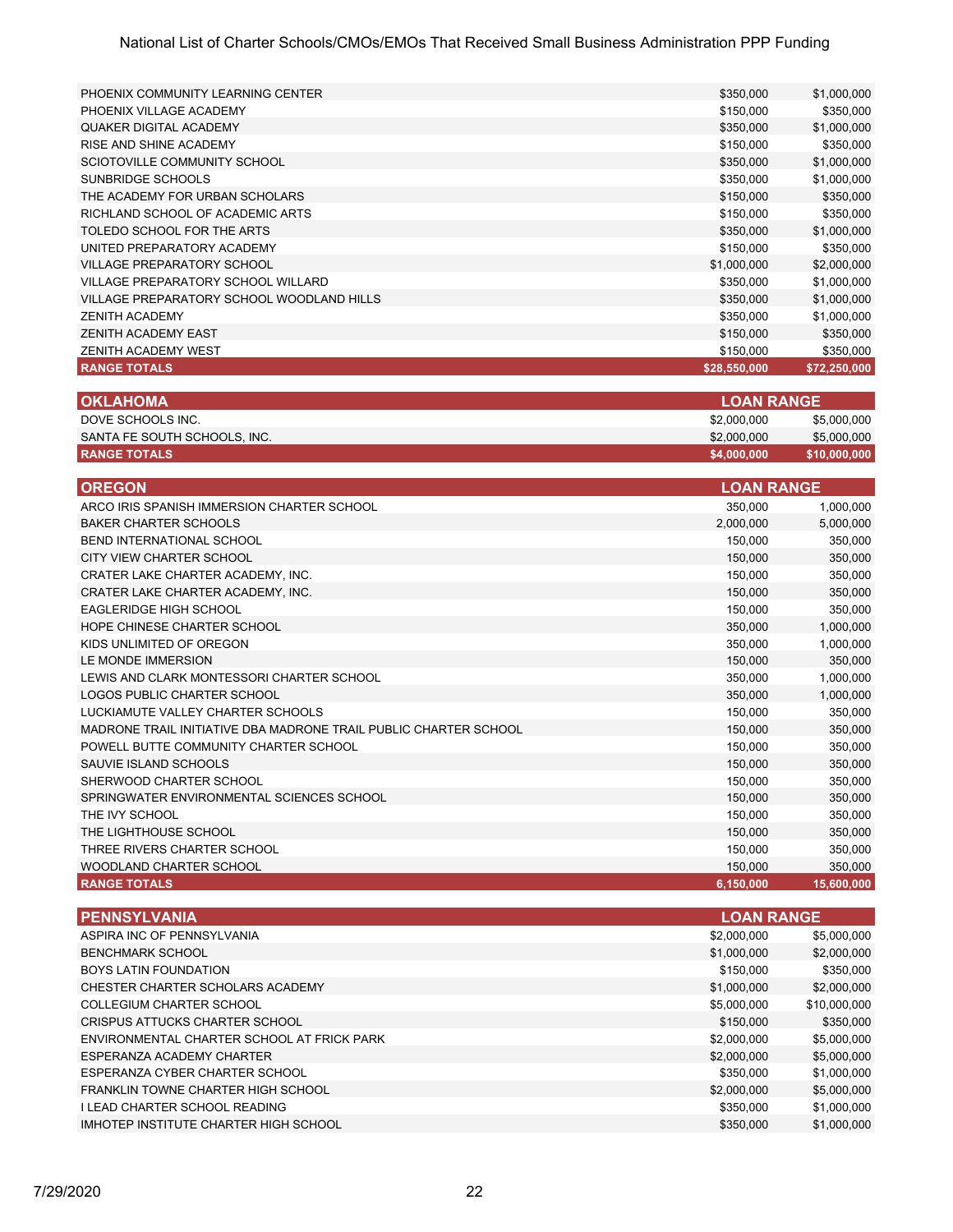| | | |
|---|---|---|
| PHOENIX COMMUNITY LEARNING CENTER | $350,000 | $1,000,000 |
| PHOENIX VILLAGE ACADEMY | $150,000 | $350,000 |
| QUAKER DIGITAL ACADEMY | $350,000 | $1,000,000 |
| RISE AND SHINE ACADEMY | $150,000 | $350,000 |
| SCIOTOVILLE COMMUNITY SCHOOL | $350,000 | $1,000,000 |
| SUNBRIDGE SCHOOLS | $350,000 | $1,000,000 |
| THE ACADEMY FOR URBAN SCHOLARS | $150,000 | $350,000 |
| RICHLAND SCHOOL OF ACADEMIC ARTS | $150,000 | $350,000 |
| TOLEDO SCHOOL FOR THE ARTS | $350,000 | $1,000,000 |
| UNITED PREPARATORY ACADEMY | $150,000 | $350,000 |
| VILLAGE PREPARATORY SCHOOL | $1,000,000 | $2,000,000 |
| VILLAGE PREPARATORY SCHOOL WILLARD | $350,000 | $1,000,000 |
| VILLAGE PREPARATORY SCHOOL WOODLAND HILLS | $350,000 | $1,000,000 |
| ZENITH ACADEMY | $350,000 | $1,000,000 |
| ZENITH ACADEMY EAST | $150,000 | $350,000 |
| ZENITH ACADEMY WEST | $150,000 | $350,000 |
| **RANGE TOTALS** | **$28,550,000** | **$72,250,000** |

| OKLAHOMA | LOAN RANGE | |
|---|---|---|
| DOVE SCHOOLS INC. | $2,000,000 | $5,000,000 |
| SANTA FE SOUTH SCHOOLS, INC. | $2,000,000 | $5,000,000 |
| **RANGE TOTALS** | **$4,000,000** | **$10,000,000** |

| OREGON | LOAN RANGE | |
|---|---|---|
| ARCO IRIS SPANISH IMMERSION CHARTER SCHOOL | 350,000 | 1,000,000 |
| BAKER CHARTER SCHOOLS | 2,000,000 | 5,000,000 |
| BEND INTERNATIONAL SCHOOL | 150,000 | 350,000 |
| CITY VIEW CHARTER SCHOOL | 150,000 | 350,000 |
| CRATER LAKE CHARTER ACADEMY, INC. | 150,000 | 350,000 |
| CRATER LAKE CHARTER ACADEMY, INC. | 150,000 | 350,000 |
| EAGLERIDGE HIGH SCHOOL | 150,000 | 350,000 |
| HOPE CHINESE CHARTER SCHOOL | 350,000 | 1,000,000 |
| KIDS UNLIMITED OF OREGON | 350,000 | 1,000,000 |
| LE MONDE IMMERSION | 150,000 | 350,000 |
| LEWIS AND CLARK MONTESSORI CHARTER SCHOOL | 350,000 | 1,000,000 |
| LOGOS PUBLIC CHARTER SCHOOL | 350,000 | 1,000,000 |
| LUCKIAMUTE VALLEY CHARTER SCHOOLS | 150,000 | 350,000 |
| MADRONE TRAIL INITIATIVE DBA MADRONE TRAIL PUBLIC CHARTER SCHOOL | 150,000 | 350,000 |
| POWELL BUTTE COMMUNITY CHARTER SCHOOL | 150,000 | 350,000 |
| SAUVIE ISLAND SCHOOLS | 150,000 | 350,000 |
| SHERWOOD CHARTER SCHOOL | 150,000 | 350,000 |
| SPRINGWATER ENVIRONMENTAL SCIENCES SCHOOL | 150,000 | 350,000 |
| THE IVY SCHOOL | 150,000 | 350,000 |
| THE LIGHTHOUSE SCHOOL | 150,000 | 350,000 |
| THREE RIVERS CHARTER SCHOOL | 150,000 | 350,000 |
| WOODLAND CHARTER SCHOOL | 150,000 | 350,000 |
| **RANGE TOTALS** | **6,150,000** | **15,600,000** |

| PENNSYLVANIA | LOAN RANGE | |
|---|---|---|
| ASPIRA INC OF PENNSYLVANIA | $2,000,000 | $5,000,000 |
| BENCHMARK SCHOOL | $1,000,000 | $2,000,000 |
| BOYS LATIN FOUNDATION | $150,000 | $350,000 |
| CHESTER CHARTER SCHOLARS ACADEMY | $1,000,000 | $2,000,000 |
| COLLEGIUM CHARTER SCHOOL | $5,000,000 | $10,000,000 |
| CRISPUS ATTUCKS CHARTER SCHOOL | $150,000 | $350,000 |
| ENVIRONMENTAL CHARTER SCHOOL AT FRICK PARK | $2,000,000 | $5,000,000 |
| ESPERANZA ACADEMY CHARTER | $2,000,000 | $5,000,000 |
| ESPERANZA CYBER CHARTER SCHOOL | $350,000 | $1,000,000 |
| FRANKLIN TOWNE CHARTER HIGH SCHOOL | $2,000,000 | $5,000,000 |
| I LEAD CHARTER SCHOOL READING | $350,000 | $1,000,000 |
| IMHOTEP INSTITUTE CHARTER HIGH SCHOOL | $350,000 | $1,000,000 |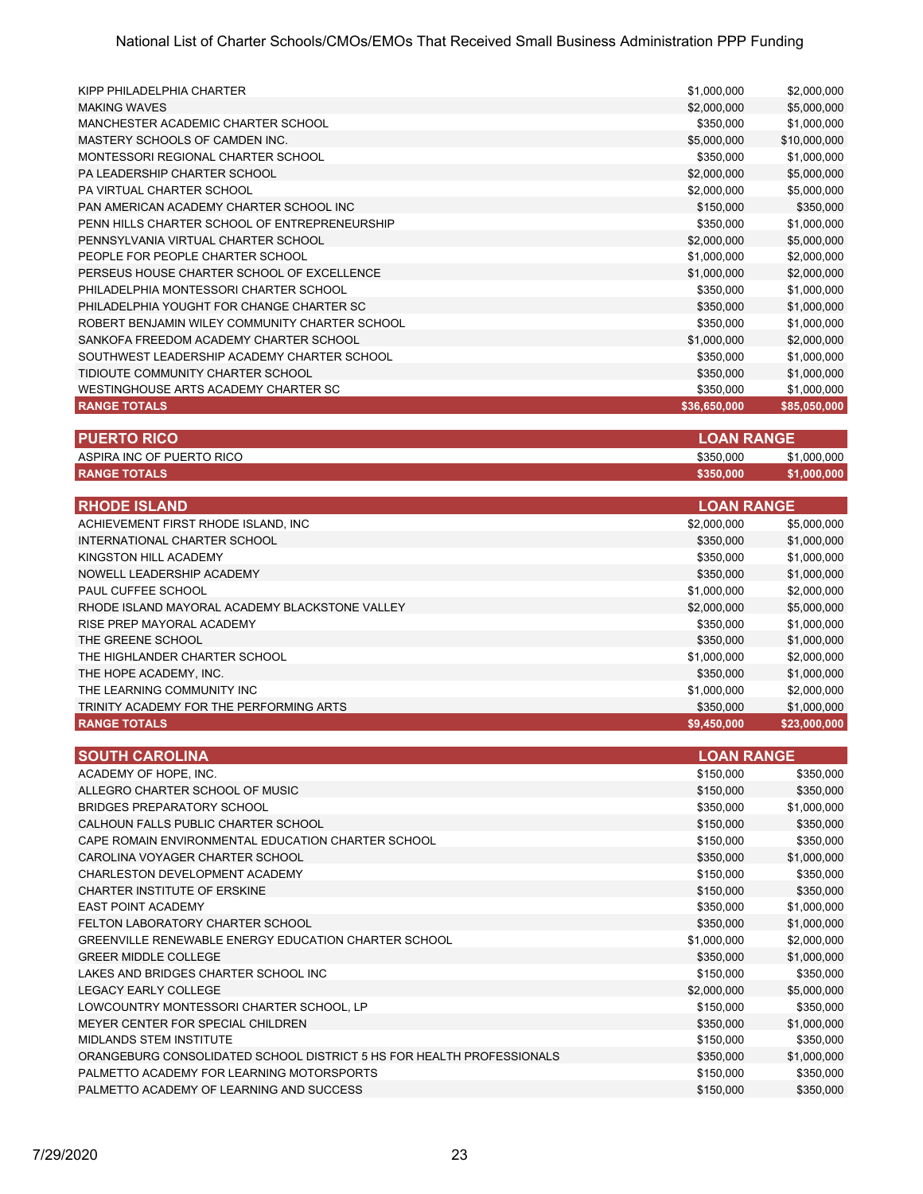| | | |
|---|---|---|
| KIPP PHILADELPHIA CHARTER | $1,000,000 | $2,000,000 |
| MAKING WAVES | $2,000,000 | $5,000,000 |
| MANCHESTER ACADEMIC CHARTER SCHOOL | $350,000 | $1,000,000 |
| MASTERY SCHOOLS OF CAMDEN INC. | $5,000,000 | $10,000,000 |
| MONTESSORI REGIONAL CHARTER SCHOOL | $350,000 | $1,000,000 |
| PA LEADERSHIP CHARTER SCHOOL | $2,000,000 | $5,000,000 |
| PA VIRTUAL CHARTER SCHOOL | $2,000,000 | $5,000,000 |
| PAN AMERICAN ACADEMY CHARTER SCHOOL INC | $150,000 | $350,000 |
| PENN HILLS CHARTER SCHOOL OF ENTREPRENEURSHIP | $350,000 | $1,000,000 |
| PENNSYLVANIA VIRTUAL CHARTER SCHOOL | $2,000,000 | $5,000,000 |
| PEOPLE FOR PEOPLE CHARTER SCHOOL | $1,000,000 | $2,000,000 |
| PERSEUS HOUSE CHARTER SCHOOL OF EXCELLENCE | $1,000,000 | $2,000,000 |
| PHILADELPHIA MONTESSORI CHARTER SCHOOL | $350,000 | $1,000,000 |
| PHILADELPHIA YOUGHT FOR CHANGE CHARTER SC | $350,000 | $1,000,000 |
| ROBERT BENJAMIN WILEY COMMUNITY CHARTER SCHOOL | $350,000 | $1,000,000 |
| SANKOFA FREEDOM ACADEMY CHARTER SCHOOL | $1,000,000 | $2,000,000 |
| SOUTHWEST LEADERSHIP ACADEMY CHARTER SCHOOL | $350,000 | $1,000,000 |
| TIDIOUTE COMMUNITY CHARTER SCHOOL | $350,000 | $1,000,000 |
| WESTINGHOUSE ARTS ACADEMY CHARTER SC | $350,000 | $1,000,000 |
| **RANGE TOTALS** | **$36,650,000** | **$85,050,000** |

| PUERTO RICO | LOAN RANGE | |
|---|---|---|
| ASPIRA INC OF PUERTO RICO | $350,000 | $1,000,000 |
| **RANGE TOTALS** | **$350,000** | **$1,000,000** |

| RHODE ISLAND | LOAN RANGE | |
|---|---|---|
| ACHIEVEMENT FIRST RHODE ISLAND, INC | $2,000,000 | $5,000,000 |
| INTERNATIONAL CHARTER SCHOOL | $350,000 | $1,000,000 |
| KINGSTON HILL ACADEMY | $350,000 | $1,000,000 |
| NOWELL LEADERSHIP ACADEMY | $350,000 | $1,000,000 |
| PAUL CUFFEE SCHOOL | $1,000,000 | $2,000,000 |
| RHODE ISLAND MAYORAL ACADEMY BLACKSTONE VALLEY | $2,000,000 | $5,000,000 |
| RISE PREP MAYORAL ACADEMY | $350,000 | $1,000,000 |
| THE GREENE SCHOOL | $350,000 | $1,000,000 |
| THE HIGHLANDER CHARTER SCHOOL | $1,000,000 | $2,000,000 |
| THE HOPE ACADEMY, INC. | $350,000 | $1,000,000 |
| THE LEARNING COMMUNITY INC | $1,000,000 | $2,000,000 |
| TRINITY ACADEMY FOR THE PERFORMING ARTS | $350,000 | $1,000,000 |
| **RANGE TOTALS** | **$9,450,000** | **$23,000,000** |

| SOUTH CAROLINA | LOAN RANGE | |
|---|---|---|
| ACADEMY OF HOPE, INC. | $150,000 | $350,000 |
| ALLEGRO CHARTER SCHOOL OF MUSIC | $150,000 | $350,000 |
| BRIDGES PREPARATORY SCHOOL | $350,000 | $1,000,000 |
| CALHOUN FALLS PUBLIC CHARTER SCHOOL | $150,000 | $350,000 |
| CAPE ROMAIN ENVIRONMENTAL EDUCATION CHARTER SCHOOL | $150,000 | $350,000 |
| CAROLINA VOYAGER CHARTER SCHOOL | $350,000 | $1,000,000 |
| CHARLESTON DEVELOPMENT ACADEMY | $150,000 | $350,000 |
| CHARTER INSTITUTE OF ERSKINE | $150,000 | $350,000 |
| EAST POINT ACADEMY | $350,000 | $1,000,000 |
| FELTON LABORATORY CHARTER SCHOOL | $350,000 | $1,000,000 |
| GREENVILLE RENEWABLE ENERGY EDUCATION CHARTER SCHOOL | $1,000,000 | $2,000,000 |
| GREER MIDDLE COLLEGE | $350,000 | $1,000,000 |
| LAKES AND BRIDGES CHARTER SCHOOL INC | $150,000 | $350,000 |
| LEGACY EARLY COLLEGE | $2,000,000 | $5,000,000 |
| LOWCOUNTRY MONTESSORI CHARTER SCHOOL, LP | $150,000 | $350,000 |
| MEYER CENTER FOR SPECIAL CHILDREN | $350,000 | $1,000,000 |
| MIDLANDS STEM INSTITUTE | $150,000 | $350,000 |
| ORANGEBURG CONSOLIDATED SCHOOL DISTRICT 5 HS FOR HEALTH PROFESSIONALS | $350,000 | $1,000,000 |
| PALMETTO ACADEMY FOR LEARNING MOTORSPORTS | $150,000 | $350,000 |
| PALMETTO ACADEMY OF LEARNING AND SUCCESS | $150,000 | $350,000 |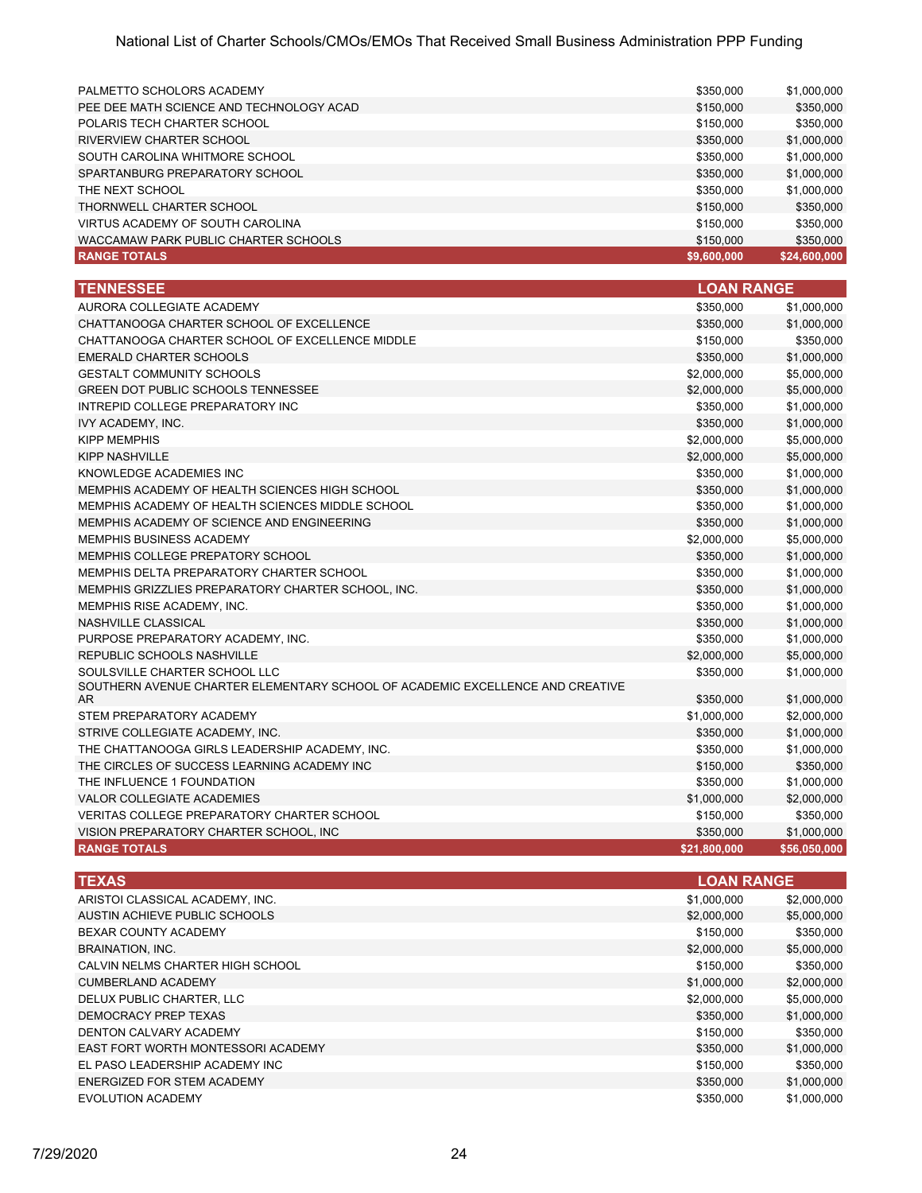| | | |
|---|---|---|
| PALMETTO SCHOLORS ACADEMY | $350,000 | $1,000,000 |
| PEE DEE MATH SCIENCE AND TECHNOLOGY ACAD | $150,000 | $350,000 |
| POLARIS TECH CHARTER SCHOOL | $150,000 | $350,000 |
| RIVERVIEW CHARTER SCHOOL | $350,000 | $1,000,000 |
| SOUTH CAROLINA WHITMORE SCHOOL | $350,000 | $1,000,000 |
| SPARTANBURG PREPARATORY SCHOOL | $350,000 | $1,000,000 |
| THE NEXT SCHOOL | $350,000 | $1,000,000 |
| THORNWELL CHARTER SCHOOL | $150,000 | $350,000 |
| VIRTUS ACADEMY OF SOUTH CAROLINA | $150,000 | $350,000 |
| WACCAMAW PARK PUBLIC CHARTER SCHOOLS | $150,000 | $350,000 |
| **RANGE TOTALS** | **$9,600,000** | **$24,600,000** |

| TENNESSEE | LOAN RANGE | |
|---|---|---|
| AURORA COLLEGIATE ACADEMY | $350,000 | $1,000,000 |
| CHATTANOOGA CHARTER SCHOOL OF EXCELLENCE | $350,000 | $1,000,000 |
| CHATTANOOGA CHARTER SCHOOL OF EXCELLENCE MIDDLE | $150,000 | $350,000 |
| EMERALD CHARTER SCHOOLS | $350,000 | $1,000,000 |
| GESTALT COMMUNITY SCHOOLS | $2,000,000 | $5,000,000 |
| GREEN DOT PUBLIC SCHOOLS TENNESSEE | $2,000,000 | $5,000,000 |
| INTREPID COLLEGE PREPARATORY INC | $350,000 | $1,000,000 |
| IVY ACADEMY, INC. | $350,000 | $1,000,000 |
| KIPP MEMPHIS | $2,000,000 | $5,000,000 |
| KIPP NASHVILLE | $2,000,000 | $5,000,000 |
| KNOWLEDGE ACADEMIES INC | $350,000 | $1,000,000 |
| MEMPHIS ACADEMY OF HEALTH SCIENCES HIGH SCHOOL | $350,000 | $1,000,000 |
| MEMPHIS ACADEMY OF HEALTH SCIENCES MIDDLE SCHOOL | $350,000 | $1,000,000 |
| MEMPHIS ACADEMY OF SCIENCE AND ENGINEERING | $350,000 | $1,000,000 |
| MEMPHIS BUSINESS ACADEMY | $2,000,000 | $5,000,000 |
| MEMPHIS COLLEGE PREPATORY SCHOOL | $350,000 | $1,000,000 |
| MEMPHIS DELTA PREPARATORY CHARTER SCHOOL | $350,000 | $1,000,000 |
| MEMPHIS GRIZZLIES PREPARATORY CHARTER SCHOOL, INC. | $350,000 | $1,000,000 |
| MEMPHIS RISE ACADEMY, INC. | $350,000 | $1,000,000 |
| NASHVILLE CLASSICAL | $350,000 | $1,000,000 |
| PURPOSE PREPARATORY ACADEMY, INC. | $350,000 | $1,000,000 |
| REPUBLIC SCHOOLS NASHVILLE | $2,000,000 | $5,000,000 |
| SOULSVILLE CHARTER SCHOOL LLC | $350,000 | $1,000,000 |
| SOUTHERN AVENUE CHARTER ELEMENTARY SCHOOL OF ACADEMIC EXCELLENCE AND CREATIVE AR | $350,000 | $1,000,000 |
| STEM PREPARATORY ACADEMY | $1,000,000 | $2,000,000 |
| STRIVE COLLEGIATE ACADEMY, INC. | $350,000 | $1,000,000 |
| THE CHATTANOOGA GIRLS LEADERSHIP ACADEMY, INC. | $350,000 | $1,000,000 |
| THE CIRCLES OF SUCCESS LEARNING ACADEMY INC | $150,000 | $350,000 |
| THE INFLUENCE 1 FOUNDATION | $350,000 | $1,000,000 |
| VALOR COLLEGIATE ACADEMIES | $1,000,000 | $2,000,000 |
| VERITAS COLLEGE PREPARATORY CHARTER SCHOOL | $150,000 | $350,000 |
| VISION PREPARATORY CHARTER SCHOOL, INC | $350,000 | $1,000,000 |
| **RANGE TOTALS** | **$21,800,000** | **$56,050,000** |

| TEXAS | LOAN RANGE | |
|---|---|---|
| ARISTOI CLASSICAL ACADEMY, INC. | $1,000,000 | $2,000,000 |
| AUSTIN ACHIEVE PUBLIC SCHOOLS | $2,000,000 | $5,000,000 |
| BEXAR COUNTY ACADEMY | $150,000 | $350,000 |
| BRAINATION, INC. | $2,000,000 | $5,000,000 |
| CALVIN NELMS CHARTER HIGH SCHOOL | $150,000 | $350,000 |
| CUMBERLAND ACADEMY | $1,000,000 | $2,000,000 |
| DELUX PUBLIC CHARTER, LLC | $2,000,000 | $5,000,000 |
| DEMOCRACY PREP TEXAS | $350,000 | $1,000,000 |
| DENTON CALVARY ACADEMY | $150,000 | $350,000 |
| EAST FORT WORTH MONTESSORI ACADEMY | $350,000 | $1,000,000 |
| EL PASO LEADERSHIP ACADEMY INC | $150,000 | $350,000 |
| ENERGIZED FOR STEM ACADEMY | $350,000 | $1,000,000 |
| EVOLUTION ACADEMY | $350,000 | $1,000,000 |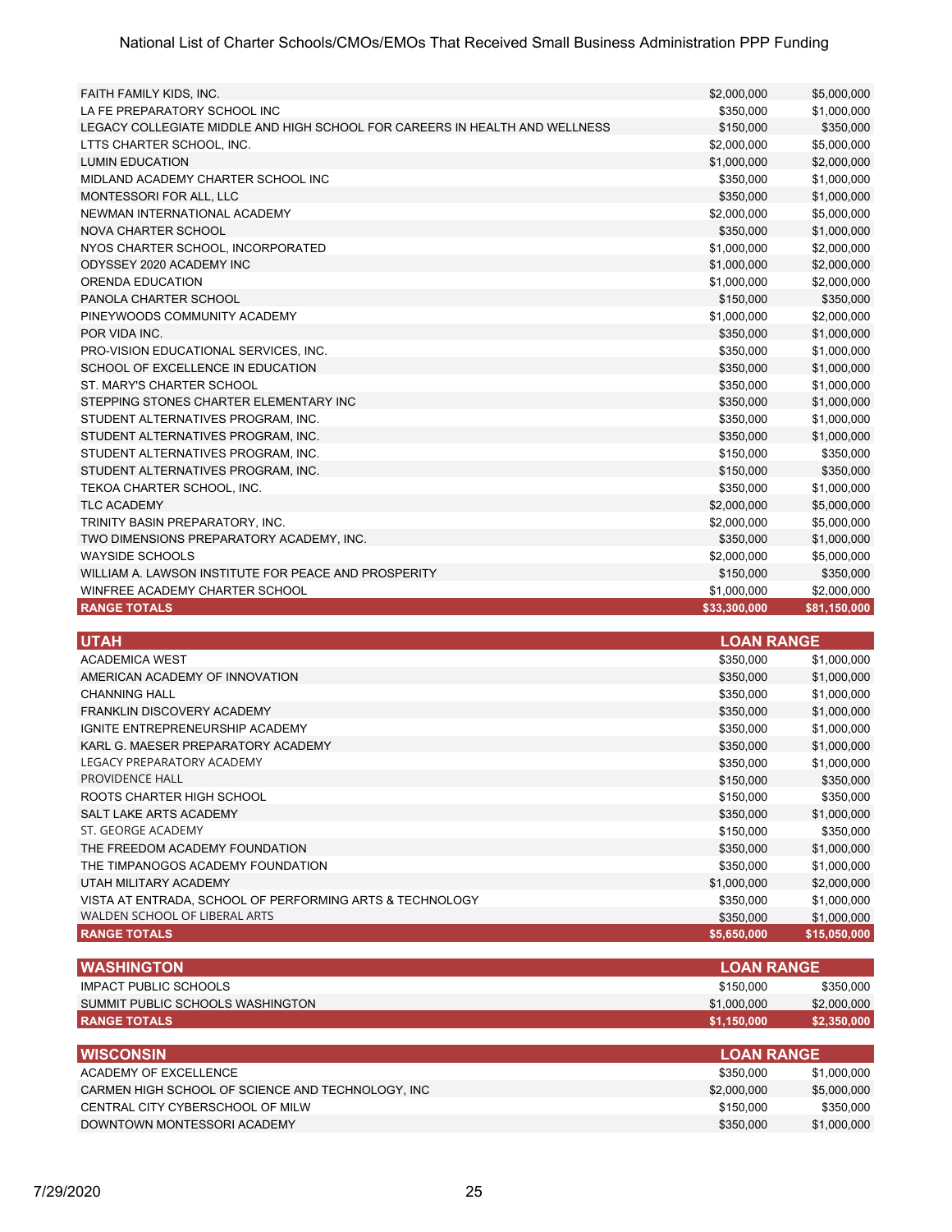| | | |
|---|---|---|
| FAITH FAMILY KIDS, INC. | $2,000,000 | $5,000,000 |
| LA FE PREPARATORY SCHOOL INC | $350,000 | $1,000,000 |
| LEGACY COLLEGIATE MIDDLE AND HIGH SCHOOL FOR CAREERS IN HEALTH AND WELLNESS | $150,000 | $350,000 |
| LTTS CHARTER SCHOOL, INC. | $2,000,000 | $5,000,000 |
| LUMIN EDUCATION | $1,000,000 | $2,000,000 |
| MIDLAND ACADEMY CHARTER SCHOOL INC | $350,000 | $1,000,000 |
| MONTESSORI FOR ALL, LLC | $350,000 | $1,000,000 |
| NEWMAN INTERNATIONAL ACADEMY | $2,000,000 | $5,000,000 |
| NOVA CHARTER SCHOOL | $350,000 | $1,000,000 |
| NYOS CHARTER SCHOOL, INCORPORATED | $1,000,000 | $2,000,000 |
| ODYSSEY 2020 ACADEMY INC | $1,000,000 | $2,000,000 |
| ORENDA EDUCATION | $1,000,000 | $2,000,000 |
| PANOLA CHARTER SCHOOL | $150,000 | $350,000 |
| PINEYWOODS COMMUNITY ACADEMY | $1,000,000 | $2,000,000 |
| POR VIDA INC. | $350,000 | $1,000,000 |
| PRO-VISION EDUCATIONAL SERVICES, INC. | $350,000 | $1,000,000 |
| SCHOOL OF EXCELLENCE IN EDUCATION | $350,000 | $1,000,000 |
| ST. MARY'S CHARTER SCHOOL | $350,000 | $1,000,000 |
| STEPPING STONES CHARTER ELEMENTARY INC | $350,000 | $1,000,000 |
| STUDENT ALTERNATIVES PROGRAM, INC. | $350,000 | $1,000,000 |
| STUDENT ALTERNATIVES PROGRAM, INC. | $350,000 | $1,000,000 |
| STUDENT ALTERNATIVES PROGRAM, INC. | $150,000 | $350,000 |
| STUDENT ALTERNATIVES PROGRAM, INC. | $150,000 | $350,000 |
| TEKOA CHARTER SCHOOL, INC. | $350,000 | $1,000,000 |
| TLC ACADEMY | $2,000,000 | $5,000,000 |
| TRINITY BASIN PREPARATORY, INC. | $2,000,000 | $5,000,000 |
| TWO DIMENSIONS PREPARATORY ACADEMY, INC. | $350,000 | $1,000,000 |
| WAYSIDE SCHOOLS | $2,000,000 | $5,000,000 |
| WILLIAM A. LAWSON INSTITUTE FOR PEACE AND PROSPERITY | $150,000 | $350,000 |
| WINFREE ACADEMY CHARTER SCHOOL | $1,000,000 | $2,000,000 |
| **RANGE TOTALS** | **$33,300,000** | **$81,150,000** |

| UTAH | LOAN RANGE | |
|---|---|---|
| ACADEMICA WEST | $350,000 | $1,000,000 |
| AMERICAN ACADEMY OF INNOVATION | $350,000 | $1,000,000 |
| CHANNING HALL | $350,000 | $1,000,000 |
| FRANKLIN DISCOVERY ACADEMY | $350,000 | $1,000,000 |
| IGNITE ENTREPRENEURSHIP ACADEMY | $350,000 | $1,000,000 |
| KARL G. MAESER PREPARATORY ACADEMY | $350,000 | $1,000,000 |
| LEGACY PREPARATORY ACADEMY | $350,000 | $1,000,000 |
| PROVIDENCE HALL | $150,000 | $350,000 |
| ROOTS CHARTER HIGH SCHOOL | $150,000 | $350,000 |
| SALT LAKE ARTS ACADEMY | $350,000 | $1,000,000 |
| ST. GEORGE ACADEMY | $150,000 | $350,000 |
| THE FREEDOM ACADEMY FOUNDATION | $350,000 | $1,000,000 |
| THE TIMPANOGOS ACADEMY FOUNDATION | $350,000 | $1,000,000 |
| UTAH MILITARY ACADEMY | $1,000,000 | $2,000,000 |
| VISTA AT ENTRADA, SCHOOL OF PERFORMING ARTS & TECHNOLOGY | $350,000 | $1,000,000 |
| WALDEN SCHOOL OF LIBERAL ARTS | $350,000 | $1,000,000 |
| **RANGE TOTALS** | **$5,650,000** | **$15,050,000** |

| WASHINGTON | LOAN RANGE | |
|---|---|---|
| IMPACT PUBLIC SCHOOLS | $150,000 | $350,000 |
| SUMMIT PUBLIC SCHOOLS WASHINGTON | $1,000,000 | $2,000,000 |
| **RANGE TOTALS** | **$1,150,000** | **$2,350,000** |

| WISCONSIN | LOAN RANGE | |
|---|---|---|
| ACADEMY OF EXCELLENCE | $350,000 | $1,000,000 |
| CARMEN HIGH SCHOOL OF SCIENCE AND TECHNOLOGY, INC | $2,000,000 | $5,000,000 |
| CENTRAL CITY CYBERSCHOOL OF MILW | $150,000 | $350,000 |
| DOWNTOWN MONTESSORI ACADEMY | $350,000 | $1,000,000 |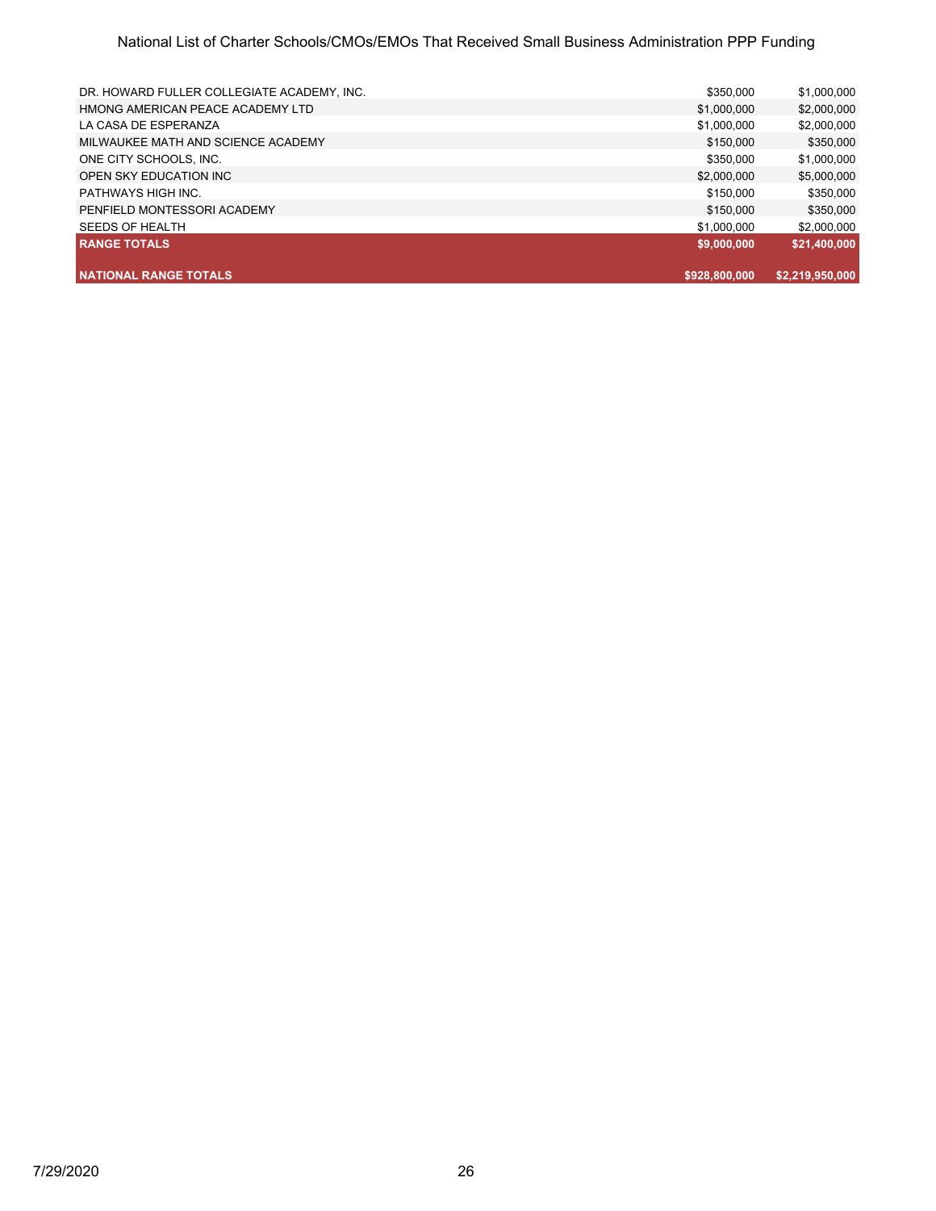| | | |
|---|---|---|
| DR. HOWARD FULLER COLLEGIATE ACADEMY, INC. | $350,000 | $1,000,000 |
| HMONG AMERICAN PEACE ACADEMY LTD | $1,000,000 | $2,000,000 |
| LA CASA DE ESPERANZA | $1,000,000 | $2,000,000 |
| MILWAUKEE MATH AND SCIENCE ACADEMY | $150,000 | $350,000 |
| ONE CITY SCHOOLS, INC. | $350,000 | $1,000,000 |
| OPEN SKY EDUCATION INC | $2,000,000 | $5,000,000 |
| PATHWAYS HIGH INC. | $150,000 | $350,000 |
| PENFIELD MONTESSORI ACADEMY | $150,000 | $350,000 |
| SEEDS OF HEALTH | $1,000,000 | $2,000,000 |
| **RANGE TOTALS** | **$9,000,000** | **$21,400,000** |
| **NATIONAL RANGE TOTALS** | **$928,800,000** | **$2,219,950,000** |